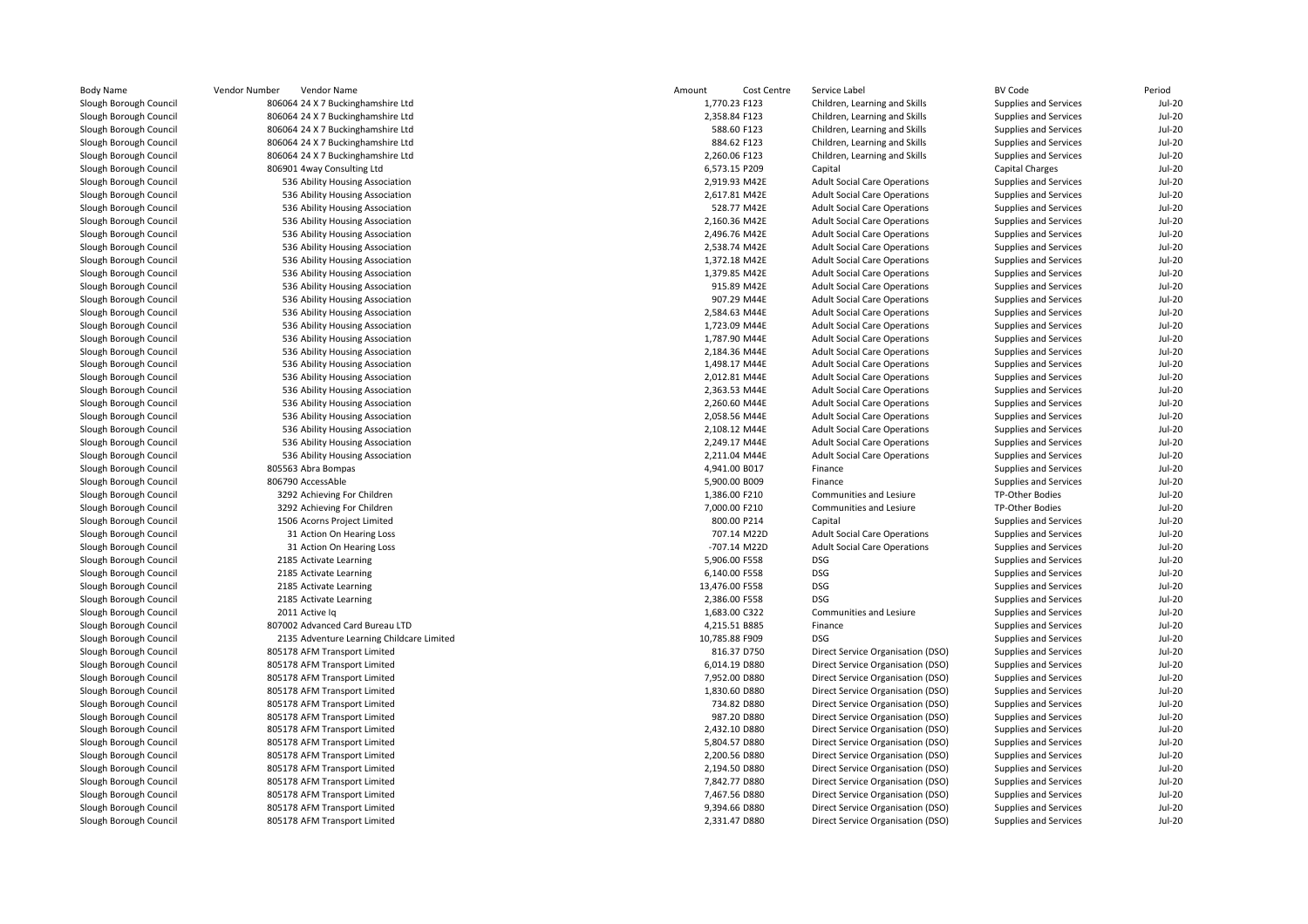| Body Name | Vendor Number | Vendor Name | Amount | Cost Centre | Service Label | BV Code | Period |
|---|---|---|---|---|---|---|---|
| Slough Borough Council | 806064 | 24 X 7 Buckinghamshire Ltd | 1,770.23 | F123 | Children, Learning and Skills | Supplies and Services | Jul-20 |
| Slough Borough Council | 806064 | 24 X 7 Buckinghamshire Ltd | 2,358.84 | F123 | Children, Learning and Skills | Supplies and Services | Jul-20 |
| Slough Borough Council | 806064 | 24 X 7 Buckinghamshire Ltd | 588.60 | F123 | Children, Learning and Skills | Supplies and Services | Jul-20 |
| Slough Borough Council | 806064 | 24 X 7 Buckinghamshire Ltd | 884.62 | F123 | Children, Learning and Skills | Supplies and Services | Jul-20 |
| Slough Borough Council | 806064 | 24 X 7 Buckinghamshire Ltd | 2,260.06 | F123 | Children, Learning and Skills | Supplies and Services | Jul-20 |
| Slough Borough Council | 806901 | 4way Consulting Ltd | 6,573.15 | P209 | Capital | Capital Charges | Jul-20 |
| Slough Borough Council | 536 | Ability Housing Association | 2,919.93 | M42E | Adult Social Care Operations | Supplies and Services | Jul-20 |
| Slough Borough Council | 536 | Ability Housing Association | 2,617.81 | M42E | Adult Social Care Operations | Supplies and Services | Jul-20 |
| Slough Borough Council | 536 | Ability Housing Association | 528.77 | M42E | Adult Social Care Operations | Supplies and Services | Jul-20 |
| Slough Borough Council | 536 | Ability Housing Association | 2,160.36 | M42E | Adult Social Care Operations | Supplies and Services | Jul-20 |
| Slough Borough Council | 536 | Ability Housing Association | 2,496.76 | M42E | Adult Social Care Operations | Supplies and Services | Jul-20 |
| Slough Borough Council | 536 | Ability Housing Association | 2,538.74 | M42E | Adult Social Care Operations | Supplies and Services | Jul-20 |
| Slough Borough Council | 536 | Ability Housing Association | 1,372.18 | M42E | Adult Social Care Operations | Supplies and Services | Jul-20 |
| Slough Borough Council | 536 | Ability Housing Association | 1,379.85 | M42E | Adult Social Care Operations | Supplies and Services | Jul-20 |
| Slough Borough Council | 536 | Ability Housing Association | 915.89 | M42E | Adult Social Care Operations | Supplies and Services | Jul-20 |
| Slough Borough Council | 536 | Ability Housing Association | 907.29 | M44E | Adult Social Care Operations | Supplies and Services | Jul-20 |
| Slough Borough Council | 536 | Ability Housing Association | 2,584.63 | M44E | Adult Social Care Operations | Supplies and Services | Jul-20 |
| Slough Borough Council | 536 | Ability Housing Association | 1,723.09 | M44E | Adult Social Care Operations | Supplies and Services | Jul-20 |
| Slough Borough Council | 536 | Ability Housing Association | 1,787.90 | M44E | Adult Social Care Operations | Supplies and Services | Jul-20 |
| Slough Borough Council | 536 | Ability Housing Association | 2,184.36 | M44E | Adult Social Care Operations | Supplies and Services | Jul-20 |
| Slough Borough Council | 536 | Ability Housing Association | 1,498.17 | M44E | Adult Social Care Operations | Supplies and Services | Jul-20 |
| Slough Borough Council | 536 | Ability Housing Association | 2,012.81 | M44E | Adult Social Care Operations | Supplies and Services | Jul-20 |
| Slough Borough Council | 536 | Ability Housing Association | 2,363.53 | M44E | Adult Social Care Operations | Supplies and Services | Jul-20 |
| Slough Borough Council | 536 | Ability Housing Association | 2,260.60 | M44E | Adult Social Care Operations | Supplies and Services | Jul-20 |
| Slough Borough Council | 536 | Ability Housing Association | 2,058.56 | M44E | Adult Social Care Operations | Supplies and Services | Jul-20 |
| Slough Borough Council | 536 | Ability Housing Association | 2,108.12 | M44E | Adult Social Care Operations | Supplies and Services | Jul-20 |
| Slough Borough Council | 536 | Ability Housing Association | 2,249.17 | M44E | Adult Social Care Operations | Supplies and Services | Jul-20 |
| Slough Borough Council | 536 | Ability Housing Association | 2,211.04 | M44E | Adult Social Care Operations | Supplies and Services | Jul-20 |
| Slough Borough Council | 805563 | Abra Bompas | 4,941.00 | B017 | Finance | Supplies and Services | Jul-20 |
| Slough Borough Council | 806790 | AccessAble | 5,900.00 | B009 | Finance | Supplies and Services | Jul-20 |
| Slough Borough Council | 3292 | Achieving For Children | 1,386.00 | F210 | Communities and Lesiure | TP-Other Bodies | Jul-20 |
| Slough Borough Council | 3292 | Achieving For Children | 7,000.00 | F210 | Communities and Lesiure | TP-Other Bodies | Jul-20 |
| Slough Borough Council | 1506 | Acorns Project Limited | 800.00 | P214 | Capital | Supplies and Services | Jul-20 |
| Slough Borough Council | 31 | Action On Hearing Loss | 707.14 | M22D | Adult Social Care Operations | Supplies and Services | Jul-20 |
| Slough Borough Council | 31 | Action On Hearing Loss | -707.14 | M22D | Adult Social Care Operations | Supplies and Services | Jul-20 |
| Slough Borough Council | 2185 | Activate Learning | 5,906.00 | F558 | DSG | Supplies and Services | Jul-20 |
| Slough Borough Council | 2185 | Activate Learning | 6,140.00 | F558 | DSG | Supplies and Services | Jul-20 |
| Slough Borough Council | 2185 | Activate Learning | 13,476.00 | F558 | DSG | Supplies and Services | Jul-20 |
| Slough Borough Council | 2185 | Activate Learning | 2,386.00 | F558 | DSG | Supplies and Services | Jul-20 |
| Slough Borough Council | 2011 | Active Iq | 1,683.00 | C322 | Communities and Lesiure | Supplies and Services | Jul-20 |
| Slough Borough Council | 807002 | Advanced Card Bureau LTD | 4,215.51 | B885 | Finance | Supplies and Services | Jul-20 |
| Slough Borough Council | 2135 | Adventure Learning Childcare Limited | 10,785.88 | F909 | DSG | Supplies and Services | Jul-20 |
| Slough Borough Council | 805178 | AFM Transport Limited | 816.37 | D750 | Direct Service Organisation (DSO) | Supplies and Services | Jul-20 |
| Slough Borough Council | 805178 | AFM Transport Limited | 6,014.19 | D880 | Direct Service Organisation (DSO) | Supplies and Services | Jul-20 |
| Slough Borough Council | 805178 | AFM Transport Limited | 7,952.00 | D880 | Direct Service Organisation (DSO) | Supplies and Services | Jul-20 |
| Slough Borough Council | 805178 | AFM Transport Limited | 1,830.60 | D880 | Direct Service Organisation (DSO) | Supplies and Services | Jul-20 |
| Slough Borough Council | 805178 | AFM Transport Limited | 734.82 | D880 | Direct Service Organisation (DSO) | Supplies and Services | Jul-20 |
| Slough Borough Council | 805178 | AFM Transport Limited | 987.20 | D880 | Direct Service Organisation (DSO) | Supplies and Services | Jul-20 |
| Slough Borough Council | 805178 | AFM Transport Limited | 2,432.10 | D880 | Direct Service Organisation (DSO) | Supplies and Services | Jul-20 |
| Slough Borough Council | 805178 | AFM Transport Limited | 5,804.57 | D880 | Direct Service Organisation (DSO) | Supplies and Services | Jul-20 |
| Slough Borough Council | 805178 | AFM Transport Limited | 2,200.56 | D880 | Direct Service Organisation (DSO) | Supplies and Services | Jul-20 |
| Slough Borough Council | 805178 | AFM Transport Limited | 2,194.50 | D880 | Direct Service Organisation (DSO) | Supplies and Services | Jul-20 |
| Slough Borough Council | 805178 | AFM Transport Limited | 7,842.77 | D880 | Direct Service Organisation (DSO) | Supplies and Services | Jul-20 |
| Slough Borough Council | 805178 | AFM Transport Limited | 7,467.56 | D880 | Direct Service Organisation (DSO) | Supplies and Services | Jul-20 |
| Slough Borough Council | 805178 | AFM Transport Limited | 9,394.66 | D880 | Direct Service Organisation (DSO) | Supplies and Services | Jul-20 |
| Slough Borough Council | 805178 | AFM Transport Limited | 2,331.47 | D880 | Direct Service Organisation (DSO) | Supplies and Services | Jul-20 |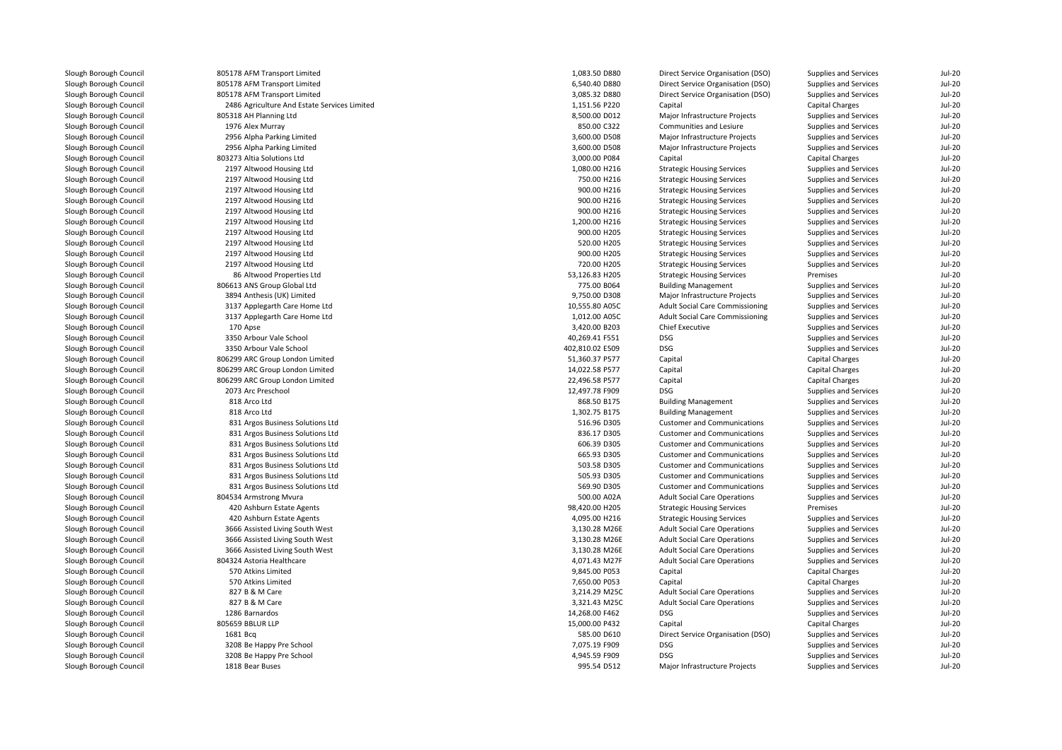| | | | | | |
|---|---|---|---|---|---|
| Slough Borough Council | 805178 AFM Transport Limited | 1,083.50 D880 | Direct Service Organisation (DSO) | Supplies and Services | Jul-20 |
| Slough Borough Council | 805178 AFM Transport Limited | 6,540.40 D880 | Direct Service Organisation (DSO) | Supplies and Services | Jul-20 |
| Slough Borough Council | 805178 AFM Transport Limited | 3,085.32 D880 | Direct Service Organisation (DSO) | Supplies and Services | Jul-20 |
| Slough Borough Council | 2486 Agriculture And Estate Services Limited | 1,151.56 P220 | Capital | Capital Charges | Jul-20 |
| Slough Borough Council | 805318 AH Planning Ltd | 8,500.00 D012 | Major Infrastructure Projects | Supplies and Services | Jul-20 |
| Slough Borough Council | 1976 Alex Murray | 850.00 C322 | Communities and Lesiure | Supplies and Services | Jul-20 |
| Slough Borough Council | 2956 Alpha Parking Limited | 3,600.00 D508 | Major Infrastructure Projects | Supplies and Services | Jul-20 |
| Slough Borough Council | 2956 Alpha Parking Limited | 3,600.00 D508 | Major Infrastructure Projects | Supplies and Services | Jul-20 |
| Slough Borough Council | 803273 Altia Solutions Ltd | 3,000.00 P084 | Capital | Capital Charges | Jul-20 |
| Slough Borough Council | 2197 Altwood Housing Ltd | 1,080.00 H216 | Strategic Housing Services | Supplies and Services | Jul-20 |
| Slough Borough Council | 2197 Altwood Housing Ltd | 750.00 H216 | Strategic Housing Services | Supplies and Services | Jul-20 |
| Slough Borough Council | 2197 Altwood Housing Ltd | 900.00 H216 | Strategic Housing Services | Supplies and Services | Jul-20 |
| Slough Borough Council | 2197 Altwood Housing Ltd | 900.00 H216 | Strategic Housing Services | Supplies and Services | Jul-20 |
| Slough Borough Council | 2197 Altwood Housing Ltd | 900.00 H216 | Strategic Housing Services | Supplies and Services | Jul-20 |
| Slough Borough Council | 2197 Altwood Housing Ltd | 1,200.00 H216 | Strategic Housing Services | Supplies and Services | Jul-20 |
| Slough Borough Council | 2197 Altwood Housing Ltd | 900.00 H205 | Strategic Housing Services | Supplies and Services | Jul-20 |
| Slough Borough Council | 2197 Altwood Housing Ltd | 520.00 H205 | Strategic Housing Services | Supplies and Services | Jul-20 |
| Slough Borough Council | 2197 Altwood Housing Ltd | 900.00 H205 | Strategic Housing Services | Supplies and Services | Jul-20 |
| Slough Borough Council | 2197 Altwood Housing Ltd | 720.00 H205 | Strategic Housing Services | Supplies and Services | Jul-20 |
| Slough Borough Council | 86 Altwood Properties Ltd | 53,126.83 H205 | Strategic Housing Services | Premises | Jul-20 |
| Slough Borough Council | 806613 ANS Group Global Ltd | 775.00 B064 | Building Management | Supplies and Services | Jul-20 |
| Slough Borough Council | 3894 Anthesis (UK) Limited | 9,750.00 D308 | Major Infrastructure Projects | Supplies and Services | Jul-20 |
| Slough Borough Council | 3137 Applegarth Care Home Ltd | 10,555.80 A05C | Adult Social Care Commissioning | Supplies and Services | Jul-20 |
| Slough Borough Council | 3137 Applegarth Care Home Ltd | 1,012.00 A05C | Adult Social Care Commissioning | Supplies and Services | Jul-20 |
| Slough Borough Council | 170 Apse | 3,420.00 B203 | Chief Executive | Supplies and Services | Jul-20 |
| Slough Borough Council | 3350 Arbour Vale School | 40,269.41 F551 | DSG | Supplies and Services | Jul-20 |
| Slough Borough Council | 3350 Arbour Vale School | 402,810.02 E509 | DSG | Supplies and Services | Jul-20 |
| Slough Borough Council | 806299 ARC Group London Limited | 51,360.37 P577 | Capital | Capital Charges | Jul-20 |
| Slough Borough Council | 806299 ARC Group London Limited | 14,022.58 P577 | Capital | Capital Charges | Jul-20 |
| Slough Borough Council | 806299 ARC Group London Limited | 22,496.58 P577 | Capital | Capital Charges | Jul-20 |
| Slough Borough Council | 2073 Arc Preschool | 12,497.78 F909 | DSG | Supplies and Services | Jul-20 |
| Slough Borough Council | 818 Arco Ltd | 868.50 B175 | Building Management | Supplies and Services | Jul-20 |
| Slough Borough Council | 818 Arco Ltd | 1,302.75 B175 | Building Management | Supplies and Services | Jul-20 |
| Slough Borough Council | 831 Argos Business Solutions Ltd | 516.96 D305 | Customer and Communications | Supplies and Services | Jul-20 |
| Slough Borough Council | 831 Argos Business Solutions Ltd | 836.17 D305 | Customer and Communications | Supplies and Services | Jul-20 |
| Slough Borough Council | 831 Argos Business Solutions Ltd | 606.39 D305 | Customer and Communications | Supplies and Services | Jul-20 |
| Slough Borough Council | 831 Argos Business Solutions Ltd | 665.93 D305 | Customer and Communications | Supplies and Services | Jul-20 |
| Slough Borough Council | 831 Argos Business Solutions Ltd | 503.58 D305 | Customer and Communications | Supplies and Services | Jul-20 |
| Slough Borough Council | 831 Argos Business Solutions Ltd | 505.93 D305 | Customer and Communications | Supplies and Services | Jul-20 |
| Slough Borough Council | 831 Argos Business Solutions Ltd | 569.90 D305 | Customer and Communications | Supplies and Services | Jul-20 |
| Slough Borough Council | 804534 Armstrong Mvura | 500.00 A02A | Adult Social Care Operations | Supplies and Services | Jul-20 |
| Slough Borough Council | 420 Ashburn Estate Agents | 98,420.00 H205 | Strategic Housing Services | Premises | Jul-20 |
| Slough Borough Council | 420 Ashburn Estate Agents | 4,095.00 H216 | Strategic Housing Services | Supplies and Services | Jul-20 |
| Slough Borough Council | 3666 Assisted Living South West | 3,130.28 M26E | Adult Social Care Operations | Supplies and Services | Jul-20 |
| Slough Borough Council | 3666 Assisted Living South West | 3,130.28 M26E | Adult Social Care Operations | Supplies and Services | Jul-20 |
| Slough Borough Council | 3666 Assisted Living South West | 3,130.28 M26E | Adult Social Care Operations | Supplies and Services | Jul-20 |
| Slough Borough Council | 804324 Astoria Healthcare | 4,071.43 M27F | Adult Social Care Operations | Supplies and Services | Jul-20 |
| Slough Borough Council | 570 Atkins Limited | 9,845.00 P053 | Capital | Capital Charges | Jul-20 |
| Slough Borough Council | 570 Atkins Limited | 7,650.00 P053 | Capital | Capital Charges | Jul-20 |
| Slough Borough Council | 827 B & M Care | 3,214.29 M25C | Adult Social Care Operations | Supplies and Services | Jul-20 |
| Slough Borough Council | 827 B & M Care | 3,321.43 M25C | Adult Social Care Operations | Supplies and Services | Jul-20 |
| Slough Borough Council | 1286 Barnardos | 14,268.00 F462 | DSG | Supplies and Services | Jul-20 |
| Slough Borough Council | 805659 BBLUR LLP | 15,000.00 P432 | Capital | Capital Charges | Jul-20 |
| Slough Borough Council | 1681 Bcq | 585.00 D610 | Direct Service Organisation (DSO) | Supplies and Services | Jul-20 |
| Slough Borough Council | 3208 Be Happy Pre School | 7,075.19 F909 | DSG | Supplies and Services | Jul-20 |
| Slough Borough Council | 3208 Be Happy Pre School | 4,945.59 F909 | DSG | Supplies and Services | Jul-20 |
| Slough Borough Council | 1818 Bear Buses | 995.54 D512 | Major Infrastructure Projects | Supplies and Services | Jul-20 |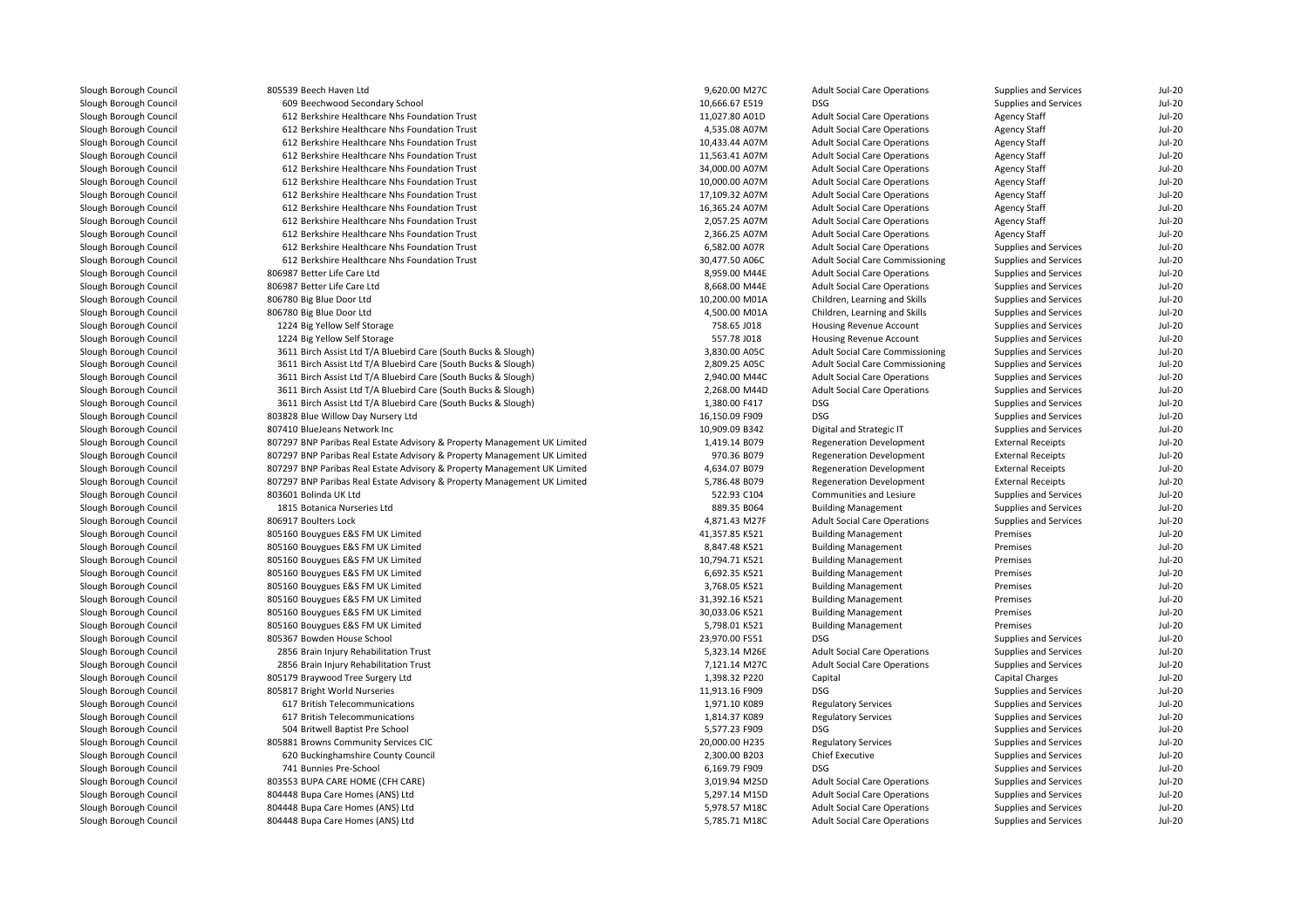| | | | | | | |
|---|---|---|---|---|---|---|
| Slough Borough Council | 805539 Beech Haven Ltd | 9,620.00 M27C | Adult Social Care Operations | Supplies and Services | Jul-20 |
| Slough Borough Council | 609 Beechwood Secondary School | 10,666.67 E519 | DSG | Supplies and Services | Jul-20 |
| Slough Borough Council | 612 Berkshire Healthcare Nhs Foundation Trust | 11,027.80 A01D | Adult Social Care Operations | Agency Staff | Jul-20 |
| Slough Borough Council | 612 Berkshire Healthcare Nhs Foundation Trust | 4,535.08 A07M | Adult Social Care Operations | Agency Staff | Jul-20 |
| Slough Borough Council | 612 Berkshire Healthcare Nhs Foundation Trust | 10,433.44 A07M | Adult Social Care Operations | Agency Staff | Jul-20 |
| Slough Borough Council | 612 Berkshire Healthcare Nhs Foundation Trust | 11,563.41 A07M | Adult Social Care Operations | Agency Staff | Jul-20 |
| Slough Borough Council | 612 Berkshire Healthcare Nhs Foundation Trust | 34,000.00 A07M | Adult Social Care Operations | Agency Staff | Jul-20 |
| Slough Borough Council | 612 Berkshire Healthcare Nhs Foundation Trust | 10,000.00 A07M | Adult Social Care Operations | Agency Staff | Jul-20 |
| Slough Borough Council | 612 Berkshire Healthcare Nhs Foundation Trust | 17,109.32 A07M | Adult Social Care Operations | Agency Staff | Jul-20 |
| Slough Borough Council | 612 Berkshire Healthcare Nhs Foundation Trust | 16,365.24 A07M | Adult Social Care Operations | Agency Staff | Jul-20 |
| Slough Borough Council | 612 Berkshire Healthcare Nhs Foundation Trust | 2,057.25 A07M | Adult Social Care Operations | Agency Staff | Jul-20 |
| Slough Borough Council | 612 Berkshire Healthcare Nhs Foundation Trust | 2,366.25 A07M | Adult Social Care Operations | Agency Staff | Jul-20 |
| Slough Borough Council | 612 Berkshire Healthcare Nhs Foundation Trust | 6,582.00 A07R | Adult Social Care Operations | Supplies and Services | Jul-20 |
| Slough Borough Council | 612 Berkshire Healthcare Nhs Foundation Trust | 30,477.50 A06C | Adult Social Care Commissioning | Supplies and Services | Jul-20 |
| Slough Borough Council | 806987 Better Life Care Ltd | 8,959.00 M44E | Adult Social Care Operations | Supplies and Services | Jul-20 |
| Slough Borough Council | 806987 Better Life Care Ltd | 8,668.00 M44E | Adult Social Care Operations | Supplies and Services | Jul-20 |
| Slough Borough Council | 806780 Big Blue Door Ltd | 10,200.00 M01A | Children, Learning and Skills | Supplies and Services | Jul-20 |
| Slough Borough Council | 806780 Big Blue Door Ltd | 4,500.00 M01A | Children, Learning and Skills | Supplies and Services | Jul-20 |
| Slough Borough Council | 1224 Big Yellow Self Storage | 758.65 J018 | Housing Revenue Account | Supplies and Services | Jul-20 |
| Slough Borough Council | 1224 Big Yellow Self Storage | 557.78 J018 | Housing Revenue Account | Supplies and Services | Jul-20 |
| Slough Borough Council | 3611 Birch Assist Ltd T/A Bluebird Care (South Bucks & Slough) | 3,830.00 A05C | Adult Social Care Commissioning | Supplies and Services | Jul-20 |
| Slough Borough Council | 3611 Birch Assist Ltd T/A Bluebird Care (South Bucks & Slough) | 2,809.25 A05C | Adult Social Care Commissioning | Supplies and Services | Jul-20 |
| Slough Borough Council | 3611 Birch Assist Ltd T/A Bluebird Care (South Bucks & Slough) | 2,940.00 M44C | Adult Social Care Operations | Supplies and Services | Jul-20 |
| Slough Borough Council | 3611 Birch Assist Ltd T/A Bluebird Care (South Bucks & Slough) | 2,268.00 M44D | Adult Social Care Operations | Supplies and Services | Jul-20 |
| Slough Borough Council | 3611 Birch Assist Ltd T/A Bluebird Care (South Bucks & Slough) | 1,380.00 F417 | DSG | Supplies and Services | Jul-20 |
| Slough Borough Council | 803828 Blue Willow Day Nursery Ltd | 16,150.09 F909 | DSG | Supplies and Services | Jul-20 |
| Slough Borough Council | 807410 BlueJeans Network Inc | 10,909.09 B342 | Digital and Strategic IT | Supplies and Services | Jul-20 |
| Slough Borough Council | 807297 BNP Paribas Real Estate Advisory & Property Management UK Limited | 1,419.14 B079 | Regeneration Development | External Receipts | Jul-20 |
| Slough Borough Council | 807297 BNP Paribas Real Estate Advisory & Property Management UK Limited | 970.36 B079 | Regeneration Development | External Receipts | Jul-20 |
| Slough Borough Council | 807297 BNP Paribas Real Estate Advisory & Property Management UK Limited | 4,634.07 B079 | Regeneration Development | External Receipts | Jul-20 |
| Slough Borough Council | 807297 BNP Paribas Real Estate Advisory & Property Management UK Limited | 5,786.48 B079 | Regeneration Development | External Receipts | Jul-20 |
| Slough Borough Council | 803601 Bolinda UK Ltd | 522.93 C104 | Communities and Lesiure | Supplies and Services | Jul-20 |
| Slough Borough Council | 1815 Botanica Nurseries Ltd | 889.35 B064 | Building Management | Supplies and Services | Jul-20 |
| Slough Borough Council | 806917 Boulters Lock | 4,871.43 M27F | Adult Social Care Operations | Supplies and Services | Jul-20 |
| Slough Borough Council | 805160 Bouygues E&S FM UK Limited | 41,357.85 K521 | Building Management | Premises | Jul-20 |
| Slough Borough Council | 805160 Bouygues E&S FM UK Limited | 8,847.48 K521 | Building Management | Premises | Jul-20 |
| Slough Borough Council | 805160 Bouygues E&S FM UK Limited | 10,794.71 K521 | Building Management | Premises | Jul-20 |
| Slough Borough Council | 805160 Bouygues E&S FM UK Limited | 6,692.35 K521 | Building Management | Premises | Jul-20 |
| Slough Borough Council | 805160 Bouygues E&S FM UK Limited | 3,768.05 K521 | Building Management | Premises | Jul-20 |
| Slough Borough Council | 805160 Bouygues E&S FM UK Limited | 31,392.16 K521 | Building Management | Premises | Jul-20 |
| Slough Borough Council | 805160 Bouygues E&S FM UK Limited | 30,033.06 K521 | Building Management | Premises | Jul-20 |
| Slough Borough Council | 805160 Bouygues E&S FM UK Limited | 5,798.01 K521 | Building Management | Premises | Jul-20 |
| Slough Borough Council | 805367 Bowden House School | 23,970.00 F551 | DSG | Supplies and Services | Jul-20 |
| Slough Borough Council | 2856 Brain Injury Rehabilitation Trust | 5,323.14 M26E | Adult Social Care Operations | Supplies and Services | Jul-20 |
| Slough Borough Council | 2856 Brain Injury Rehabilitation Trust | 7,121.14 M27C | Adult Social Care Operations | Supplies and Services | Jul-20 |
| Slough Borough Council | 805179 Braywood Tree Surgery Ltd | 1,398.32 P220 | Capital | Capital Charges | Jul-20 |
| Slough Borough Council | 805817 Bright World Nurseries | 11,913.16 F909 | DSG | Supplies and Services | Jul-20 |
| Slough Borough Council | 617 British Telecommunications | 1,971.10 K089 | Regulatory Services | Supplies and Services | Jul-20 |
| Slough Borough Council | 617 British Telecommunications | 1,814.37 K089 | Regulatory Services | Supplies and Services | Jul-20 |
| Slough Borough Council | 504 Britwell Baptist Pre School | 5,577.23 F909 | DSG | Supplies and Services | Jul-20 |
| Slough Borough Council | 805881 Browns Community Services CIC | 20,000.00 H235 | Regulatory Services | Supplies and Services | Jul-20 |
| Slough Borough Council | 620 Buckinghamshire County Council | 2,300.00 B203 | Chief Executive | Supplies and Services | Jul-20 |
| Slough Borough Council | 741 Bunnies Pre-School | 6,169.79 F909 | DSG | Supplies and Services | Jul-20 |
| Slough Borough Council | 803553 BUPA CARE HOME (CFH CARE) | 3,019.94 M25D | Adult Social Care Operations | Supplies and Services | Jul-20 |
| Slough Borough Council | 804448 Bupa Care Homes (ANS) Ltd | 5,297.14 M15D | Adult Social Care Operations | Supplies and Services | Jul-20 |
| Slough Borough Council | 804448 Bupa Care Homes (ANS) Ltd | 5,978.57 M18C | Adult Social Care Operations | Supplies and Services | Jul-20 |
| Slough Borough Council | 804448 Bupa Care Homes (ANS) Ltd | 5,785.71 M18C | Adult Social Care Operations | Supplies and Services | Jul-20 |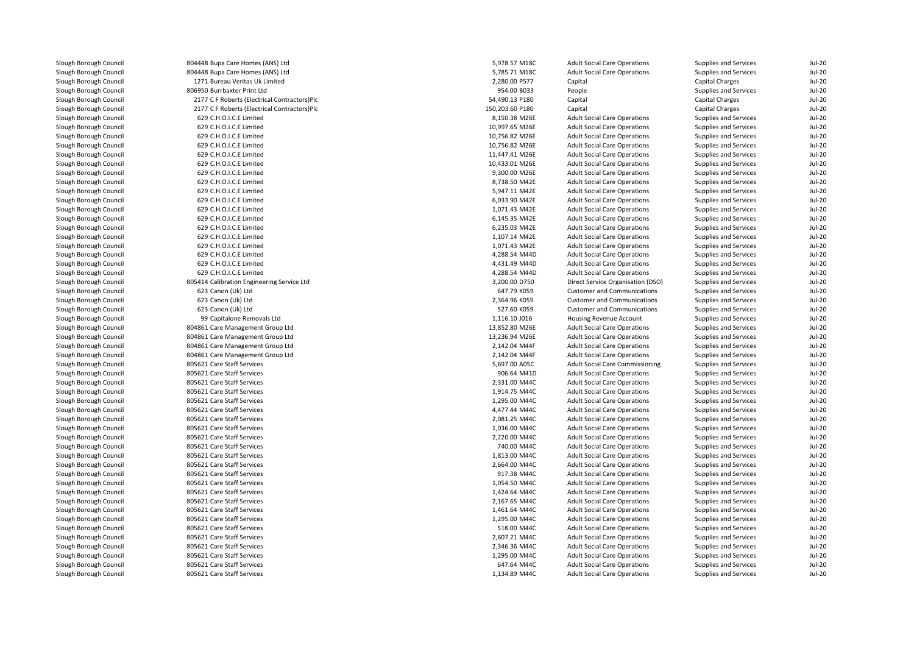| | | | | | | |
|---|---|---|---|---|---|---|
| Slough Borough Council | 804448 Bupa Care Homes (ANS) Ltd | 5,978.57 M18C | Adult Social Care Operations | Supplies and Services | Jul-20 |
| Slough Borough Council | 804448 Bupa Care Homes (ANS) Ltd | 5,785.71 M18C | Adult Social Care Operations | Supplies and Services | Jul-20 |
| Slough Borough Council | 1271 Bureau Veritas Uk Limited | 2,280.00 P577 | Capital | Capital Charges | Jul-20 |
| Slough Borough Council | 806950 Burrbaxter Print Ltd | 954.00 B033 | People | Supplies and Services | Jul-20 |
| Slough Borough Council | 2177 C F Roberts (Electrical Contractors)Plc | 54,490.13 P180 | Capital | Capital Charges | Jul-20 |
| Slough Borough Council | 2177 C F Roberts (Electrical Contractors)Plc | 150,203.60 P180 | Capital | Capital Charges | Jul-20 |
| Slough Borough Council | 629 C.H.O.I.C.E Limited | 8,150.38 M26E | Adult Social Care Operations | Supplies and Services | Jul-20 |
| Slough Borough Council | 629 C.H.O.I.C.E Limited | 10,997.65 M26E | Adult Social Care Operations | Supplies and Services | Jul-20 |
| Slough Borough Council | 629 C.H.O.I.C.E Limited | 10,756.82 M26E | Adult Social Care Operations | Supplies and Services | Jul-20 |
| Slough Borough Council | 629 C.H.O.I.C.E Limited | 10,756.82 M26E | Adult Social Care Operations | Supplies and Services | Jul-20 |
| Slough Borough Council | 629 C.H.O.I.C.E Limited | 11,447.41 M26E | Adult Social Care Operations | Supplies and Services | Jul-20 |
| Slough Borough Council | 629 C.H.O.I.C.E Limited | 10,433.01 M26E | Adult Social Care Operations | Supplies and Services | Jul-20 |
| Slough Borough Council | 629 C.H.O.I.C.E Limited | 9,300.00 M26E | Adult Social Care Operations | Supplies and Services | Jul-20 |
| Slough Borough Council | 629 C.H.O.I.C.E Limited | 8,738.50 M42E | Adult Social Care Operations | Supplies and Services | Jul-20 |
| Slough Borough Council | 629 C.H.O.I.C.E Limited | 5,947.11 M42E | Adult Social Care Operations | Supplies and Services | Jul-20 |
| Slough Borough Council | 629 C.H.O.I.C.E Limited | 6,033.90 M42E | Adult Social Care Operations | Supplies and Services | Jul-20 |
| Slough Borough Council | 629 C.H.O.I.C.E Limited | 1,071.43 M42E | Adult Social Care Operations | Supplies and Services | Jul-20 |
| Slough Borough Council | 629 C.H.O.I.C.E Limited | 6,145.35 M42E | Adult Social Care Operations | Supplies and Services | Jul-20 |
| Slough Borough Council | 629 C.H.O.I.C.E Limited | 6,235.03 M42E | Adult Social Care Operations | Supplies and Services | Jul-20 |
| Slough Borough Council | 629 C.H.O.I.C.E Limited | 1,107.14 M42E | Adult Social Care Operations | Supplies and Services | Jul-20 |
| Slough Borough Council | 629 C.H.O.I.C.E Limited | 1,071.43 M42E | Adult Social Care Operations | Supplies and Services | Jul-20 |
| Slough Borough Council | 629 C.H.O.I.C.E Limited | 4,288.54 M44D | Adult Social Care Operations | Supplies and Services | Jul-20 |
| Slough Borough Council | 629 C.H.O.I.C.E Limited | 4,431.49 M44D | Adult Social Care Operations | Supplies and Services | Jul-20 |
| Slough Borough Council | 629 C.H.O.I.C.E Limited | 4,288.54 M44D | Adult Social Care Operations | Supplies and Services | Jul-20 |
| Slough Borough Council | 805414 Calibration Engineering Service Ltd | 3,200.00 D750 | Direct Service Organisation (DSO) | Supplies and Services | Jul-20 |
| Slough Borough Council | 623 Canon (Uk) Ltd | 647.79 K059 | Customer and Communications | Supplies and Services | Jul-20 |
| Slough Borough Council | 623 Canon (Uk) Ltd | 2,364.96 K059 | Customer and Communications | Supplies and Services | Jul-20 |
| Slough Borough Council | 623 Canon (Uk) Ltd | 527.60 K059 | Customer and Communications | Supplies and Services | Jul-20 |
| Slough Borough Council | 99 Capitalone Removals Ltd | 1,116.10 J016 | Housing Revenue Account | Supplies and Services | Jul-20 |
| Slough Borough Council | 804861 Care Management Group Ltd | 13,852.80 M26E | Adult Social Care Operations | Supplies and Services | Jul-20 |
| Slough Borough Council | 804861 Care Management Group Ltd | 13,236.94 M26E | Adult Social Care Operations | Supplies and Services | Jul-20 |
| Slough Borough Council | 804861 Care Management Group Ltd | 2,142.04 M44F | Adult Social Care Operations | Supplies and Services | Jul-20 |
| Slough Borough Council | 804861 Care Management Group Ltd | 2,142.04 M44F | Adult Social Care Operations | Supplies and Services | Jul-20 |
| Slough Borough Council | 805621 Care Staff Services | 5,697.00 A05C | Adult Social Care Commissioning | Supplies and Services | Jul-20 |
| Slough Borough Council | 805621 Care Staff Services | 906.64 M41D | Adult Social Care Operations | Supplies and Services | Jul-20 |
| Slough Borough Council | 805621 Care Staff Services | 2,331.00 M44C | Adult Social Care Operations | Supplies and Services | Jul-20 |
| Slough Borough Council | 805621 Care Staff Services | 1,914.75 M44C | Adult Social Care Operations | Supplies and Services | Jul-20 |
| Slough Borough Council | 805621 Care Staff Services | 1,295.00 M44C | Adult Social Care Operations | Supplies and Services | Jul-20 |
| Slough Borough Council | 805621 Care Staff Services | 4,477.44 M44C | Adult Social Care Operations | Supplies and Services | Jul-20 |
| Slough Borough Council | 805621 Care Staff Services | 2,081.25 M44C | Adult Social Care Operations | Supplies and Services | Jul-20 |
| Slough Borough Council | 805621 Care Staff Services | 1,036.00 M44C | Adult Social Care Operations | Supplies and Services | Jul-20 |
| Slough Borough Council | 805621 Care Staff Services | 2,220.00 M44C | Adult Social Care Operations | Supplies and Services | Jul-20 |
| Slough Borough Council | 805621 Care Staff Services | 740.00 M44C | Adult Social Care Operations | Supplies and Services | Jul-20 |
| Slough Borough Council | 805621 Care Staff Services | 1,813.00 M44C | Adult Social Care Operations | Supplies and Services | Jul-20 |
| Slough Borough Council | 805621 Care Staff Services | 2,664.00 M44C | Adult Social Care Operations | Supplies and Services | Jul-20 |
| Slough Borough Council | 805621 Care Staff Services | 917.38 M44C | Adult Social Care Operations | Supplies and Services | Jul-20 |
| Slough Borough Council | 805621 Care Staff Services | 1,054.50 M44C | Adult Social Care Operations | Supplies and Services | Jul-20 |
| Slough Borough Council | 805621 Care Staff Services | 1,424.64 M44C | Adult Social Care Operations | Supplies and Services | Jul-20 |
| Slough Borough Council | 805621 Care Staff Services | 2,167.65 M44C | Adult Social Care Operations | Supplies and Services | Jul-20 |
| Slough Borough Council | 805621 Care Staff Services | 1,461.64 M44C | Adult Social Care Operations | Supplies and Services | Jul-20 |
| Slough Borough Council | 805621 Care Staff Services | 1,295.00 M44C | Adult Social Care Operations | Supplies and Services | Jul-20 |
| Slough Borough Council | 805621 Care Staff Services | 518.00 M44C | Adult Social Care Operations | Supplies and Services | Jul-20 |
| Slough Borough Council | 805621 Care Staff Services | 2,607.21 M44C | Adult Social Care Operations | Supplies and Services | Jul-20 |
| Slough Borough Council | 805621 Care Staff Services | 2,346.36 M44C | Adult Social Care Operations | Supplies and Services | Jul-20 |
| Slough Borough Council | 805621 Care Staff Services | 1,295.00 M44C | Adult Social Care Operations | Supplies and Services | Jul-20 |
| Slough Borough Council | 805621 Care Staff Services | 647.64 M44C | Adult Social Care Operations | Supplies and Services | Jul-20 |
| Slough Borough Council | 805621 Care Staff Services | 1,134.89 M44C | Adult Social Care Operations | Supplies and Services | Jul-20 |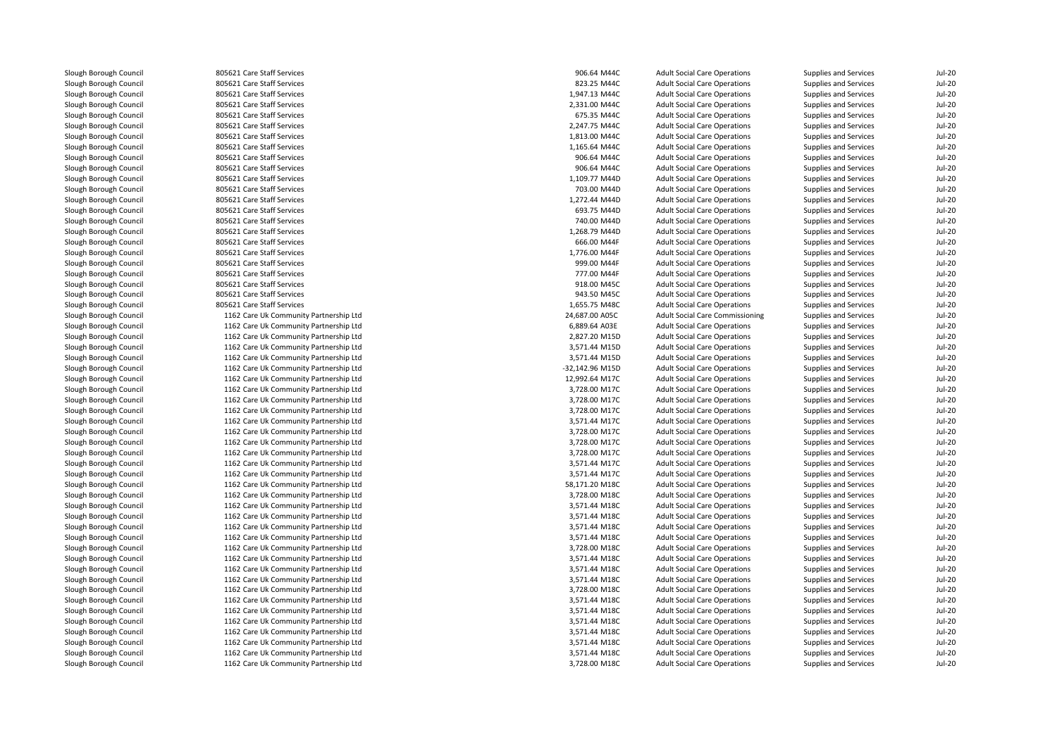| | | | | | | |
|---|---|---|---|---|---|---|
| Slough Borough Council | 805621 Care Staff Services | 906.64 M44C | Adult Social Care Operations | Supplies and Services | Jul-20 |
| Slough Borough Council | 805621 Care Staff Services | 823.25 M44C | Adult Social Care Operations | Supplies and Services | Jul-20 |
| Slough Borough Council | 805621 Care Staff Services | 1,947.13 M44C | Adult Social Care Operations | Supplies and Services | Jul-20 |
| Slough Borough Council | 805621 Care Staff Services | 2,331.00 M44C | Adult Social Care Operations | Supplies and Services | Jul-20 |
| Slough Borough Council | 805621 Care Staff Services | 675.35 M44C | Adult Social Care Operations | Supplies and Services | Jul-20 |
| Slough Borough Council | 805621 Care Staff Services | 2,247.75 M44C | Adult Social Care Operations | Supplies and Services | Jul-20 |
| Slough Borough Council | 805621 Care Staff Services | 1,813.00 M44C | Adult Social Care Operations | Supplies and Services | Jul-20 |
| Slough Borough Council | 805621 Care Staff Services | 1,165.64 M44C | Adult Social Care Operations | Supplies and Services | Jul-20 |
| Slough Borough Council | 805621 Care Staff Services | 906.64 M44C | Adult Social Care Operations | Supplies and Services | Jul-20 |
| Slough Borough Council | 805621 Care Staff Services | 906.64 M44C | Adult Social Care Operations | Supplies and Services | Jul-20 |
| Slough Borough Council | 805621 Care Staff Services | 1,109.77 M44D | Adult Social Care Operations | Supplies and Services | Jul-20 |
| Slough Borough Council | 805621 Care Staff Services | 703.00 M44D | Adult Social Care Operations | Supplies and Services | Jul-20 |
| Slough Borough Council | 805621 Care Staff Services | 1,272.44 M44D | Adult Social Care Operations | Supplies and Services | Jul-20 |
| Slough Borough Council | 805621 Care Staff Services | 693.75 M44D | Adult Social Care Operations | Supplies and Services | Jul-20 |
| Slough Borough Council | 805621 Care Staff Services | 740.00 M44D | Adult Social Care Operations | Supplies and Services | Jul-20 |
| Slough Borough Council | 805621 Care Staff Services | 1,268.79 M44D | Adult Social Care Operations | Supplies and Services | Jul-20 |
| Slough Borough Council | 805621 Care Staff Services | 666.00 M44F | Adult Social Care Operations | Supplies and Services | Jul-20 |
| Slough Borough Council | 805621 Care Staff Services | 1,776.00 M44F | Adult Social Care Operations | Supplies and Services | Jul-20 |
| Slough Borough Council | 805621 Care Staff Services | 999.00 M44F | Adult Social Care Operations | Supplies and Services | Jul-20 |
| Slough Borough Council | 805621 Care Staff Services | 777.00 M44F | Adult Social Care Operations | Supplies and Services | Jul-20 |
| Slough Borough Council | 805621 Care Staff Services | 918.00 M45C | Adult Social Care Operations | Supplies and Services | Jul-20 |
| Slough Borough Council | 805621 Care Staff Services | 943.50 M45C | Adult Social Care Operations | Supplies and Services | Jul-20 |
| Slough Borough Council | 805621 Care Staff Services | 1,655.75 M48C | Adult Social Care Operations | Supplies and Services | Jul-20 |
| Slough Borough Council | 1162 Care Uk Community Partnership Ltd | 24,687.00 A05C | Adult Social Care Commissioning | Supplies and Services | Jul-20 |
| Slough Borough Council | 1162 Care Uk Community Partnership Ltd | 6,889.64 A03E | Adult Social Care Operations | Supplies and Services | Jul-20 |
| Slough Borough Council | 1162 Care Uk Community Partnership Ltd | 2,827.20 M15D | Adult Social Care Operations | Supplies and Services | Jul-20 |
| Slough Borough Council | 1162 Care Uk Community Partnership Ltd | 3,571.44 M15D | Adult Social Care Operations | Supplies and Services | Jul-20 |
| Slough Borough Council | 1162 Care Uk Community Partnership Ltd | 3,571.44 M15D | Adult Social Care Operations | Supplies and Services | Jul-20 |
| Slough Borough Council | 1162 Care Uk Community Partnership Ltd | -32,142.96 M15D | Adult Social Care Operations | Supplies and Services | Jul-20 |
| Slough Borough Council | 1162 Care Uk Community Partnership Ltd | 12,992.64 M17C | Adult Social Care Operations | Supplies and Services | Jul-20 |
| Slough Borough Council | 1162 Care Uk Community Partnership Ltd | 3,728.00 M17C | Adult Social Care Operations | Supplies and Services | Jul-20 |
| Slough Borough Council | 1162 Care Uk Community Partnership Ltd | 3,728.00 M17C | Adult Social Care Operations | Supplies and Services | Jul-20 |
| Slough Borough Council | 1162 Care Uk Community Partnership Ltd | 3,728.00 M17C | Adult Social Care Operations | Supplies and Services | Jul-20 |
| Slough Borough Council | 1162 Care Uk Community Partnership Ltd | 3,571.44 M17C | Adult Social Care Operations | Supplies and Services | Jul-20 |
| Slough Borough Council | 1162 Care Uk Community Partnership Ltd | 3,728.00 M17C | Adult Social Care Operations | Supplies and Services | Jul-20 |
| Slough Borough Council | 1162 Care Uk Community Partnership Ltd | 3,728.00 M17C | Adult Social Care Operations | Supplies and Services | Jul-20 |
| Slough Borough Council | 1162 Care Uk Community Partnership Ltd | 3,728.00 M17C | Adult Social Care Operations | Supplies and Services | Jul-20 |
| Slough Borough Council | 1162 Care Uk Community Partnership Ltd | 3,571.44 M17C | Adult Social Care Operations | Supplies and Services | Jul-20 |
| Slough Borough Council | 1162 Care Uk Community Partnership Ltd | 3,571.44 M17C | Adult Social Care Operations | Supplies and Services | Jul-20 |
| Slough Borough Council | 1162 Care Uk Community Partnership Ltd | 58,171.20 M18C | Adult Social Care Operations | Supplies and Services | Jul-20 |
| Slough Borough Council | 1162 Care Uk Community Partnership Ltd | 3,728.00 M18C | Adult Social Care Operations | Supplies and Services | Jul-20 |
| Slough Borough Council | 1162 Care Uk Community Partnership Ltd | 3,571.44 M18C | Adult Social Care Operations | Supplies and Services | Jul-20 |
| Slough Borough Council | 1162 Care Uk Community Partnership Ltd | 3,571.44 M18C | Adult Social Care Operations | Supplies and Services | Jul-20 |
| Slough Borough Council | 1162 Care Uk Community Partnership Ltd | 3,571.44 M18C | Adult Social Care Operations | Supplies and Services | Jul-20 |
| Slough Borough Council | 1162 Care Uk Community Partnership Ltd | 3,571.44 M18C | Adult Social Care Operations | Supplies and Services | Jul-20 |
| Slough Borough Council | 1162 Care Uk Community Partnership Ltd | 3,728.00 M18C | Adult Social Care Operations | Supplies and Services | Jul-20 |
| Slough Borough Council | 1162 Care Uk Community Partnership Ltd | 3,571.44 M18C | Adult Social Care Operations | Supplies and Services | Jul-20 |
| Slough Borough Council | 1162 Care Uk Community Partnership Ltd | 3,571.44 M18C | Adult Social Care Operations | Supplies and Services | Jul-20 |
| Slough Borough Council | 1162 Care Uk Community Partnership Ltd | 3,571.44 M18C | Adult Social Care Operations | Supplies and Services | Jul-20 |
| Slough Borough Council | 1162 Care Uk Community Partnership Ltd | 3,728.00 M18C | Adult Social Care Operations | Supplies and Services | Jul-20 |
| Slough Borough Council | 1162 Care Uk Community Partnership Ltd | 3,571.44 M18C | Adult Social Care Operations | Supplies and Services | Jul-20 |
| Slough Borough Council | 1162 Care Uk Community Partnership Ltd | 3,571.44 M18C | Adult Social Care Operations | Supplies and Services | Jul-20 |
| Slough Borough Council | 1162 Care Uk Community Partnership Ltd | 3,571.44 M18C | Adult Social Care Operations | Supplies and Services | Jul-20 |
| Slough Borough Council | 1162 Care Uk Community Partnership Ltd | 3,571.44 M18C | Adult Social Care Operations | Supplies and Services | Jul-20 |
| Slough Borough Council | 1162 Care Uk Community Partnership Ltd | 3,571.44 M18C | Adult Social Care Operations | Supplies and Services | Jul-20 |
| Slough Borough Council | 1162 Care Uk Community Partnership Ltd | 3,571.44 M18C | Adult Social Care Operations | Supplies and Services | Jul-20 |
| Slough Borough Council | 1162 Care Uk Community Partnership Ltd | 3,728.00 M18C | Adult Social Care Operations | Supplies and Services | Jul-20 |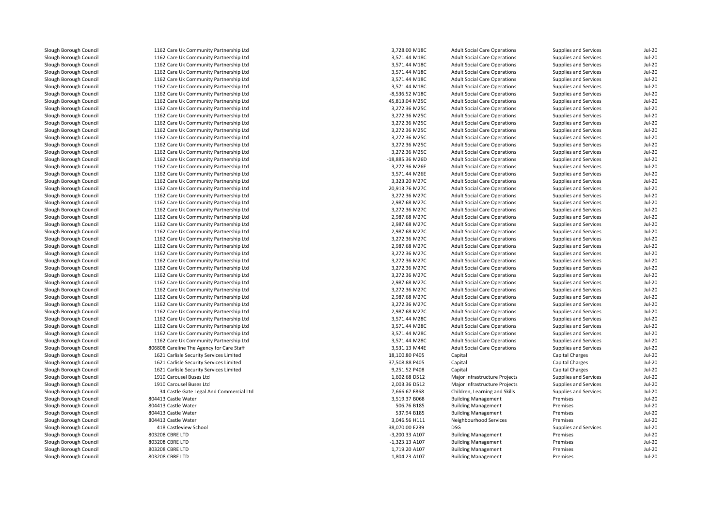| | | | | | | |
|---|---|---|---|---|---|---|
| Slough Borough Council | 1162 Care Uk Community Partnership Ltd | 3,728.00 M18C | Adult Social Care Operations | Supplies and Services | Jul-20 |
| Slough Borough Council | 1162 Care Uk Community Partnership Ltd | 3,571.44 M18C | Adult Social Care Operations | Supplies and Services | Jul-20 |
| Slough Borough Council | 1162 Care Uk Community Partnership Ltd | 3,571.44 M18C | Adult Social Care Operations | Supplies and Services | Jul-20 |
| Slough Borough Council | 1162 Care Uk Community Partnership Ltd | 3,571.44 M18C | Adult Social Care Operations | Supplies and Services | Jul-20 |
| Slough Borough Council | 1162 Care Uk Community Partnership Ltd | 3,571.44 M18C | Adult Social Care Operations | Supplies and Services | Jul-20 |
| Slough Borough Council | 1162 Care Uk Community Partnership Ltd | 3,571.44 M18C | Adult Social Care Operations | Supplies and Services | Jul-20 |
| Slough Borough Council | 1162 Care Uk Community Partnership Ltd | -8,536.52 M18C | Adult Social Care Operations | Supplies and Services | Jul-20 |
| Slough Borough Council | 1162 Care Uk Community Partnership Ltd | 45,813.04 M25C | Adult Social Care Operations | Supplies and Services | Jul-20 |
| Slough Borough Council | 1162 Care Uk Community Partnership Ltd | 3,272.36 M25C | Adult Social Care Operations | Supplies and Services | Jul-20 |
| Slough Borough Council | 1162 Care Uk Community Partnership Ltd | 3,272.36 M25C | Adult Social Care Operations | Supplies and Services | Jul-20 |
| Slough Borough Council | 1162 Care Uk Community Partnership Ltd | 3,272.36 M25C | Adult Social Care Operations | Supplies and Services | Jul-20 |
| Slough Borough Council | 1162 Care Uk Community Partnership Ltd | 3,272.36 M25C | Adult Social Care Operations | Supplies and Services | Jul-20 |
| Slough Borough Council | 1162 Care Uk Community Partnership Ltd | 3,272.36 M25C | Adult Social Care Operations | Supplies and Services | Jul-20 |
| Slough Borough Council | 1162 Care Uk Community Partnership Ltd | 3,272.36 M25C | Adult Social Care Operations | Supplies and Services | Jul-20 |
| Slough Borough Council | 1162 Care Uk Community Partnership Ltd | 3,272.36 M25C | Adult Social Care Operations | Supplies and Services | Jul-20 |
| Slough Borough Council | 1162 Care Uk Community Partnership Ltd | -18,885.36 M26D | Adult Social Care Operations | Supplies and Services | Jul-20 |
| Slough Borough Council | 1162 Care Uk Community Partnership Ltd | 3,272.36 M26E | Adult Social Care Operations | Supplies and Services | Jul-20 |
| Slough Borough Council | 1162 Care Uk Community Partnership Ltd | 3,571.44 M26E | Adult Social Care Operations | Supplies and Services | Jul-20 |
| Slough Borough Council | 1162 Care Uk Community Partnership Ltd | 3,323.20 M27C | Adult Social Care Operations | Supplies and Services | Jul-20 |
| Slough Borough Council | 1162 Care Uk Community Partnership Ltd | 20,913.76 M27C | Adult Social Care Operations | Supplies and Services | Jul-20 |
| Slough Borough Council | 1162 Care Uk Community Partnership Ltd | 3,272.36 M27C | Adult Social Care Operations | Supplies and Services | Jul-20 |
| Slough Borough Council | 1162 Care Uk Community Partnership Ltd | 2,987.68 M27C | Adult Social Care Operations | Supplies and Services | Jul-20 |
| Slough Borough Council | 1162 Care Uk Community Partnership Ltd | 3,272.36 M27C | Adult Social Care Operations | Supplies and Services | Jul-20 |
| Slough Borough Council | 1162 Care Uk Community Partnership Ltd | 2,987.68 M27C | Adult Social Care Operations | Supplies and Services | Jul-20 |
| Slough Borough Council | 1162 Care Uk Community Partnership Ltd | 2,987.68 M27C | Adult Social Care Operations | Supplies and Services | Jul-20 |
| Slough Borough Council | 1162 Care Uk Community Partnership Ltd | 2,987.68 M27C | Adult Social Care Operations | Supplies and Services | Jul-20 |
| Slough Borough Council | 1162 Care Uk Community Partnership Ltd | 3,272.36 M27C | Adult Social Care Operations | Supplies and Services | Jul-20 |
| Slough Borough Council | 1162 Care Uk Community Partnership Ltd | 2,987.68 M27C | Adult Social Care Operations | Supplies and Services | Jul-20 |
| Slough Borough Council | 1162 Care Uk Community Partnership Ltd | 3,272.36 M27C | Adult Social Care Operations | Supplies and Services | Jul-20 |
| Slough Borough Council | 1162 Care Uk Community Partnership Ltd | 3,272.36 M27C | Adult Social Care Operations | Supplies and Services | Jul-20 |
| Slough Borough Council | 1162 Care Uk Community Partnership Ltd | 3,272.36 M27C | Adult Social Care Operations | Supplies and Services | Jul-20 |
| Slough Borough Council | 1162 Care Uk Community Partnership Ltd | 3,272.36 M27C | Adult Social Care Operations | Supplies and Services | Jul-20 |
| Slough Borough Council | 1162 Care Uk Community Partnership Ltd | 2,987.68 M27C | Adult Social Care Operations | Supplies and Services | Jul-20 |
| Slough Borough Council | 1162 Care Uk Community Partnership Ltd | 3,272.36 M27C | Adult Social Care Operations | Supplies and Services | Jul-20 |
| Slough Borough Council | 1162 Care Uk Community Partnership Ltd | 2,987.68 M27C | Adult Social Care Operations | Supplies and Services | Jul-20 |
| Slough Borough Council | 1162 Care Uk Community Partnership Ltd | 3,272.36 M27C | Adult Social Care Operations | Supplies and Services | Jul-20 |
| Slough Borough Council | 1162 Care Uk Community Partnership Ltd | 2,987.68 M27C | Adult Social Care Operations | Supplies and Services | Jul-20 |
| Slough Borough Council | 1162 Care Uk Community Partnership Ltd | 3,571.44 M28C | Adult Social Care Operations | Supplies and Services | Jul-20 |
| Slough Borough Council | 1162 Care Uk Community Partnership Ltd | 3,571.44 M28C | Adult Social Care Operations | Supplies and Services | Jul-20 |
| Slough Borough Council | 1162 Care Uk Community Partnership Ltd | 3,571.44 M28C | Adult Social Care Operations | Supplies and Services | Jul-20 |
| Slough Borough Council | 1162 Care Uk Community Partnership Ltd | 3,571.44 M28C | Adult Social Care Operations | Supplies and Services | Jul-20 |
| Slough Borough Council | 806808 Careline The Agency for Care Staff | 3,531.13 M44E | Adult Social Care Operations | Supplies and Services | Jul-20 |
| Slough Borough Council | 1621 Carlisle Security Services Limited | 18,100.80 P405 | Capital | Capital Charges | Jul-20 |
| Slough Borough Council | 1621 Carlisle Security Services Limited | 37,508.88 P405 | Capital | Capital Charges | Jul-20 |
| Slough Borough Council | 1621 Carlisle Security Services Limited | 9,251.52 P408 | Capital | Capital Charges | Jul-20 |
| Slough Borough Council | 1910 Carousel Buses Ltd | 1,602.68 D512 | Major Infrastructure Projects | Supplies and Services | Jul-20 |
| Slough Borough Council | 1910 Carousel Buses Ltd | 2,003.36 D512 | Major Infrastructure Projects | Supplies and Services | Jul-20 |
| Slough Borough Council | 34 Castle Gate Legal And Commercial Ltd | 7,666.67 F868 | Children, Learning and Skills | Supplies and Services | Jul-20 |
| Slough Borough Council | 804413 Castle Water | 3,519.37 B068 | Building Management | Premises | Jul-20 |
| Slough Borough Council | 804413 Castle Water | 506.76 B185 | Building Management | Premises | Jul-20 |
| Slough Borough Council | 804413 Castle Water | 537.94 B185 | Building Management | Premises | Jul-20 |
| Slough Borough Council | 804413 Castle Water | 3,046.56 H111 | Neighbourhood Services | Premises | Jul-20 |
| Slough Borough Council | 418 Castleview School | 38,070.00 E239 | DSG | Supplies and Services | Jul-20 |
| Slough Borough Council | 803208 CBRE LTD | -3,200.33 A107 | Building Management | Premises | Jul-20 |
| Slough Borough Council | 803208 CBRE LTD | -1,323.13 A107 | Building Management | Premises | Jul-20 |
| Slough Borough Council | 803208 CBRE LTD | 1,719.20 A107 | Building Management | Premises | Jul-20 |
| Slough Borough Council | 803208 CBRE LTD | 1,804.23 A107 | Building Management | Premises | Jul-20 |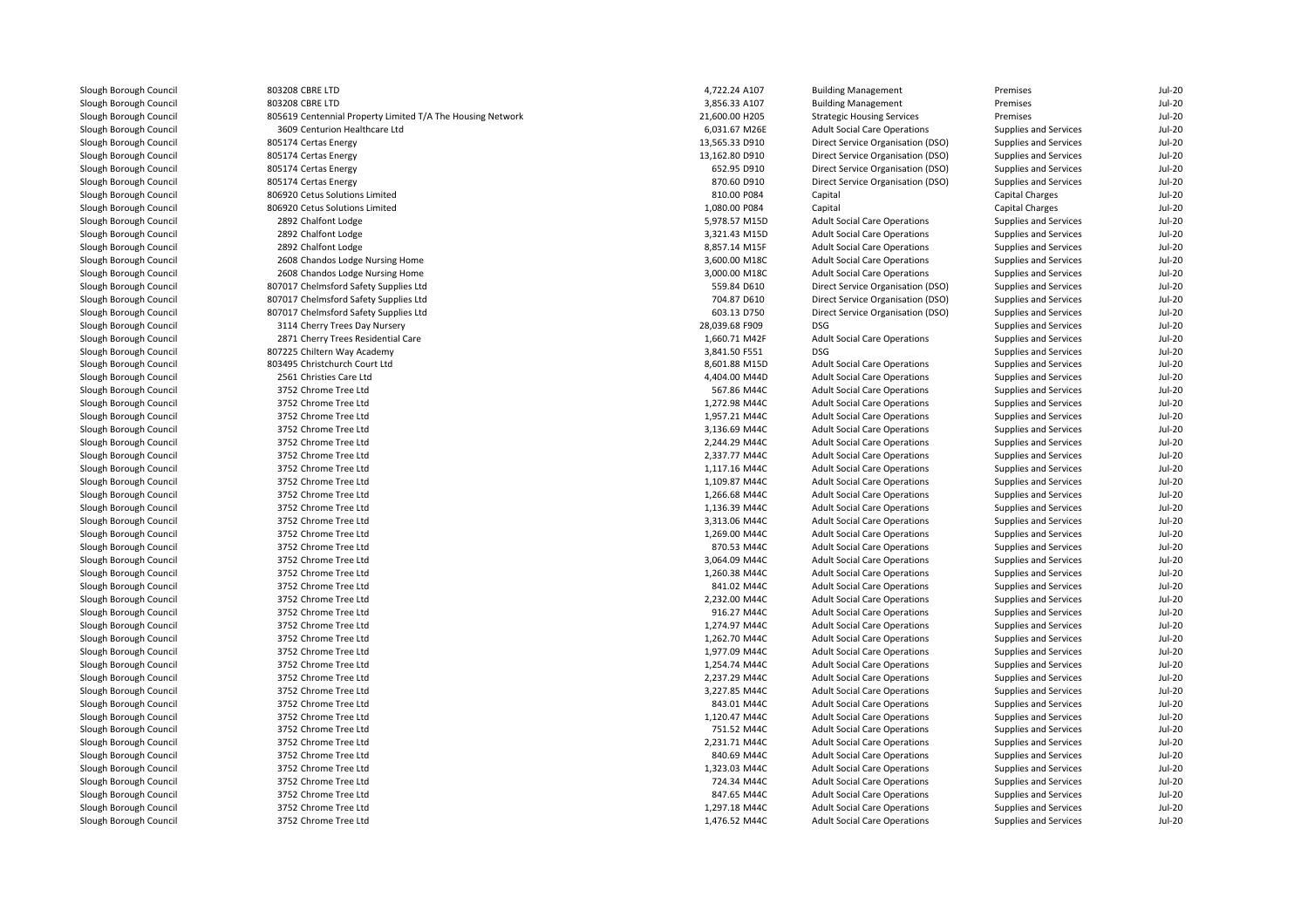| | | | | | | |
|---|---|---|---|---|---|---|
| Slough Borough Council | 803208 CBRE LTD | 4,722.24 A107 | Building Management | Premises | Jul-20 |
| Slough Borough Council | 803208 CBRE LTD | 3,856.33 A107 | Building Management | Premises | Jul-20 |
| Slough Borough Council | 805619 Centennial Property Limited T/A The Housing Network | 21,600.00 H205 | Strategic Housing Services | Premises | Jul-20 |
| Slough Borough Council | 3609 Centurion Healthcare Ltd | 6,031.67 M26E | Adult Social Care Operations | Supplies and Services | Jul-20 |
| Slough Borough Council | 805174 Certas Energy | 13,565.33 D910 | Direct Service Organisation (DSO) | Supplies and Services | Jul-20 |
| Slough Borough Council | 805174 Certas Energy | 13,162.80 D910 | Direct Service Organisation (DSO) | Supplies and Services | Jul-20 |
| Slough Borough Council | 805174 Certas Energy | 652.95 D910 | Direct Service Organisation (DSO) | Supplies and Services | Jul-20 |
| Slough Borough Council | 805174 Certas Energy | 870.60 D910 | Direct Service Organisation (DSO) | Supplies and Services | Jul-20 |
| Slough Borough Council | 806920 Cetus Solutions Limited | 810.00 P084 | Capital | Capital Charges | Jul-20 |
| Slough Borough Council | 806920 Cetus Solutions Limited | 1,080.00 P084 | Capital | Capital Charges | Jul-20 |
| Slough Borough Council | 2892 Chalfont Lodge | 5,978.57 M15D | Adult Social Care Operations | Supplies and Services | Jul-20 |
| Slough Borough Council | 2892 Chalfont Lodge | 3,321.43 M15D | Adult Social Care Operations | Supplies and Services | Jul-20 |
| Slough Borough Council | 2892 Chalfont Lodge | 8,857.14 M15F | Adult Social Care Operations | Supplies and Services | Jul-20 |
| Slough Borough Council | 2608 Chandos Lodge Nursing Home | 3,600.00 M18C | Adult Social Care Operations | Supplies and Services | Jul-20 |
| Slough Borough Council | 2608 Chandos Lodge Nursing Home | 3,000.00 M18C | Adult Social Care Operations | Supplies and Services | Jul-20 |
| Slough Borough Council | 807017 Chelmsford Safety Supplies Ltd | 559.84 D610 | Direct Service Organisation (DSO) | Supplies and Services | Jul-20 |
| Slough Borough Council | 807017 Chelmsford Safety Supplies Ltd | 704.87 D610 | Direct Service Organisation (DSO) | Supplies and Services | Jul-20 |
| Slough Borough Council | 807017 Chelmsford Safety Supplies Ltd | 603.13 D750 | Direct Service Organisation (DSO) | Supplies and Services | Jul-20 |
| Slough Borough Council | 3114 Cherry Trees Day Nursery | 28,039.68 F909 | DSG | Supplies and Services | Jul-20 |
| Slough Borough Council | 2871 Cherry Trees Residential Care | 1,660.71 M42F | Adult Social Care Operations | Supplies and Services | Jul-20 |
| Slough Borough Council | 807225 Chiltern Way Academy | 3,841.50 F551 | DSG | Supplies and Services | Jul-20 |
| Slough Borough Council | 803495 Christchurch Court Ltd | 8,601.88 M15D | Adult Social Care Operations | Supplies and Services | Jul-20 |
| Slough Borough Council | 2561 Christies Care Ltd | 4,404.00 M44D | Adult Social Care Operations | Supplies and Services | Jul-20 |
| Slough Borough Council | 3752 Chrome Tree Ltd | 567.86 M44C | Adult Social Care Operations | Supplies and Services | Jul-20 |
| Slough Borough Council | 3752 Chrome Tree Ltd | 1,272.98 M44C | Adult Social Care Operations | Supplies and Services | Jul-20 |
| Slough Borough Council | 3752 Chrome Tree Ltd | 1,957.21 M44C | Adult Social Care Operations | Supplies and Services | Jul-20 |
| Slough Borough Council | 3752 Chrome Tree Ltd | 3,136.69 M44C | Adult Social Care Operations | Supplies and Services | Jul-20 |
| Slough Borough Council | 3752 Chrome Tree Ltd | 2,244.29 M44C | Adult Social Care Operations | Supplies and Services | Jul-20 |
| Slough Borough Council | 3752 Chrome Tree Ltd | 2,337.77 M44C | Adult Social Care Operations | Supplies and Services | Jul-20 |
| Slough Borough Council | 3752 Chrome Tree Ltd | 1,117.16 M44C | Adult Social Care Operations | Supplies and Services | Jul-20 |
| Slough Borough Council | 3752 Chrome Tree Ltd | 1,109.87 M44C | Adult Social Care Operations | Supplies and Services | Jul-20 |
| Slough Borough Council | 3752 Chrome Tree Ltd | 1,266.68 M44C | Adult Social Care Operations | Supplies and Services | Jul-20 |
| Slough Borough Council | 3752 Chrome Tree Ltd | 1,136.39 M44C | Adult Social Care Operations | Supplies and Services | Jul-20 |
| Slough Borough Council | 3752 Chrome Tree Ltd | 3,313.06 M44C | Adult Social Care Operations | Supplies and Services | Jul-20 |
| Slough Borough Council | 3752 Chrome Tree Ltd | 1,269.00 M44C | Adult Social Care Operations | Supplies and Services | Jul-20 |
| Slough Borough Council | 3752 Chrome Tree Ltd | 870.53 M44C | Adult Social Care Operations | Supplies and Services | Jul-20 |
| Slough Borough Council | 3752 Chrome Tree Ltd | 3,064.09 M44C | Adult Social Care Operations | Supplies and Services | Jul-20 |
| Slough Borough Council | 3752 Chrome Tree Ltd | 1,260.38 M44C | Adult Social Care Operations | Supplies and Services | Jul-20 |
| Slough Borough Council | 3752 Chrome Tree Ltd | 841.02 M44C | Adult Social Care Operations | Supplies and Services | Jul-20 |
| Slough Borough Council | 3752 Chrome Tree Ltd | 2,232.00 M44C | Adult Social Care Operations | Supplies and Services | Jul-20 |
| Slough Borough Council | 3752 Chrome Tree Ltd | 916.27 M44C | Adult Social Care Operations | Supplies and Services | Jul-20 |
| Slough Borough Council | 3752 Chrome Tree Ltd | 1,274.97 M44C | Adult Social Care Operations | Supplies and Services | Jul-20 |
| Slough Borough Council | 3752 Chrome Tree Ltd | 1,262.70 M44C | Adult Social Care Operations | Supplies and Services | Jul-20 |
| Slough Borough Council | 3752 Chrome Tree Ltd | 1,977.09 M44C | Adult Social Care Operations | Supplies and Services | Jul-20 |
| Slough Borough Council | 3752 Chrome Tree Ltd | 1,254.74 M44C | Adult Social Care Operations | Supplies and Services | Jul-20 |
| Slough Borough Council | 3752 Chrome Tree Ltd | 2,237.29 M44C | Adult Social Care Operations | Supplies and Services | Jul-20 |
| Slough Borough Council | 3752 Chrome Tree Ltd | 3,227.85 M44C | Adult Social Care Operations | Supplies and Services | Jul-20 |
| Slough Borough Council | 3752 Chrome Tree Ltd | 843.01 M44C | Adult Social Care Operations | Supplies and Services | Jul-20 |
| Slough Borough Council | 3752 Chrome Tree Ltd | 1,120.47 M44C | Adult Social Care Operations | Supplies and Services | Jul-20 |
| Slough Borough Council | 3752 Chrome Tree Ltd | 751.52 M44C | Adult Social Care Operations | Supplies and Services | Jul-20 |
| Slough Borough Council | 3752 Chrome Tree Ltd | 2,231.71 M44C | Adult Social Care Operations | Supplies and Services | Jul-20 |
| Slough Borough Council | 3752 Chrome Tree Ltd | 840.69 M44C | Adult Social Care Operations | Supplies and Services | Jul-20 |
| Slough Borough Council | 3752 Chrome Tree Ltd | 1,323.03 M44C | Adult Social Care Operations | Supplies and Services | Jul-20 |
| Slough Borough Council | 3752 Chrome Tree Ltd | 724.34 M44C | Adult Social Care Operations | Supplies and Services | Jul-20 |
| Slough Borough Council | 3752 Chrome Tree Ltd | 847.65 M44C | Adult Social Care Operations | Supplies and Services | Jul-20 |
| Slough Borough Council | 3752 Chrome Tree Ltd | 1,297.18 M44C | Adult Social Care Operations | Supplies and Services | Jul-20 |
| Slough Borough Council | 3752 Chrome Tree Ltd | 1,476.52 M44C | Adult Social Care Operations | Supplies and Services | Jul-20 |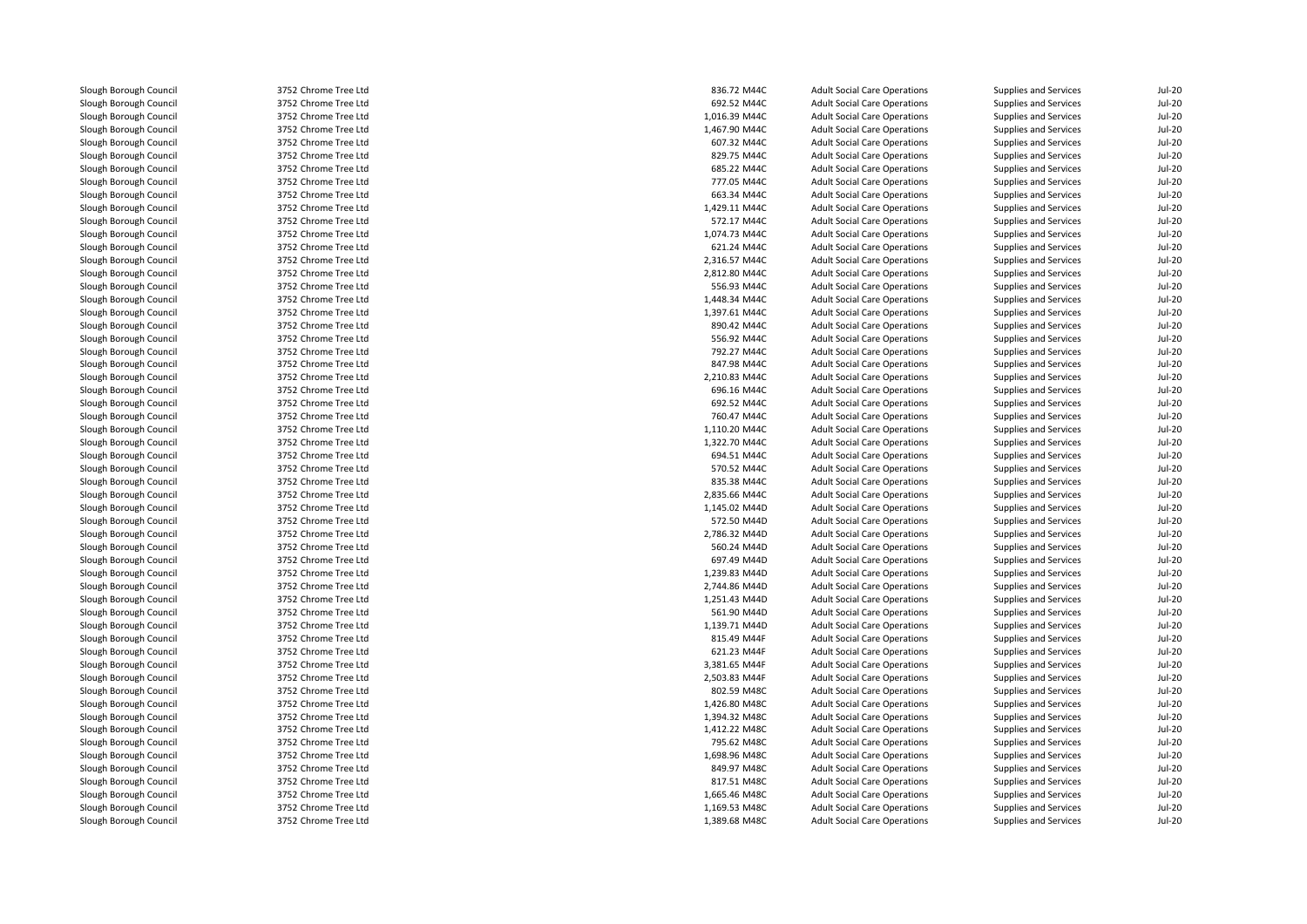| | | | | | | |
|---|---|---|---|---|---|---|
| Slough Borough Council | 3752 Chrome Tree Ltd | 836.72 | M44C | Adult Social Care Operations | Supplies and Services | Jul-20 |
| Slough Borough Council | 3752 Chrome Tree Ltd | 692.52 | M44C | Adult Social Care Operations | Supplies and Services | Jul-20 |
| Slough Borough Council | 3752 Chrome Tree Ltd | 1,016.39 | M44C | Adult Social Care Operations | Supplies and Services | Jul-20 |
| Slough Borough Council | 3752 Chrome Tree Ltd | 1,467.90 | M44C | Adult Social Care Operations | Supplies and Services | Jul-20 |
| Slough Borough Council | 3752 Chrome Tree Ltd | 607.32 | M44C | Adult Social Care Operations | Supplies and Services | Jul-20 |
| Slough Borough Council | 3752 Chrome Tree Ltd | 829.75 | M44C | Adult Social Care Operations | Supplies and Services | Jul-20 |
| Slough Borough Council | 3752 Chrome Tree Ltd | 685.22 | M44C | Adult Social Care Operations | Supplies and Services | Jul-20 |
| Slough Borough Council | 3752 Chrome Tree Ltd | 777.05 | M44C | Adult Social Care Operations | Supplies and Services | Jul-20 |
| Slough Borough Council | 3752 Chrome Tree Ltd | 663.34 | M44C | Adult Social Care Operations | Supplies and Services | Jul-20 |
| Slough Borough Council | 3752 Chrome Tree Ltd | 1,429.11 | M44C | Adult Social Care Operations | Supplies and Services | Jul-20 |
| Slough Borough Council | 3752 Chrome Tree Ltd | 572.17 | M44C | Adult Social Care Operations | Supplies and Services | Jul-20 |
| Slough Borough Council | 3752 Chrome Tree Ltd | 1,074.73 | M44C | Adult Social Care Operations | Supplies and Services | Jul-20 |
| Slough Borough Council | 3752 Chrome Tree Ltd | 621.24 | M44C | Adult Social Care Operations | Supplies and Services | Jul-20 |
| Slough Borough Council | 3752 Chrome Tree Ltd | 2,316.57 | M44C | Adult Social Care Operations | Supplies and Services | Jul-20 |
| Slough Borough Council | 3752 Chrome Tree Ltd | 2,812.80 | M44C | Adult Social Care Operations | Supplies and Services | Jul-20 |
| Slough Borough Council | 3752 Chrome Tree Ltd | 556.93 | M44C | Adult Social Care Operations | Supplies and Services | Jul-20 |
| Slough Borough Council | 3752 Chrome Tree Ltd | 1,448.34 | M44C | Adult Social Care Operations | Supplies and Services | Jul-20 |
| Slough Borough Council | 3752 Chrome Tree Ltd | 1,397.61 | M44C | Adult Social Care Operations | Supplies and Services | Jul-20 |
| Slough Borough Council | 3752 Chrome Tree Ltd | 890.42 | M44C | Adult Social Care Operations | Supplies and Services | Jul-20 |
| Slough Borough Council | 3752 Chrome Tree Ltd | 556.92 | M44C | Adult Social Care Operations | Supplies and Services | Jul-20 |
| Slough Borough Council | 3752 Chrome Tree Ltd | 792.27 | M44C | Adult Social Care Operations | Supplies and Services | Jul-20 |
| Slough Borough Council | 3752 Chrome Tree Ltd | 847.98 | M44C | Adult Social Care Operations | Supplies and Services | Jul-20 |
| Slough Borough Council | 3752 Chrome Tree Ltd | 2,210.83 | M44C | Adult Social Care Operations | Supplies and Services | Jul-20 |
| Slough Borough Council | 3752 Chrome Tree Ltd | 696.16 | M44C | Adult Social Care Operations | Supplies and Services | Jul-20 |
| Slough Borough Council | 3752 Chrome Tree Ltd | 692.52 | M44C | Adult Social Care Operations | Supplies and Services | Jul-20 |
| Slough Borough Council | 3752 Chrome Tree Ltd | 760.47 | M44C | Adult Social Care Operations | Supplies and Services | Jul-20 |
| Slough Borough Council | 3752 Chrome Tree Ltd | 1,110.20 | M44C | Adult Social Care Operations | Supplies and Services | Jul-20 |
| Slough Borough Council | 3752 Chrome Tree Ltd | 1,322.70 | M44C | Adult Social Care Operations | Supplies and Services | Jul-20 |
| Slough Borough Council | 3752 Chrome Tree Ltd | 694.51 | M44C | Adult Social Care Operations | Supplies and Services | Jul-20 |
| Slough Borough Council | 3752 Chrome Tree Ltd | 570.52 | M44C | Adult Social Care Operations | Supplies and Services | Jul-20 |
| Slough Borough Council | 3752 Chrome Tree Ltd | 835.38 | M44C | Adult Social Care Operations | Supplies and Services | Jul-20 |
| Slough Borough Council | 3752 Chrome Tree Ltd | 2,835.66 | M44C | Adult Social Care Operations | Supplies and Services | Jul-20 |
| Slough Borough Council | 3752 Chrome Tree Ltd | 1,145.02 | M44D | Adult Social Care Operations | Supplies and Services | Jul-20 |
| Slough Borough Council | 3752 Chrome Tree Ltd | 572.50 | M44D | Adult Social Care Operations | Supplies and Services | Jul-20 |
| Slough Borough Council | 3752 Chrome Tree Ltd | 2,786.32 | M44D | Adult Social Care Operations | Supplies and Services | Jul-20 |
| Slough Borough Council | 3752 Chrome Tree Ltd | 560.24 | M44D | Adult Social Care Operations | Supplies and Services | Jul-20 |
| Slough Borough Council | 3752 Chrome Tree Ltd | 697.49 | M44D | Adult Social Care Operations | Supplies and Services | Jul-20 |
| Slough Borough Council | 3752 Chrome Tree Ltd | 1,239.83 | M44D | Adult Social Care Operations | Supplies and Services | Jul-20 |
| Slough Borough Council | 3752 Chrome Tree Ltd | 2,744.86 | M44D | Adult Social Care Operations | Supplies and Services | Jul-20 |
| Slough Borough Council | 3752 Chrome Tree Ltd | 1,251.43 | M44D | Adult Social Care Operations | Supplies and Services | Jul-20 |
| Slough Borough Council | 3752 Chrome Tree Ltd | 561.90 | M44D | Adult Social Care Operations | Supplies and Services | Jul-20 |
| Slough Borough Council | 3752 Chrome Tree Ltd | 1,139.71 | M44D | Adult Social Care Operations | Supplies and Services | Jul-20 |
| Slough Borough Council | 3752 Chrome Tree Ltd | 815.49 | M44F | Adult Social Care Operations | Supplies and Services | Jul-20 |
| Slough Borough Council | 3752 Chrome Tree Ltd | 621.23 | M44F | Adult Social Care Operations | Supplies and Services | Jul-20 |
| Slough Borough Council | 3752 Chrome Tree Ltd | 3,381.65 | M44F | Adult Social Care Operations | Supplies and Services | Jul-20 |
| Slough Borough Council | 3752 Chrome Tree Ltd | 2,503.83 | M44F | Adult Social Care Operations | Supplies and Services | Jul-20 |
| Slough Borough Council | 3752 Chrome Tree Ltd | 802.59 | M48C | Adult Social Care Operations | Supplies and Services | Jul-20 |
| Slough Borough Council | 3752 Chrome Tree Ltd | 1,426.80 | M48C | Adult Social Care Operations | Supplies and Services | Jul-20 |
| Slough Borough Council | 3752 Chrome Tree Ltd | 1,394.32 | M48C | Adult Social Care Operations | Supplies and Services | Jul-20 |
| Slough Borough Council | 3752 Chrome Tree Ltd | 1,412.22 | M48C | Adult Social Care Operations | Supplies and Services | Jul-20 |
| Slough Borough Council | 3752 Chrome Tree Ltd | 795.62 | M48C | Adult Social Care Operations | Supplies and Services | Jul-20 |
| Slough Borough Council | 3752 Chrome Tree Ltd | 1,698.96 | M48C | Adult Social Care Operations | Supplies and Services | Jul-20 |
| Slough Borough Council | 3752 Chrome Tree Ltd | 849.97 | M48C | Adult Social Care Operations | Supplies and Services | Jul-20 |
| Slough Borough Council | 3752 Chrome Tree Ltd | 817.51 | M48C | Adult Social Care Operations | Supplies and Services | Jul-20 |
| Slough Borough Council | 3752 Chrome Tree Ltd | 1,665.46 | M48C | Adult Social Care Operations | Supplies and Services | Jul-20 |
| Slough Borough Council | 3752 Chrome Tree Ltd | 1,169.53 | M48C | Adult Social Care Operations | Supplies and Services | Jul-20 |
| Slough Borough Council | 3752 Chrome Tree Ltd | 1,389.68 | M48C | Adult Social Care Operations | Supplies and Services | Jul-20 |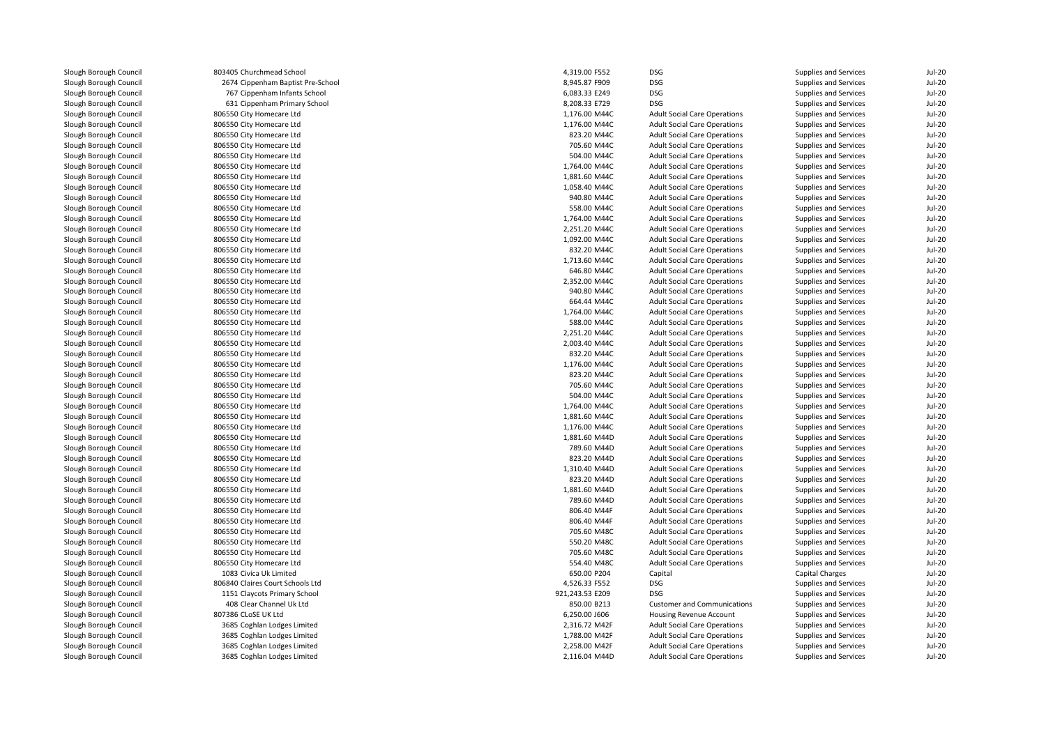| | | | | | |
|---|---|---|---|---|---|
| Slough Borough Council | 803405 Churchmead School | 4,319.00 F552 | DSG | Supplies and Services | Jul-20 |
| Slough Borough Council | 2674 Cippenham Baptist Pre-School | 8,945.87 F909 | DSG | Supplies and Services | Jul-20 |
| Slough Borough Council | 767 Cippenham Infants School | 6,083.33 E249 | DSG | Supplies and Services | Jul-20 |
| Slough Borough Council | 631 Cippenham Primary School | 8,208.33 E729 | DSG | Supplies and Services | Jul-20 |
| Slough Borough Council | 806550 City Homecare Ltd | 1,176.00 M44C | Adult Social Care Operations | Supplies and Services | Jul-20 |
| Slough Borough Council | 806550 City Homecare Ltd | 1,176.00 M44C | Adult Social Care Operations | Supplies and Services | Jul-20 |
| Slough Borough Council | 806550 City Homecare Ltd | 823.20 M44C | Adult Social Care Operations | Supplies and Services | Jul-20 |
| Slough Borough Council | 806550 City Homecare Ltd | 705.60 M44C | Adult Social Care Operations | Supplies and Services | Jul-20 |
| Slough Borough Council | 806550 City Homecare Ltd | 504.00 M44C | Adult Social Care Operations | Supplies and Services | Jul-20 |
| Slough Borough Council | 806550 City Homecare Ltd | 1,764.00 M44C | Adult Social Care Operations | Supplies and Services | Jul-20 |
| Slough Borough Council | 806550 City Homecare Ltd | 1,881.60 M44C | Adult Social Care Operations | Supplies and Services | Jul-20 |
| Slough Borough Council | 806550 City Homecare Ltd | 1,058.40 M44C | Adult Social Care Operations | Supplies and Services | Jul-20 |
| Slough Borough Council | 806550 City Homecare Ltd | 940.80 M44C | Adult Social Care Operations | Supplies and Services | Jul-20 |
| Slough Borough Council | 806550 City Homecare Ltd | 558.00 M44C | Adult Social Care Operations | Supplies and Services | Jul-20 |
| Slough Borough Council | 806550 City Homecare Ltd | 1,764.00 M44C | Adult Social Care Operations | Supplies and Services | Jul-20 |
| Slough Borough Council | 806550 City Homecare Ltd | 2,251.20 M44C | Adult Social Care Operations | Supplies and Services | Jul-20 |
| Slough Borough Council | 806550 City Homecare Ltd | 1,092.00 M44C | Adult Social Care Operations | Supplies and Services | Jul-20 |
| Slough Borough Council | 806550 City Homecare Ltd | 832.20 M44C | Adult Social Care Operations | Supplies and Services | Jul-20 |
| Slough Borough Council | 806550 City Homecare Ltd | 1,713.60 M44C | Adult Social Care Operations | Supplies and Services | Jul-20 |
| Slough Borough Council | 806550 City Homecare Ltd | 646.80 M44C | Adult Social Care Operations | Supplies and Services | Jul-20 |
| Slough Borough Council | 806550 City Homecare Ltd | 2,352.00 M44C | Adult Social Care Operations | Supplies and Services | Jul-20 |
| Slough Borough Council | 806550 City Homecare Ltd | 940.80 M44C | Adult Social Care Operations | Supplies and Services | Jul-20 |
| Slough Borough Council | 806550 City Homecare Ltd | 664.44 M44C | Adult Social Care Operations | Supplies and Services | Jul-20 |
| Slough Borough Council | 806550 City Homecare Ltd | 1,764.00 M44C | Adult Social Care Operations | Supplies and Services | Jul-20 |
| Slough Borough Council | 806550 City Homecare Ltd | 588.00 M44C | Adult Social Care Operations | Supplies and Services | Jul-20 |
| Slough Borough Council | 806550 City Homecare Ltd | 2,251.20 M44C | Adult Social Care Operations | Supplies and Services | Jul-20 |
| Slough Borough Council | 806550 City Homecare Ltd | 2,003.40 M44C | Adult Social Care Operations | Supplies and Services | Jul-20 |
| Slough Borough Council | 806550 City Homecare Ltd | 832.20 M44C | Adult Social Care Operations | Supplies and Services | Jul-20 |
| Slough Borough Council | 806550 City Homecare Ltd | 1,176.00 M44C | Adult Social Care Operations | Supplies and Services | Jul-20 |
| Slough Borough Council | 806550 City Homecare Ltd | 823.20 M44C | Adult Social Care Operations | Supplies and Services | Jul-20 |
| Slough Borough Council | 806550 City Homecare Ltd | 705.60 M44C | Adult Social Care Operations | Supplies and Services | Jul-20 |
| Slough Borough Council | 806550 City Homecare Ltd | 504.00 M44C | Adult Social Care Operations | Supplies and Services | Jul-20 |
| Slough Borough Council | 806550 City Homecare Ltd | 1,764.00 M44C | Adult Social Care Operations | Supplies and Services | Jul-20 |
| Slough Borough Council | 806550 City Homecare Ltd | 1,881.60 M44C | Adult Social Care Operations | Supplies and Services | Jul-20 |
| Slough Borough Council | 806550 City Homecare Ltd | 1,176.00 M44C | Adult Social Care Operations | Supplies and Services | Jul-20 |
| Slough Borough Council | 806550 City Homecare Ltd | 1,881.60 M44D | Adult Social Care Operations | Supplies and Services | Jul-20 |
| Slough Borough Council | 806550 City Homecare Ltd | 789.60 M44D | Adult Social Care Operations | Supplies and Services | Jul-20 |
| Slough Borough Council | 806550 City Homecare Ltd | 823.20 M44D | Adult Social Care Operations | Supplies and Services | Jul-20 |
| Slough Borough Council | 806550 City Homecare Ltd | 1,310.40 M44D | Adult Social Care Operations | Supplies and Services | Jul-20 |
| Slough Borough Council | 806550 City Homecare Ltd | 823.20 M44D | Adult Social Care Operations | Supplies and Services | Jul-20 |
| Slough Borough Council | 806550 City Homecare Ltd | 1,881.60 M44D | Adult Social Care Operations | Supplies and Services | Jul-20 |
| Slough Borough Council | 806550 City Homecare Ltd | 789.60 M44D | Adult Social Care Operations | Supplies and Services | Jul-20 |
| Slough Borough Council | 806550 City Homecare Ltd | 806.40 M44F | Adult Social Care Operations | Supplies and Services | Jul-20 |
| Slough Borough Council | 806550 City Homecare Ltd | 806.40 M44F | Adult Social Care Operations | Supplies and Services | Jul-20 |
| Slough Borough Council | 806550 City Homecare Ltd | 705.60 M48C | Adult Social Care Operations | Supplies and Services | Jul-20 |
| Slough Borough Council | 806550 City Homecare Ltd | 550.20 M48C | Adult Social Care Operations | Supplies and Services | Jul-20 |
| Slough Borough Council | 806550 City Homecare Ltd | 705.60 M48C | Adult Social Care Operations | Supplies and Services | Jul-20 |
| Slough Borough Council | 806550 City Homecare Ltd | 554.40 M48C | Adult Social Care Operations | Supplies and Services | Jul-20 |
| Slough Borough Council | 1083 Civica Uk Limited | 650.00 P204 | Capital | Capital Charges | Jul-20 |
| Slough Borough Council | 806840 Claires Court Schools Ltd | 4,526.33 F552 | DSG | Supplies and Services | Jul-20 |
| Slough Borough Council | 1151 Claycots Primary School | 921,243.53 E209 | DSG | Supplies and Services | Jul-20 |
| Slough Borough Council | 408 Clear Channel Uk Ltd | 850.00 B213 | Customer and Communications | Supplies and Services | Jul-20 |
| Slough Borough Council | 807386 CLoSE UK Ltd | 6,250.00 J606 | Housing Revenue Account | Supplies and Services | Jul-20 |
| Slough Borough Council | 3685 Coghlan Lodges Limited | 2,316.72 M42F | Adult Social Care Operations | Supplies and Services | Jul-20 |
| Slough Borough Council | 3685 Coghlan Lodges Limited | 1,788.00 M42F | Adult Social Care Operations | Supplies and Services | Jul-20 |
| Slough Borough Council | 3685 Coghlan Lodges Limited | 2,258.00 M42F | Adult Social Care Operations | Supplies and Services | Jul-20 |
| Slough Borough Council | 3685 Coghlan Lodges Limited | 2,116.04 M44D | Adult Social Care Operations | Supplies and Services | Jul-20 |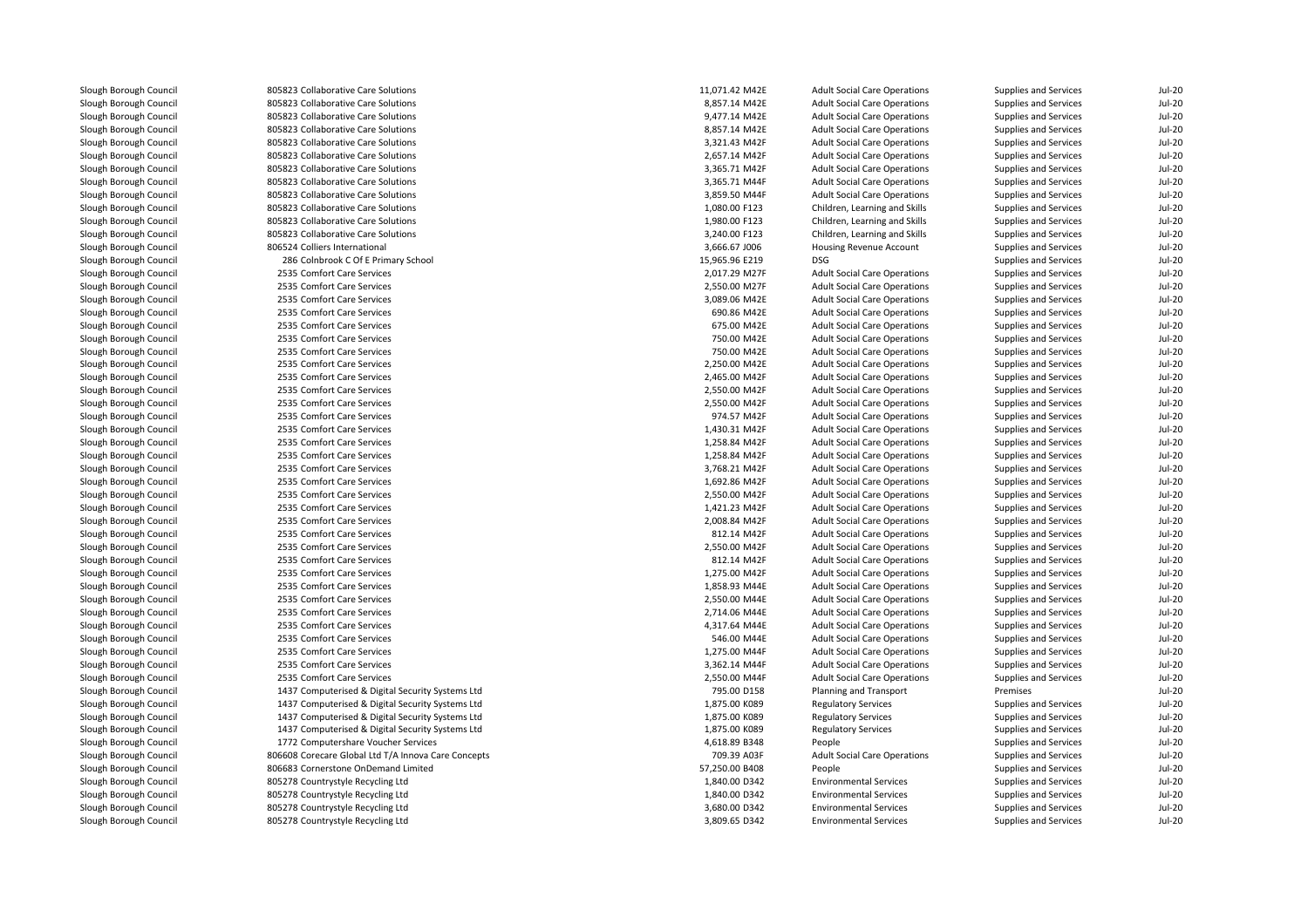| | | | | | | |
|---|---|---|---|---|---|---|
| Slough Borough Council | 805823 Collaborative Care Solutions | 11,071.42 | M42E | Adult Social Care Operations | Supplies and Services | Jul-20 |
| Slough Borough Council | 805823 Collaborative Care Solutions | 8,857.14 | M42E | Adult Social Care Operations | Supplies and Services | Jul-20 |
| Slough Borough Council | 805823 Collaborative Care Solutions | 9,477.14 | M42E | Adult Social Care Operations | Supplies and Services | Jul-20 |
| Slough Borough Council | 805823 Collaborative Care Solutions | 8,857.14 | M42E | Adult Social Care Operations | Supplies and Services | Jul-20 |
| Slough Borough Council | 805823 Collaborative Care Solutions | 3,321.43 | M42F | Adult Social Care Operations | Supplies and Services | Jul-20 |
| Slough Borough Council | 805823 Collaborative Care Solutions | 2,657.14 | M42F | Adult Social Care Operations | Supplies and Services | Jul-20 |
| Slough Borough Council | 805823 Collaborative Care Solutions | 3,365.71 | M42F | Adult Social Care Operations | Supplies and Services | Jul-20 |
| Slough Borough Council | 805823 Collaborative Care Solutions | 3,365.71 | M44F | Adult Social Care Operations | Supplies and Services | Jul-20 |
| Slough Borough Council | 805823 Collaborative Care Solutions | 3,859.50 | M44F | Adult Social Care Operations | Supplies and Services | Jul-20 |
| Slough Borough Council | 805823 Collaborative Care Solutions | 1,080.00 | F123 | Children, Learning and Skills | Supplies and Services | Jul-20 |
| Slough Borough Council | 805823 Collaborative Care Solutions | 1,980.00 | F123 | Children, Learning and Skills | Supplies and Services | Jul-20 |
| Slough Borough Council | 805823 Collaborative Care Solutions | 3,240.00 | F123 | Children, Learning and Skills | Supplies and Services | Jul-20 |
| Slough Borough Council | 806524 Colliers International | 3,666.67 | J006 | Housing Revenue Account | Supplies and Services | Jul-20 |
| Slough Borough Council | 286 Colnbrook C Of E Primary School | 15,965.96 | E219 | DSG | Supplies and Services | Jul-20 |
| Slough Borough Council | 2535 Comfort Care Services | 2,017.29 | M27F | Adult Social Care Operations | Supplies and Services | Jul-20 |
| Slough Borough Council | 2535 Comfort Care Services | 2,550.00 | M27F | Adult Social Care Operations | Supplies and Services | Jul-20 |
| Slough Borough Council | 2535 Comfort Care Services | 3,089.06 | M42E | Adult Social Care Operations | Supplies and Services | Jul-20 |
| Slough Borough Council | 2535 Comfort Care Services | 690.86 | M42E | Adult Social Care Operations | Supplies and Services | Jul-20 |
| Slough Borough Council | 2535 Comfort Care Services | 675.00 | M42E | Adult Social Care Operations | Supplies and Services | Jul-20 |
| Slough Borough Council | 2535 Comfort Care Services | 750.00 | M42E | Adult Social Care Operations | Supplies and Services | Jul-20 |
| Slough Borough Council | 2535 Comfort Care Services | 750.00 | M42E | Adult Social Care Operations | Supplies and Services | Jul-20 |
| Slough Borough Council | 2535 Comfort Care Services | 2,250.00 | M42E | Adult Social Care Operations | Supplies and Services | Jul-20 |
| Slough Borough Council | 2535 Comfort Care Services | 2,465.00 | M42F | Adult Social Care Operations | Supplies and Services | Jul-20 |
| Slough Borough Council | 2535 Comfort Care Services | 2,550.00 | M42F | Adult Social Care Operations | Supplies and Services | Jul-20 |
| Slough Borough Council | 2535 Comfort Care Services | 2,550.00 | M42F | Adult Social Care Operations | Supplies and Services | Jul-20 |
| Slough Borough Council | 2535 Comfort Care Services | 974.57 | M42F | Adult Social Care Operations | Supplies and Services | Jul-20 |
| Slough Borough Council | 2535 Comfort Care Services | 1,430.31 | M42F | Adult Social Care Operations | Supplies and Services | Jul-20 |
| Slough Borough Council | 2535 Comfort Care Services | 1,258.84 | M42F | Adult Social Care Operations | Supplies and Services | Jul-20 |
| Slough Borough Council | 2535 Comfort Care Services | 1,258.84 | M42F | Adult Social Care Operations | Supplies and Services | Jul-20 |
| Slough Borough Council | 2535 Comfort Care Services | 3,768.21 | M42F | Adult Social Care Operations | Supplies and Services | Jul-20 |
| Slough Borough Council | 2535 Comfort Care Services | 1,692.86 | M42F | Adult Social Care Operations | Supplies and Services | Jul-20 |
| Slough Borough Council | 2535 Comfort Care Services | 2,550.00 | M42F | Adult Social Care Operations | Supplies and Services | Jul-20 |
| Slough Borough Council | 2535 Comfort Care Services | 1,421.23 | M42F | Adult Social Care Operations | Supplies and Services | Jul-20 |
| Slough Borough Council | 2535 Comfort Care Services | 2,008.84 | M42F | Adult Social Care Operations | Supplies and Services | Jul-20 |
| Slough Borough Council | 2535 Comfort Care Services | 812.14 | M42F | Adult Social Care Operations | Supplies and Services | Jul-20 |
| Slough Borough Council | 2535 Comfort Care Services | 2,550.00 | M42F | Adult Social Care Operations | Supplies and Services | Jul-20 |
| Slough Borough Council | 2535 Comfort Care Services | 812.14 | M42F | Adult Social Care Operations | Supplies and Services | Jul-20 |
| Slough Borough Council | 2535 Comfort Care Services | 1,275.00 | M42F | Adult Social Care Operations | Supplies and Services | Jul-20 |
| Slough Borough Council | 2535 Comfort Care Services | 1,858.93 | M44E | Adult Social Care Operations | Supplies and Services | Jul-20 |
| Slough Borough Council | 2535 Comfort Care Services | 2,550.00 | M44E | Adult Social Care Operations | Supplies and Services | Jul-20 |
| Slough Borough Council | 2535 Comfort Care Services | 2,714.06 | M44E | Adult Social Care Operations | Supplies and Services | Jul-20 |
| Slough Borough Council | 2535 Comfort Care Services | 4,317.64 | M44E | Adult Social Care Operations | Supplies and Services | Jul-20 |
| Slough Borough Council | 2535 Comfort Care Services | 546.00 | M44E | Adult Social Care Operations | Supplies and Services | Jul-20 |
| Slough Borough Council | 2535 Comfort Care Services | 1,275.00 | M44F | Adult Social Care Operations | Supplies and Services | Jul-20 |
| Slough Borough Council | 2535 Comfort Care Services | 3,362.14 | M44F | Adult Social Care Operations | Supplies and Services | Jul-20 |
| Slough Borough Council | 2535 Comfort Care Services | 2,550.00 | M44F | Adult Social Care Operations | Supplies and Services | Jul-20 |
| Slough Borough Council | 1437 Computerised & Digital Security Systems Ltd | 795.00 | D158 | Planning and Transport | Premises | Jul-20 |
| Slough Borough Council | 1437 Computerised & Digital Security Systems Ltd | 1,875.00 | K089 | Regulatory Services | Supplies and Services | Jul-20 |
| Slough Borough Council | 1437 Computerised & Digital Security Systems Ltd | 1,875.00 | K089 | Regulatory Services | Supplies and Services | Jul-20 |
| Slough Borough Council | 1437 Computerised & Digital Security Systems Ltd | 1,875.00 | K089 | Regulatory Services | Supplies and Services | Jul-20 |
| Slough Borough Council | 1772 Computershare Voucher Services | 4,618.89 | B348 | People | Supplies and Services | Jul-20 |
| Slough Borough Council | 806608 Corecare Global Ltd T/A Innova Care Concepts | 709.39 | A03F | Adult Social Care Operations | Supplies and Services | Jul-20 |
| Slough Borough Council | 806683 Cornerstone OnDemand Limited | 57,250.00 | B408 | People | Supplies and Services | Jul-20 |
| Slough Borough Council | 805278 Countrystyle Recycling Ltd | 1,840.00 | D342 | Environmental Services | Supplies and Services | Jul-20 |
| Slough Borough Council | 805278 Countrystyle Recycling Ltd | 1,840.00 | D342 | Environmental Services | Supplies and Services | Jul-20 |
| Slough Borough Council | 805278 Countrystyle Recycling Ltd | 3,680.00 | D342 | Environmental Services | Supplies and Services | Jul-20 |
| Slough Borough Council | 805278 Countrystyle Recycling Ltd | 3,809.65 | D342 | Environmental Services | Supplies and Services | Jul-20 |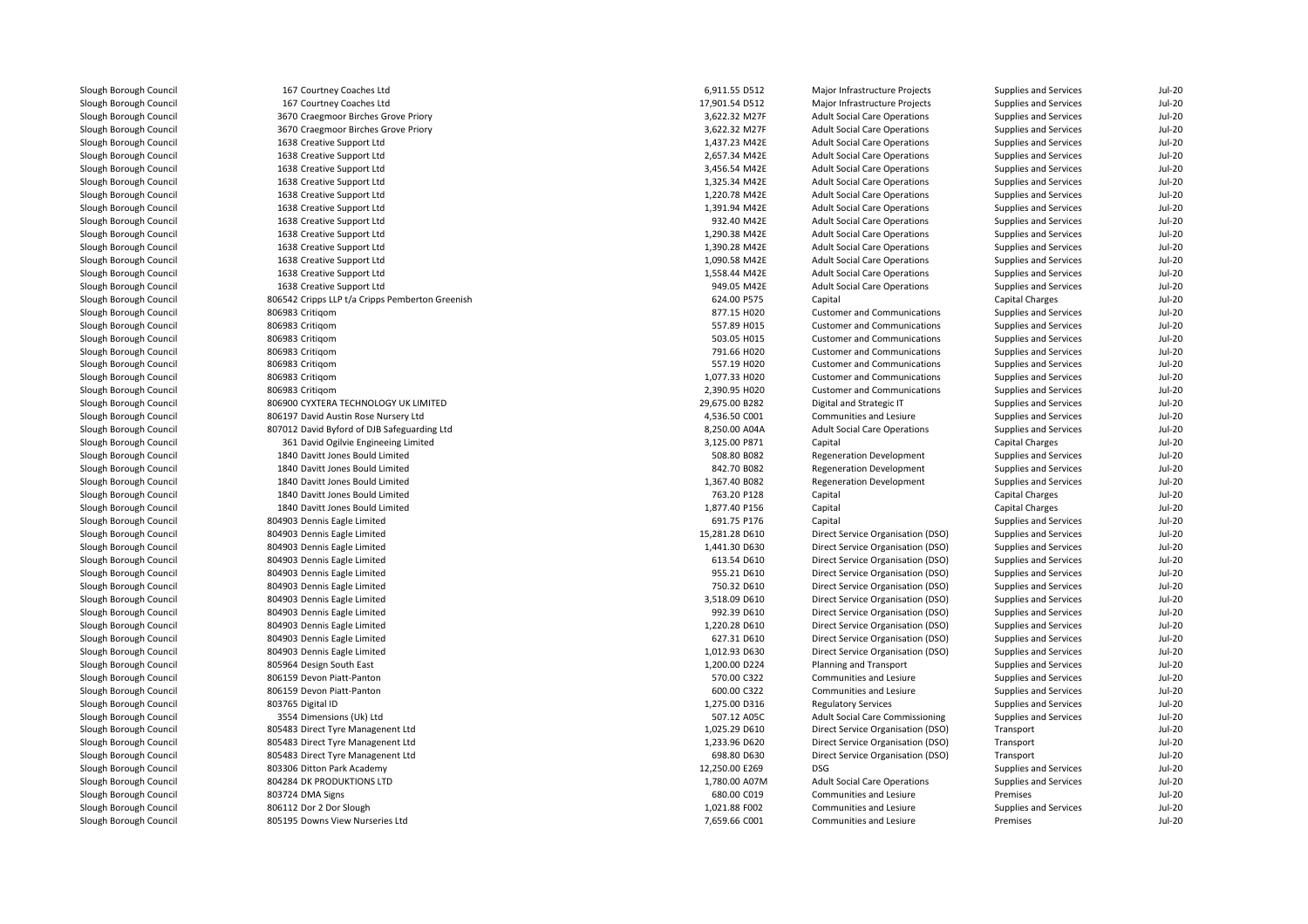| | | | | | | |
|---|---|---|---|---|---|---|
| Slough Borough Council | 167 Courtney Coaches Ltd | 6,911.55 D512 | Major Infrastructure Projects | Supplies and Services | Jul-20 |
| Slough Borough Council | 167 Courtney Coaches Ltd | 17,901.54 D512 | Major Infrastructure Projects | Supplies and Services | Jul-20 |
| Slough Borough Council | 3670 Craegmoor Birches Grove Priory | 3,622.32 M27F | Adult Social Care Operations | Supplies and Services | Jul-20 |
| Slough Borough Council | 3670 Craegmoor Birches Grove Priory | 3,622.32 M27F | Adult Social Care Operations | Supplies and Services | Jul-20 |
| Slough Borough Council | 1638 Creative Support Ltd | 1,437.23 M42E | Adult Social Care Operations | Supplies and Services | Jul-20 |
| Slough Borough Council | 1638 Creative Support Ltd | 2,657.34 M42E | Adult Social Care Operations | Supplies and Services | Jul-20 |
| Slough Borough Council | 1638 Creative Support Ltd | 3,456.54 M42E | Adult Social Care Operations | Supplies and Services | Jul-20 |
| Slough Borough Council | 1638 Creative Support Ltd | 1,325.34 M42E | Adult Social Care Operations | Supplies and Services | Jul-20 |
| Slough Borough Council | 1638 Creative Support Ltd | 1,220.78 M42E | Adult Social Care Operations | Supplies and Services | Jul-20 |
| Slough Borough Council | 1638 Creative Support Ltd | 1,391.94 M42E | Adult Social Care Operations | Supplies and Services | Jul-20 |
| Slough Borough Council | 1638 Creative Support Ltd | 932.40 M42E | Adult Social Care Operations | Supplies and Services | Jul-20 |
| Slough Borough Council | 1638 Creative Support Ltd | 1,290.38 M42E | Adult Social Care Operations | Supplies and Services | Jul-20 |
| Slough Borough Council | 1638 Creative Support Ltd | 1,390.28 M42E | Adult Social Care Operations | Supplies and Services | Jul-20 |
| Slough Borough Council | 1638 Creative Support Ltd | 1,090.58 M42E | Adult Social Care Operations | Supplies and Services | Jul-20 |
| Slough Borough Council | 1638 Creative Support Ltd | 1,558.44 M42E | Adult Social Care Operations | Supplies and Services | Jul-20 |
| Slough Borough Council | 1638 Creative Support Ltd | 949.05 M42E | Adult Social Care Operations | Supplies and Services | Jul-20 |
| Slough Borough Council | 806542 Cripps LLP t/a Cripps Pemberton Greenish | 624.00 P575 | Capital | Capital Charges | Jul-20 |
| Slough Borough Council | 806983 Critiqom | 877.15 H020 | Customer and Communications | Supplies and Services | Jul-20 |
| Slough Borough Council | 806983 Critiqom | 557.89 H015 | Customer and Communications | Supplies and Services | Jul-20 |
| Slough Borough Council | 806983 Critiqom | 503.05 H015 | Customer and Communications | Supplies and Services | Jul-20 |
| Slough Borough Council | 806983 Critiqom | 791.66 H020 | Customer and Communications | Supplies and Services | Jul-20 |
| Slough Borough Council | 806983 Critiqom | 557.19 H020 | Customer and Communications | Supplies and Services | Jul-20 |
| Slough Borough Council | 806983 Critiqom | 1,077.33 H020 | Customer and Communications | Supplies and Services | Jul-20 |
| Slough Borough Council | 806983 Critiqom | 2,390.95 H020 | Customer and Communications | Supplies and Services | Jul-20 |
| Slough Borough Council | 806900 CYXTERA TECHNOLOGY UK LIMITED | 29,675.00 B282 | Digital and Strategic IT | Supplies and Services | Jul-20 |
| Slough Borough Council | 806197 David Austin Rose Nursery Ltd | 4,536.50 C001 | Communities and Lesiure | Supplies and Services | Jul-20 |
| Slough Borough Council | 807012 David Byford of DJB Safeguarding Ltd | 8,250.00 A04A | Adult Social Care Operations | Supplies and Services | Jul-20 |
| Slough Borough Council | 361 David Ogilvie Engineeing Limited | 3,125.00 P871 | Capital | Capital Charges | Jul-20 |
| Slough Borough Council | 1840 Davitt Jones Bould Limited | 508.80 B082 | Regeneration Development | Supplies and Services | Jul-20 |
| Slough Borough Council | 1840 Davitt Jones Bould Limited | 842.70 B082 | Regeneration Development | Supplies and Services | Jul-20 |
| Slough Borough Council | 1840 Davitt Jones Bould Limited | 1,367.40 B082 | Regeneration Development | Supplies and Services | Jul-20 |
| Slough Borough Council | 1840 Davitt Jones Bould Limited | 763.20 P128 | Capital | Capital Charges | Jul-20 |
| Slough Borough Council | 1840 Davitt Jones Bould Limited | 1,877.40 P156 | Capital | Capital Charges | Jul-20 |
| Slough Borough Council | 804903 Dennis Eagle Limited | 691.75 P176 | Capital | Supplies and Services | Jul-20 |
| Slough Borough Council | 804903 Dennis Eagle Limited | 15,281.28 D610 | Direct Service Organisation (DSO) | Supplies and Services | Jul-20 |
| Slough Borough Council | 804903 Dennis Eagle Limited | 1,441.30 D630 | Direct Service Organisation (DSO) | Supplies and Services | Jul-20 |
| Slough Borough Council | 804903 Dennis Eagle Limited | 613.54 D610 | Direct Service Organisation (DSO) | Supplies and Services | Jul-20 |
| Slough Borough Council | 804903 Dennis Eagle Limited | 955.21 D610 | Direct Service Organisation (DSO) | Supplies and Services | Jul-20 |
| Slough Borough Council | 804903 Dennis Eagle Limited | 750.32 D610 | Direct Service Organisation (DSO) | Supplies and Services | Jul-20 |
| Slough Borough Council | 804903 Dennis Eagle Limited | 3,518.09 D610 | Direct Service Organisation (DSO) | Supplies and Services | Jul-20 |
| Slough Borough Council | 804903 Dennis Eagle Limited | 992.39 D610 | Direct Service Organisation (DSO) | Supplies and Services | Jul-20 |
| Slough Borough Council | 804903 Dennis Eagle Limited | 1,220.28 D610 | Direct Service Organisation (DSO) | Supplies and Services | Jul-20 |
| Slough Borough Council | 804903 Dennis Eagle Limited | 627.31 D610 | Direct Service Organisation (DSO) | Supplies and Services | Jul-20 |
| Slough Borough Council | 804903 Dennis Eagle Limited | 1,012.93 D630 | Direct Service Organisation (DSO) | Supplies and Services | Jul-20 |
| Slough Borough Council | 805964 Design South East | 1,200.00 D224 | Planning and Transport | Supplies and Services | Jul-20 |
| Slough Borough Council | 806159 Devon Piatt-Panton | 570.00 C322 | Communities and Lesiure | Supplies and Services | Jul-20 |
| Slough Borough Council | 806159 Devon Piatt-Panton | 600.00 C322 | Communities and Lesiure | Supplies and Services | Jul-20 |
| Slough Borough Council | 803765 Digital ID | 1,275.00 D316 | Regulatory Services | Supplies and Services | Jul-20 |
| Slough Borough Council | 3554 Dimensions (Uk) Ltd | 507.12 A05C | Adult Social Care Commissioning | Supplies and Services | Jul-20 |
| Slough Borough Council | 805483 Direct Tyre Managenent Ltd | 1,025.29 D610 | Direct Service Organisation (DSO) | Transport | Jul-20 |
| Slough Borough Council | 805483 Direct Tyre Managenent Ltd | 1,233.96 D620 | Direct Service Organisation (DSO) | Transport | Jul-20 |
| Slough Borough Council | 805483 Direct Tyre Managenent Ltd | 698.80 D630 | Direct Service Organisation (DSO) | Transport | Jul-20 |
| Slough Borough Council | 803306 Ditton Park Academy | 12,250.00 E269 | DSG | Supplies and Services | Jul-20 |
| Slough Borough Council | 804284 DK PRODUKTIONS LTD | 1,780.00 A07M | Adult Social Care Operations | Supplies and Services | Jul-20 |
| Slough Borough Council | 803724 DMA Signs | 680.00 C019 | Communities and Lesiure | Premises | Jul-20 |
| Slough Borough Council | 806112 Dor 2 Dor Slough | 1,021.88 F002 | Communities and Lesiure | Supplies and Services | Jul-20 |
| Slough Borough Council | 805195 Downs View Nurseries Ltd | 7,659.66 C001 | Communities and Lesiure | Premises | Jul-20 |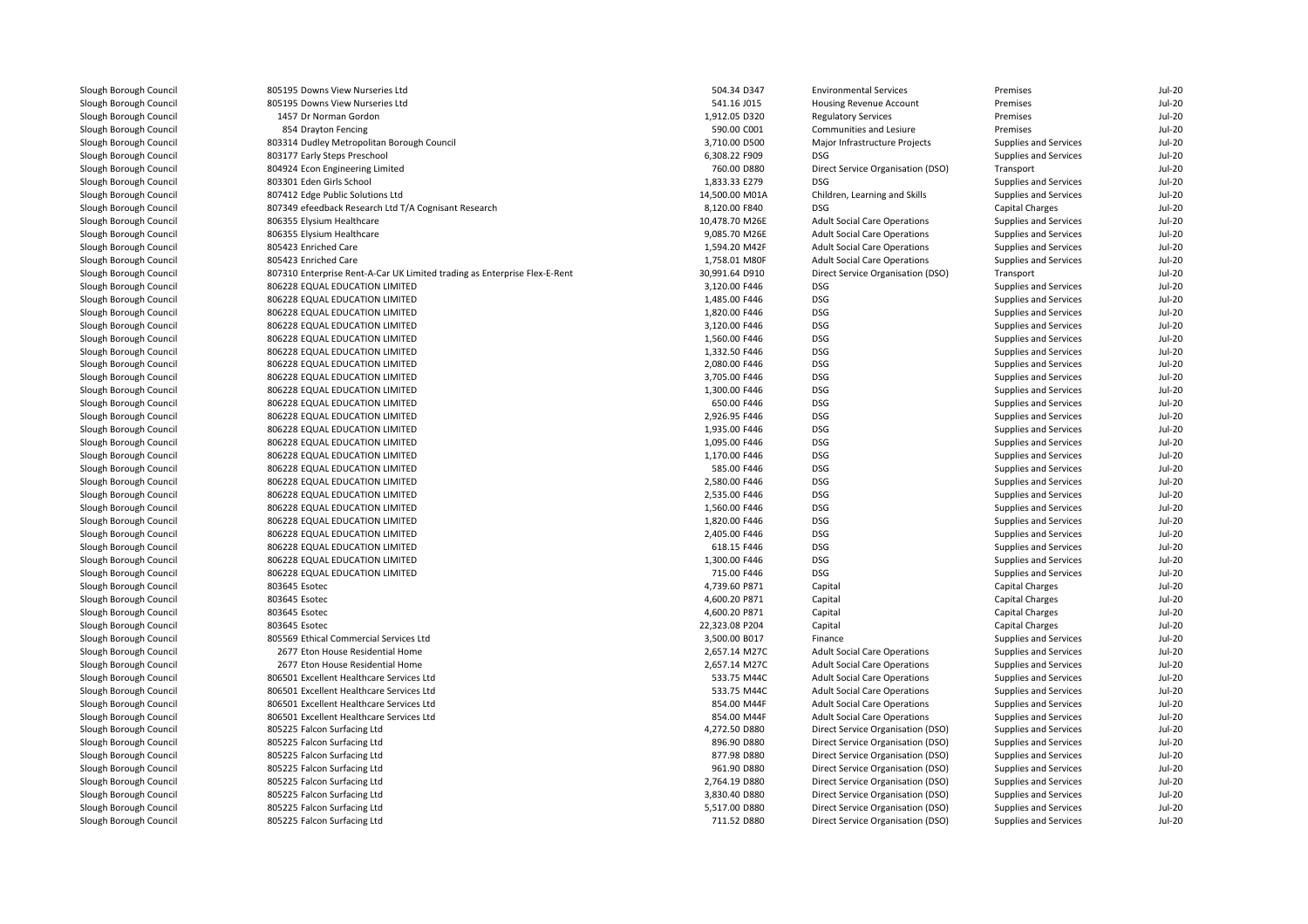| | | | | | | |
|---|---|---|---|---|---|---|
| Slough Borough Council | 805195 Downs View Nurseries Ltd | 504.34 D347 | Environmental Services | Premises | Jul-20 |
| Slough Borough Council | 805195 Downs View Nurseries Ltd | 541.16 J015 | Housing Revenue Account | Premises | Jul-20 |
| Slough Borough Council | 1457 Dr Norman Gordon | 1,912.05 D320 | Regulatory Services | Premises | Jul-20 |
| Slough Borough Council | 854 Drayton Fencing | 590.00 C001 | Communities and Lesiure | Premises | Jul-20 |
| Slough Borough Council | 803314 Dudley Metropolitan Borough Council | 3,710.00 D500 | Major Infrastructure Projects | Supplies and Services | Jul-20 |
| Slough Borough Council | 803177 Early Steps Preschool | 6,308.22 F909 | DSG | Supplies and Services | Jul-20 |
| Slough Borough Council | 804924 Econ Engineering Limited | 760.00 D880 | Direct Service Organisation (DSO) | Transport | Jul-20 |
| Slough Borough Council | 803301 Eden Girls School | 1,833.33 E279 | DSG | Supplies and Services | Jul-20 |
| Slough Borough Council | 807412 Edge Public Solutions Ltd | 14,500.00 M01A | Children, Learning and Skills | Supplies and Services | Jul-20 |
| Slough Borough Council | 807349 efeedback Research Ltd T/A Cognisant Research | 8,120.00 F840 | DSG | Capital Charges | Jul-20 |
| Slough Borough Council | 806355 Elysium Healthcare | 10,478.70 M26E | Adult Social Care Operations | Supplies and Services | Jul-20 |
| Slough Borough Council | 806355 Elysium Healthcare | 9,085.70 M26E | Adult Social Care Operations | Supplies and Services | Jul-20 |
| Slough Borough Council | 805423 Enriched Care | 1,594.20 M42F | Adult Social Care Operations | Supplies and Services | Jul-20 |
| Slough Borough Council | 805423 Enriched Care | 1,758.01 M80F | Adult Social Care Operations | Supplies and Services | Jul-20 |
| Slough Borough Council | 807310 Enterprise Rent-A-Car UK Limited trading as Enterprise Flex-E-Rent | 30,991.64 D910 | Direct Service Organisation (DSO) | Transport | Jul-20 |
| Slough Borough Council | 806228 EQUAL EDUCATION LIMITED | 3,120.00 F446 | DSG | Supplies and Services | Jul-20 |
| Slough Borough Council | 806228 EQUAL EDUCATION LIMITED | 1,485.00 F446 | DSG | Supplies and Services | Jul-20 |
| Slough Borough Council | 806228 EQUAL EDUCATION LIMITED | 1,820.00 F446 | DSG | Supplies and Services | Jul-20 |
| Slough Borough Council | 806228 EQUAL EDUCATION LIMITED | 3,120.00 F446 | DSG | Supplies and Services | Jul-20 |
| Slough Borough Council | 806228 EQUAL EDUCATION LIMITED | 1,560.00 F446 | DSG | Supplies and Services | Jul-20 |
| Slough Borough Council | 806228 EQUAL EDUCATION LIMITED | 1,332.50 F446 | DSG | Supplies and Services | Jul-20 |
| Slough Borough Council | 806228 EQUAL EDUCATION LIMITED | 2,080.00 F446 | DSG | Supplies and Services | Jul-20 |
| Slough Borough Council | 806228 EQUAL EDUCATION LIMITED | 3,705.00 F446 | DSG | Supplies and Services | Jul-20 |
| Slough Borough Council | 806228 EQUAL EDUCATION LIMITED | 1,300.00 F446 | DSG | Supplies and Services | Jul-20 |
| Slough Borough Council | 806228 EQUAL EDUCATION LIMITED | 650.00 F446 | DSG | Supplies and Services | Jul-20 |
| Slough Borough Council | 806228 EQUAL EDUCATION LIMITED | 2,926.95 F446 | DSG | Supplies and Services | Jul-20 |
| Slough Borough Council | 806228 EQUAL EDUCATION LIMITED | 1,935.00 F446 | DSG | Supplies and Services | Jul-20 |
| Slough Borough Council | 806228 EQUAL EDUCATION LIMITED | 1,095.00 F446 | DSG | Supplies and Services | Jul-20 |
| Slough Borough Council | 806228 EQUAL EDUCATION LIMITED | 1,170.00 F446 | DSG | Supplies and Services | Jul-20 |
| Slough Borough Council | 806228 EQUAL EDUCATION LIMITED | 585.00 F446 | DSG | Supplies and Services | Jul-20 |
| Slough Borough Council | 806228 EQUAL EDUCATION LIMITED | 2,580.00 F446 | DSG | Supplies and Services | Jul-20 |
| Slough Borough Council | 806228 EQUAL EDUCATION LIMITED | 2,535.00 F446 | DSG | Supplies and Services | Jul-20 |
| Slough Borough Council | 806228 EQUAL EDUCATION LIMITED | 1,560.00 F446 | DSG | Supplies and Services | Jul-20 |
| Slough Borough Council | 806228 EQUAL EDUCATION LIMITED | 1,820.00 F446 | DSG | Supplies and Services | Jul-20 |
| Slough Borough Council | 806228 EQUAL EDUCATION LIMITED | 2,405.00 F446 | DSG | Supplies and Services | Jul-20 |
| Slough Borough Council | 806228 EQUAL EDUCATION LIMITED | 618.15 F446 | DSG | Supplies and Services | Jul-20 |
| Slough Borough Council | 806228 EQUAL EDUCATION LIMITED | 1,300.00 F446 | DSG | Supplies and Services | Jul-20 |
| Slough Borough Council | 806228 EQUAL EDUCATION LIMITED | 715.00 F446 | DSG | Supplies and Services | Jul-20 |
| Slough Borough Council | 803645 Esotec | 4,739.60 P871 | Capital | Capital Charges | Jul-20 |
| Slough Borough Council | 803645 Esotec | 4,600.20 P871 | Capital | Capital Charges | Jul-20 |
| Slough Borough Council | 803645 Esotec | 4,600.20 P871 | Capital | Capital Charges | Jul-20 |
| Slough Borough Council | 803645 Esotec | 22,323.08 P204 | Capital | Capital Charges | Jul-20 |
| Slough Borough Council | 805569 Ethical Commercial Services Ltd | 3,500.00 B017 | Finance | Supplies and Services | Jul-20 |
| Slough Borough Council | 2677 Eton House Residential Home | 2,657.14 M27C | Adult Social Care Operations | Supplies and Services | Jul-20 |
| Slough Borough Council | 2677 Eton House Residential Home | 2,657.14 M27C | Adult Social Care Operations | Supplies and Services | Jul-20 |
| Slough Borough Council | 806501 Excellent Healthcare Services Ltd | 533.75 M44C | Adult Social Care Operations | Supplies and Services | Jul-20 |
| Slough Borough Council | 806501 Excellent Healthcare Services Ltd | 533.75 M44C | Adult Social Care Operations | Supplies and Services | Jul-20 |
| Slough Borough Council | 806501 Excellent Healthcare Services Ltd | 854.00 M44F | Adult Social Care Operations | Supplies and Services | Jul-20 |
| Slough Borough Council | 806501 Excellent Healthcare Services Ltd | 854.00 M44F | Adult Social Care Operations | Supplies and Services | Jul-20 |
| Slough Borough Council | 805225 Falcon Surfacing Ltd | 4,272.50 D880 | Direct Service Organisation (DSO) | Supplies and Services | Jul-20 |
| Slough Borough Council | 805225 Falcon Surfacing Ltd | 896.90 D880 | Direct Service Organisation (DSO) | Supplies and Services | Jul-20 |
| Slough Borough Council | 805225 Falcon Surfacing Ltd | 877.98 D880 | Direct Service Organisation (DSO) | Supplies and Services | Jul-20 |
| Slough Borough Council | 805225 Falcon Surfacing Ltd | 961.90 D880 | Direct Service Organisation (DSO) | Supplies and Services | Jul-20 |
| Slough Borough Council | 805225 Falcon Surfacing Ltd | 2,764.19 D880 | Direct Service Organisation (DSO) | Supplies and Services | Jul-20 |
| Slough Borough Council | 805225 Falcon Surfacing Ltd | 3,830.40 D880 | Direct Service Organisation (DSO) | Supplies and Services | Jul-20 |
| Slough Borough Council | 805225 Falcon Surfacing Ltd | 5,517.00 D880 | Direct Service Organisation (DSO) | Supplies and Services | Jul-20 |
| Slough Borough Council | 805225 Falcon Surfacing Ltd | 711.52 D880 | Direct Service Organisation (DSO) | Supplies and Services | Jul-20 |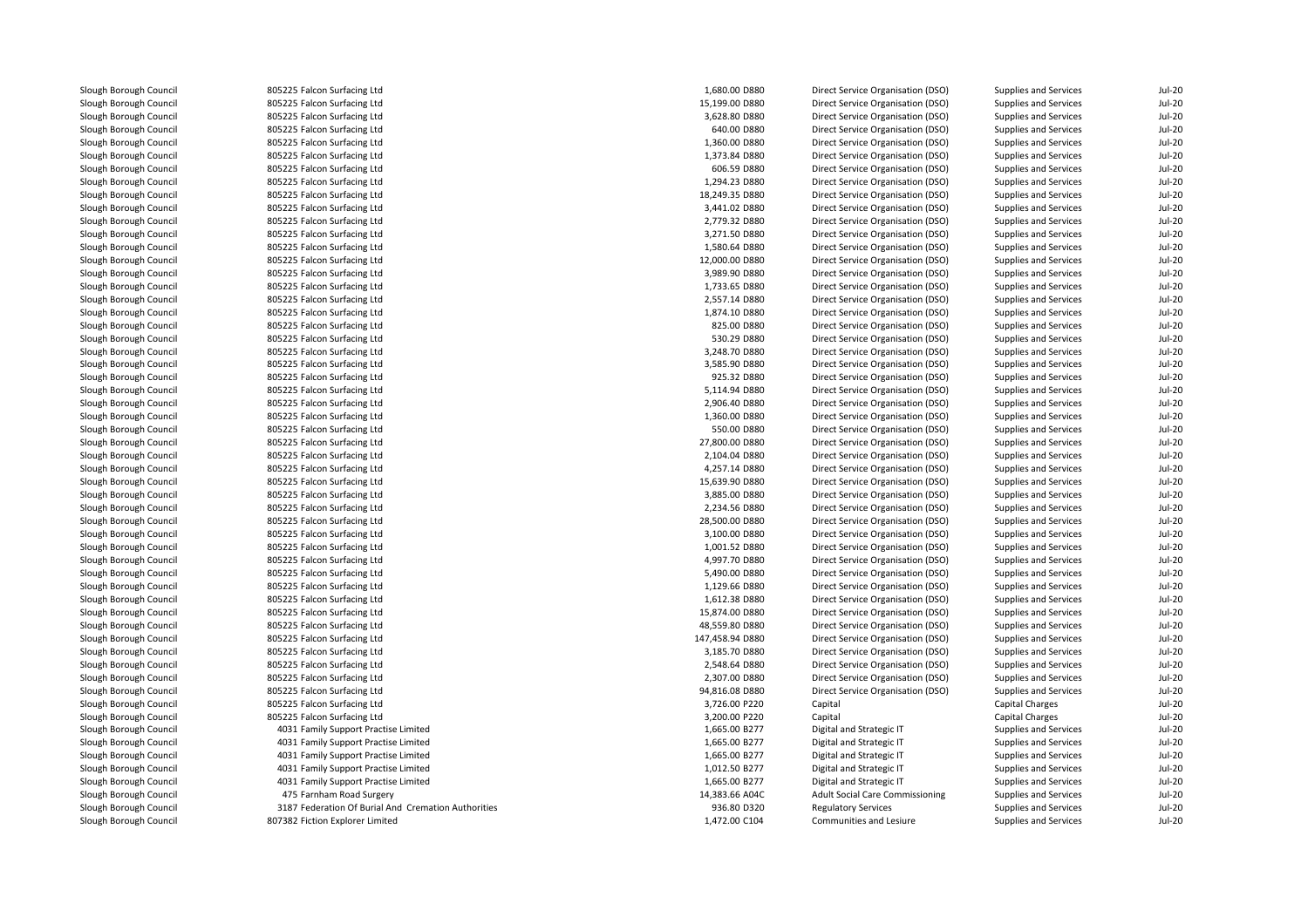| | | | | | | |
|---|---|---|---|---|---|---|
| Slough Borough Council | 805225 Falcon Surfacing Ltd | 1,680.00 D880 | Direct Service Organisation (DSO) | Supplies and Services | Jul-20 |
| Slough Borough Council | 805225 Falcon Surfacing Ltd | 15,199.00 D880 | Direct Service Organisation (DSO) | Supplies and Services | Jul-20 |
| Slough Borough Council | 805225 Falcon Surfacing Ltd | 3,628.80 D880 | Direct Service Organisation (DSO) | Supplies and Services | Jul-20 |
| Slough Borough Council | 805225 Falcon Surfacing Ltd | 640.00 D880 | Direct Service Organisation (DSO) | Supplies and Services | Jul-20 |
| Slough Borough Council | 805225 Falcon Surfacing Ltd | 1,360.00 D880 | Direct Service Organisation (DSO) | Supplies and Services | Jul-20 |
| Slough Borough Council | 805225 Falcon Surfacing Ltd | 1,373.84 D880 | Direct Service Organisation (DSO) | Supplies and Services | Jul-20 |
| Slough Borough Council | 805225 Falcon Surfacing Ltd | 606.59 D880 | Direct Service Organisation (DSO) | Supplies and Services | Jul-20 |
| Slough Borough Council | 805225 Falcon Surfacing Ltd | 1,294.23 D880 | Direct Service Organisation (DSO) | Supplies and Services | Jul-20 |
| Slough Borough Council | 805225 Falcon Surfacing Ltd | 18,249.35 D880 | Direct Service Organisation (DSO) | Supplies and Services | Jul-20 |
| Slough Borough Council | 805225 Falcon Surfacing Ltd | 3,441.02 D880 | Direct Service Organisation (DSO) | Supplies and Services | Jul-20 |
| Slough Borough Council | 805225 Falcon Surfacing Ltd | 2,779.32 D880 | Direct Service Organisation (DSO) | Supplies and Services | Jul-20 |
| Slough Borough Council | 805225 Falcon Surfacing Ltd | 3,271.50 D880 | Direct Service Organisation (DSO) | Supplies and Services | Jul-20 |
| Slough Borough Council | 805225 Falcon Surfacing Ltd | 1,580.64 D880 | Direct Service Organisation (DSO) | Supplies and Services | Jul-20 |
| Slough Borough Council | 805225 Falcon Surfacing Ltd | 12,000.00 D880 | Direct Service Organisation (DSO) | Supplies and Services | Jul-20 |
| Slough Borough Council | 805225 Falcon Surfacing Ltd | 3,989.90 D880 | Direct Service Organisation (DSO) | Supplies and Services | Jul-20 |
| Slough Borough Council | 805225 Falcon Surfacing Ltd | 1,733.65 D880 | Direct Service Organisation (DSO) | Supplies and Services | Jul-20 |
| Slough Borough Council | 805225 Falcon Surfacing Ltd | 2,557.14 D880 | Direct Service Organisation (DSO) | Supplies and Services | Jul-20 |
| Slough Borough Council | 805225 Falcon Surfacing Ltd | 1,874.10 D880 | Direct Service Organisation (DSO) | Supplies and Services | Jul-20 |
| Slough Borough Council | 805225 Falcon Surfacing Ltd | 825.00 D880 | Direct Service Organisation (DSO) | Supplies and Services | Jul-20 |
| Slough Borough Council | 805225 Falcon Surfacing Ltd | 530.29 D880 | Direct Service Organisation (DSO) | Supplies and Services | Jul-20 |
| Slough Borough Council | 805225 Falcon Surfacing Ltd | 3,248.70 D880 | Direct Service Organisation (DSO) | Supplies and Services | Jul-20 |
| Slough Borough Council | 805225 Falcon Surfacing Ltd | 3,585.90 D880 | Direct Service Organisation (DSO) | Supplies and Services | Jul-20 |
| Slough Borough Council | 805225 Falcon Surfacing Ltd | 925.32 D880 | Direct Service Organisation (DSO) | Supplies and Services | Jul-20 |
| Slough Borough Council | 805225 Falcon Surfacing Ltd | 5,114.94 D880 | Direct Service Organisation (DSO) | Supplies and Services | Jul-20 |
| Slough Borough Council | 805225 Falcon Surfacing Ltd | 2,906.40 D880 | Direct Service Organisation (DSO) | Supplies and Services | Jul-20 |
| Slough Borough Council | 805225 Falcon Surfacing Ltd | 1,360.00 D880 | Direct Service Organisation (DSO) | Supplies and Services | Jul-20 |
| Slough Borough Council | 805225 Falcon Surfacing Ltd | 550.00 D880 | Direct Service Organisation (DSO) | Supplies and Services | Jul-20 |
| Slough Borough Council | 805225 Falcon Surfacing Ltd | 27,800.00 D880 | Direct Service Organisation (DSO) | Supplies and Services | Jul-20 |
| Slough Borough Council | 805225 Falcon Surfacing Ltd | 2,104.04 D880 | Direct Service Organisation (DSO) | Supplies and Services | Jul-20 |
| Slough Borough Council | 805225 Falcon Surfacing Ltd | 4,257.14 D880 | Direct Service Organisation (DSO) | Supplies and Services | Jul-20 |
| Slough Borough Council | 805225 Falcon Surfacing Ltd | 15,639.90 D880 | Direct Service Organisation (DSO) | Supplies and Services | Jul-20 |
| Slough Borough Council | 805225 Falcon Surfacing Ltd | 3,885.00 D880 | Direct Service Organisation (DSO) | Supplies and Services | Jul-20 |
| Slough Borough Council | 805225 Falcon Surfacing Ltd | 2,234.56 D880 | Direct Service Organisation (DSO) | Supplies and Services | Jul-20 |
| Slough Borough Council | 805225 Falcon Surfacing Ltd | 28,500.00 D880 | Direct Service Organisation (DSO) | Supplies and Services | Jul-20 |
| Slough Borough Council | 805225 Falcon Surfacing Ltd | 3,100.00 D880 | Direct Service Organisation (DSO) | Supplies and Services | Jul-20 |
| Slough Borough Council | 805225 Falcon Surfacing Ltd | 1,001.52 D880 | Direct Service Organisation (DSO) | Supplies and Services | Jul-20 |
| Slough Borough Council | 805225 Falcon Surfacing Ltd | 4,997.70 D880 | Direct Service Organisation (DSO) | Supplies and Services | Jul-20 |
| Slough Borough Council | 805225 Falcon Surfacing Ltd | 5,490.00 D880 | Direct Service Organisation (DSO) | Supplies and Services | Jul-20 |
| Slough Borough Council | 805225 Falcon Surfacing Ltd | 1,129.66 D880 | Direct Service Organisation (DSO) | Supplies and Services | Jul-20 |
| Slough Borough Council | 805225 Falcon Surfacing Ltd | 1,612.38 D880 | Direct Service Organisation (DSO) | Supplies and Services | Jul-20 |
| Slough Borough Council | 805225 Falcon Surfacing Ltd | 15,874.00 D880 | Direct Service Organisation (DSO) | Supplies and Services | Jul-20 |
| Slough Borough Council | 805225 Falcon Surfacing Ltd | 48,559.80 D880 | Direct Service Organisation (DSO) | Supplies and Services | Jul-20 |
| Slough Borough Council | 805225 Falcon Surfacing Ltd | 147,458.94 D880 | Direct Service Organisation (DSO) | Supplies and Services | Jul-20 |
| Slough Borough Council | 805225 Falcon Surfacing Ltd | 3,185.70 D880 | Direct Service Organisation (DSO) | Supplies and Services | Jul-20 |
| Slough Borough Council | 805225 Falcon Surfacing Ltd | 2,548.64 D880 | Direct Service Organisation (DSO) | Supplies and Services | Jul-20 |
| Slough Borough Council | 805225 Falcon Surfacing Ltd | 2,307.00 D880 | Direct Service Organisation (DSO) | Supplies and Services | Jul-20 |
| Slough Borough Council | 805225 Falcon Surfacing Ltd | 94,816.08 D880 | Direct Service Organisation (DSO) | Supplies and Services | Jul-20 |
| Slough Borough Council | 805225 Falcon Surfacing Ltd | 3,726.00 P220 | Capital | Capital Charges | Jul-20 |
| Slough Borough Council | 805225 Falcon Surfacing Ltd | 3,200.00 P220 | Capital | Capital Charges | Jul-20 |
| Slough Borough Council | 4031 Family Support Practise Limited | 1,665.00 B277 | Digital and Strategic IT | Supplies and Services | Jul-20 |
| Slough Borough Council | 4031 Family Support Practise Limited | 1,665.00 B277 | Digital and Strategic IT | Supplies and Services | Jul-20 |
| Slough Borough Council | 4031 Family Support Practise Limited | 1,665.00 B277 | Digital and Strategic IT | Supplies and Services | Jul-20 |
| Slough Borough Council | 4031 Family Support Practise Limited | 1,012.50 B277 | Digital and Strategic IT | Supplies and Services | Jul-20 |
| Slough Borough Council | 4031 Family Support Practise Limited | 1,665.00 B277 | Digital and Strategic IT | Supplies and Services | Jul-20 |
| Slough Borough Council | 475 Farnham Road Surgery | 14,383.66 A04C | Adult Social Care Commissioning | Supplies and Services | Jul-20 |
| Slough Borough Council | 3187 Federation Of Burial And Cremation Authorities | 936.80 D320 | Regulatory Services | Supplies and Services | Jul-20 |
| Slough Borough Council | 807382 Fiction Explorer Limited | 1,472.00 C104 | Communities and Lesiure | Supplies and Services | Jul-20 |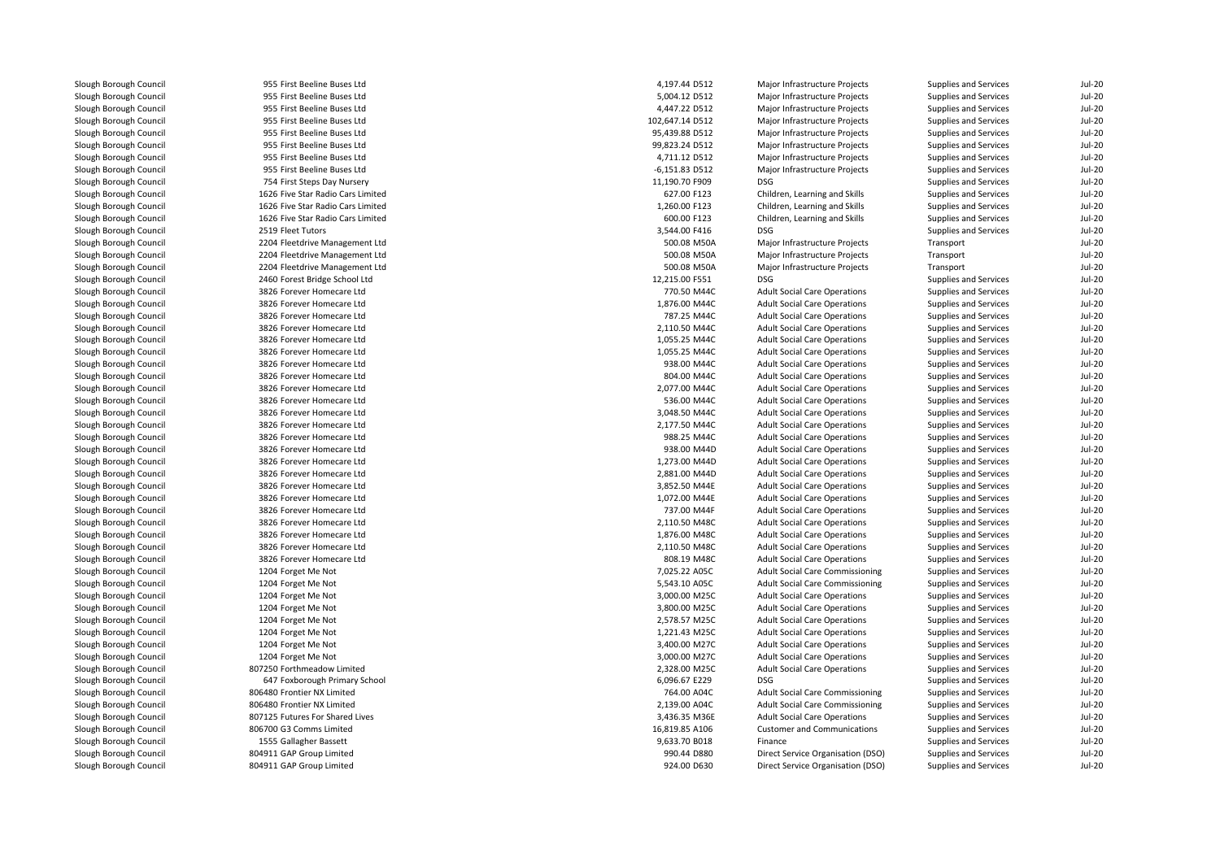| | | | | | | |
|---|---|---|---|---|---|---|
| Slough Borough Council | 955 First Beeline Buses Ltd | 4,197.44 D512 | Major Infrastructure Projects | Supplies and Services | Jul-20 |
| Slough Borough Council | 955 First Beeline Buses Ltd | 5,004.12 D512 | Major Infrastructure Projects | Supplies and Services | Jul-20 |
| Slough Borough Council | 955 First Beeline Buses Ltd | 4,447.22 D512 | Major Infrastructure Projects | Supplies and Services | Jul-20 |
| Slough Borough Council | 955 First Beeline Buses Ltd | 102,647.14 D512 | Major Infrastructure Projects | Supplies and Services | Jul-20 |
| Slough Borough Council | 955 First Beeline Buses Ltd | 95,439.88 D512 | Major Infrastructure Projects | Supplies and Services | Jul-20 |
| Slough Borough Council | 955 First Beeline Buses Ltd | 99,823.24 D512 | Major Infrastructure Projects | Supplies and Services | Jul-20 |
| Slough Borough Council | 955 First Beeline Buses Ltd | 4,711.12 D512 | Major Infrastructure Projects | Supplies and Services | Jul-20 |
| Slough Borough Council | 955 First Beeline Buses Ltd | -6,151.83 D512 | Major Infrastructure Projects | Supplies and Services | Jul-20 |
| Slough Borough Council | 754 First Steps Day Nursery | 11,190.70 F909 | DSG | Supplies and Services | Jul-20 |
| Slough Borough Council | 1626 Five Star Radio Cars Limited | 627.00 F123 | Children, Learning and Skills | Supplies and Services | Jul-20 |
| Slough Borough Council | 1626 Five Star Radio Cars Limited | 1,260.00 F123 | Children, Learning and Skills | Supplies and Services | Jul-20 |
| Slough Borough Council | 1626 Five Star Radio Cars Limited | 600.00 F123 | Children, Learning and Skills | Supplies and Services | Jul-20 |
| Slough Borough Council | 2519 Fleet Tutors | 3,544.00 F416 | DSG | Supplies and Services | Jul-20 |
| Slough Borough Council | 2204 Fleetdrive Management Ltd | 500.08 M50A | Major Infrastructure Projects | Transport | Jul-20 |
| Slough Borough Council | 2204 Fleetdrive Management Ltd | 500.08 M50A | Major Infrastructure Projects | Transport | Jul-20 |
| Slough Borough Council | 2204 Fleetdrive Management Ltd | 500.08 M50A | Major Infrastructure Projects | Transport | Jul-20 |
| Slough Borough Council | 2460 Forest Bridge School Ltd | 12,215.00 F551 | DSG | Supplies and Services | Jul-20 |
| Slough Borough Council | 3826 Forever Homecare Ltd | 770.50 M44C | Adult Social Care Operations | Supplies and Services | Jul-20 |
| Slough Borough Council | 3826 Forever Homecare Ltd | 1,876.00 M44C | Adult Social Care Operations | Supplies and Services | Jul-20 |
| Slough Borough Council | 3826 Forever Homecare Ltd | 787.25 M44C | Adult Social Care Operations | Supplies and Services | Jul-20 |
| Slough Borough Council | 3826 Forever Homecare Ltd | 2,110.50 M44C | Adult Social Care Operations | Supplies and Services | Jul-20 |
| Slough Borough Council | 3826 Forever Homecare Ltd | 1,055.25 M44C | Adult Social Care Operations | Supplies and Services | Jul-20 |
| Slough Borough Council | 3826 Forever Homecare Ltd | 1,055.25 M44C | Adult Social Care Operations | Supplies and Services | Jul-20 |
| Slough Borough Council | 3826 Forever Homecare Ltd | 938.00 M44C | Adult Social Care Operations | Supplies and Services | Jul-20 |
| Slough Borough Council | 3826 Forever Homecare Ltd | 804.00 M44C | Adult Social Care Operations | Supplies and Services | Jul-20 |
| Slough Borough Council | 3826 Forever Homecare Ltd | 2,077.00 M44C | Adult Social Care Operations | Supplies and Services | Jul-20 |
| Slough Borough Council | 3826 Forever Homecare Ltd | 536.00 M44C | Adult Social Care Operations | Supplies and Services | Jul-20 |
| Slough Borough Council | 3826 Forever Homecare Ltd | 3,048.50 M44C | Adult Social Care Operations | Supplies and Services | Jul-20 |
| Slough Borough Council | 3826 Forever Homecare Ltd | 2,177.50 M44C | Adult Social Care Operations | Supplies and Services | Jul-20 |
| Slough Borough Council | 3826 Forever Homecare Ltd | 988.25 M44C | Adult Social Care Operations | Supplies and Services | Jul-20 |
| Slough Borough Council | 3826 Forever Homecare Ltd | 938.00 M44D | Adult Social Care Operations | Supplies and Services | Jul-20 |
| Slough Borough Council | 3826 Forever Homecare Ltd | 1,273.00 M44D | Adult Social Care Operations | Supplies and Services | Jul-20 |
| Slough Borough Council | 3826 Forever Homecare Ltd | 2,881.00 M44D | Adult Social Care Operations | Supplies and Services | Jul-20 |
| Slough Borough Council | 3826 Forever Homecare Ltd | 3,852.50 M44E | Adult Social Care Operations | Supplies and Services | Jul-20 |
| Slough Borough Council | 3826 Forever Homecare Ltd | 1,072.00 M44E | Adult Social Care Operations | Supplies and Services | Jul-20 |
| Slough Borough Council | 3826 Forever Homecare Ltd | 737.00 M44F | Adult Social Care Operations | Supplies and Services | Jul-20 |
| Slough Borough Council | 3826 Forever Homecare Ltd | 2,110.50 M48C | Adult Social Care Operations | Supplies and Services | Jul-20 |
| Slough Borough Council | 3826 Forever Homecare Ltd | 1,876.00 M48C | Adult Social Care Operations | Supplies and Services | Jul-20 |
| Slough Borough Council | 3826 Forever Homecare Ltd | 2,110.50 M48C | Adult Social Care Operations | Supplies and Services | Jul-20 |
| Slough Borough Council | 3826 Forever Homecare Ltd | 808.19 M48C | Adult Social Care Operations | Supplies and Services | Jul-20 |
| Slough Borough Council | 1204 Forget Me Not | 7,025.22 A05C | Adult Social Care Commissioning | Supplies and Services | Jul-20 |
| Slough Borough Council | 1204 Forget Me Not | 5,543.10 A05C | Adult Social Care Commissioning | Supplies and Services | Jul-20 |
| Slough Borough Council | 1204 Forget Me Not | 3,000.00 M25C | Adult Social Care Operations | Supplies and Services | Jul-20 |
| Slough Borough Council | 1204 Forget Me Not | 3,800.00 M25C | Adult Social Care Operations | Supplies and Services | Jul-20 |
| Slough Borough Council | 1204 Forget Me Not | 2,578.57 M25C | Adult Social Care Operations | Supplies and Services | Jul-20 |
| Slough Borough Council | 1204 Forget Me Not | 1,221.43 M25C | Adult Social Care Operations | Supplies and Services | Jul-20 |
| Slough Borough Council | 1204 Forget Me Not | 3,400.00 M27C | Adult Social Care Operations | Supplies and Services | Jul-20 |
| Slough Borough Council | 1204 Forget Me Not | 3,000.00 M27C | Adult Social Care Operations | Supplies and Services | Jul-20 |
| Slough Borough Council | 807250 Forthmeadow Limited | 2,328.00 M25C | Adult Social Care Operations | Supplies and Services | Jul-20 |
| Slough Borough Council | 647 Foxborough Primary School | 6,096.67 E229 | DSG | Supplies and Services | Jul-20 |
| Slough Borough Council | 806480 Frontier NX Limited | 764.00 A04C | Adult Social Care Commissioning | Supplies and Services | Jul-20 |
| Slough Borough Council | 806480 Frontier NX Limited | 2,139.00 A04C | Adult Social Care Commissioning | Supplies and Services | Jul-20 |
| Slough Borough Council | 807125 Futures For Shared Lives | 3,436.35 M36E | Adult Social Care Operations | Supplies and Services | Jul-20 |
| Slough Borough Council | 806700 G3 Comms Limited | 16,819.85 A106 | Customer and Communications | Supplies and Services | Jul-20 |
| Slough Borough Council | 1555 Gallagher Bassett | 9,633.70 B018 | Finance | Supplies and Services | Jul-20 |
| Slough Borough Council | 804911 GAP Group Limited | 990.44 D880 | Direct Service Organisation (DSO) | Supplies and Services | Jul-20 |
| Slough Borough Council | 804911 GAP Group Limited | 924.00 D630 | Direct Service Organisation (DSO) | Supplies and Services | Jul-20 |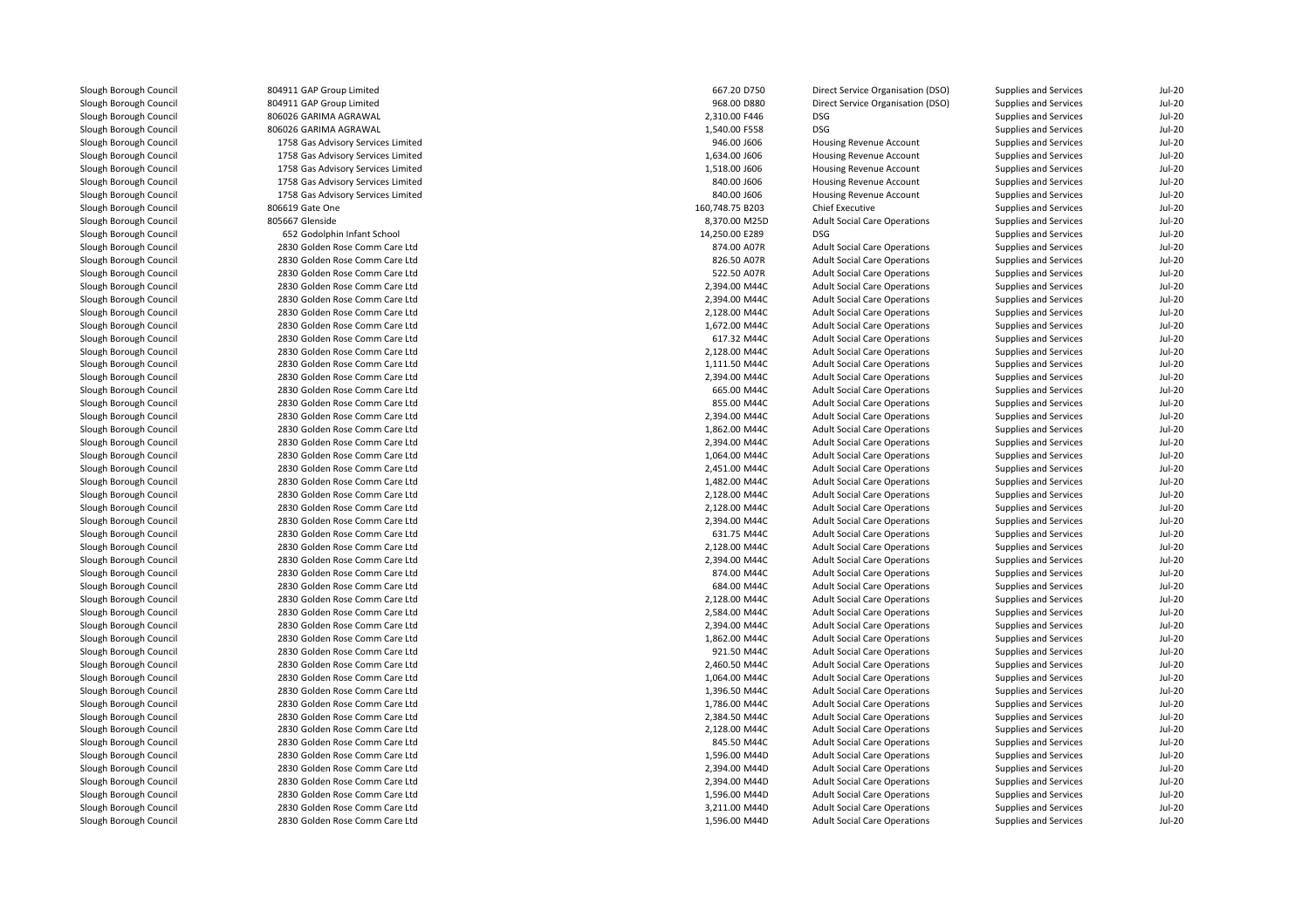| | | | | | |
|---|---|---|---|---|---|
| Slough Borough Council | 804911 GAP Group Limited | 667.20 D750 | Direct Service Organisation (DSO) | Supplies and Services | Jul-20 |
| Slough Borough Council | 804911 GAP Group Limited | 968.00 D880 | Direct Service Organisation (DSO) | Supplies and Services | Jul-20 |
| Slough Borough Council | 806026 GARIMA AGRAWAL | 2,310.00 F446 | DSG | Supplies and Services | Jul-20 |
| Slough Borough Council | 806026 GARIMA AGRAWAL | 1,540.00 F558 | DSG | Supplies and Services | Jul-20 |
| Slough Borough Council | 1758 Gas Advisory Services Limited | 946.00 J606 | Housing Revenue Account | Supplies and Services | Jul-20 |
| Slough Borough Council | 1758 Gas Advisory Services Limited | 1,634.00 J606 | Housing Revenue Account | Supplies and Services | Jul-20 |
| Slough Borough Council | 1758 Gas Advisory Services Limited | 1,518.00 J606 | Housing Revenue Account | Supplies and Services | Jul-20 |
| Slough Borough Council | 1758 Gas Advisory Services Limited | 840.00 J606 | Housing Revenue Account | Supplies and Services | Jul-20 |
| Slough Borough Council | 1758 Gas Advisory Services Limited | 840.00 J606 | Housing Revenue Account | Supplies and Services | Jul-20 |
| Slough Borough Council | 806619 Gate One | 160,748.75 B203 | Chief Executive | Supplies and Services | Jul-20 |
| Slough Borough Council | 805667 Glenside | 8,370.00 M25D | Adult Social Care Operations | Supplies and Services | Jul-20 |
| Slough Borough Council | 652 Godolphin Infant School | 14,250.00 E289 | DSG | Supplies and Services | Jul-20 |
| Slough Borough Council | 2830 Golden Rose Comm Care Ltd | 874.00 A07R | Adult Social Care Operations | Supplies and Services | Jul-20 |
| Slough Borough Council | 2830 Golden Rose Comm Care Ltd | 826.50 A07R | Adult Social Care Operations | Supplies and Services | Jul-20 |
| Slough Borough Council | 2830 Golden Rose Comm Care Ltd | 522.50 A07R | Adult Social Care Operations | Supplies and Services | Jul-20 |
| Slough Borough Council | 2830 Golden Rose Comm Care Ltd | 2,394.00 M44C | Adult Social Care Operations | Supplies and Services | Jul-20 |
| Slough Borough Council | 2830 Golden Rose Comm Care Ltd | 2,394.00 M44C | Adult Social Care Operations | Supplies and Services | Jul-20 |
| Slough Borough Council | 2830 Golden Rose Comm Care Ltd | 2,128.00 M44C | Adult Social Care Operations | Supplies and Services | Jul-20 |
| Slough Borough Council | 2830 Golden Rose Comm Care Ltd | 1,672.00 M44C | Adult Social Care Operations | Supplies and Services | Jul-20 |
| Slough Borough Council | 2830 Golden Rose Comm Care Ltd | 617.32 M44C | Adult Social Care Operations | Supplies and Services | Jul-20 |
| Slough Borough Council | 2830 Golden Rose Comm Care Ltd | 2,128.00 M44C | Adult Social Care Operations | Supplies and Services | Jul-20 |
| Slough Borough Council | 2830 Golden Rose Comm Care Ltd | 1,111.50 M44C | Adult Social Care Operations | Supplies and Services | Jul-20 |
| Slough Borough Council | 2830 Golden Rose Comm Care Ltd | 2,394.00 M44C | Adult Social Care Operations | Supplies and Services | Jul-20 |
| Slough Borough Council | 2830 Golden Rose Comm Care Ltd | 665.00 M44C | Adult Social Care Operations | Supplies and Services | Jul-20 |
| Slough Borough Council | 2830 Golden Rose Comm Care Ltd | 855.00 M44C | Adult Social Care Operations | Supplies and Services | Jul-20 |
| Slough Borough Council | 2830 Golden Rose Comm Care Ltd | 2,394.00 M44C | Adult Social Care Operations | Supplies and Services | Jul-20 |
| Slough Borough Council | 2830 Golden Rose Comm Care Ltd | 1,862.00 M44C | Adult Social Care Operations | Supplies and Services | Jul-20 |
| Slough Borough Council | 2830 Golden Rose Comm Care Ltd | 2,394.00 M44C | Adult Social Care Operations | Supplies and Services | Jul-20 |
| Slough Borough Council | 2830 Golden Rose Comm Care Ltd | 1,064.00 M44C | Adult Social Care Operations | Supplies and Services | Jul-20 |
| Slough Borough Council | 2830 Golden Rose Comm Care Ltd | 2,451.00 M44C | Adult Social Care Operations | Supplies and Services | Jul-20 |
| Slough Borough Council | 2830 Golden Rose Comm Care Ltd | 1,482.00 M44C | Adult Social Care Operations | Supplies and Services | Jul-20 |
| Slough Borough Council | 2830 Golden Rose Comm Care Ltd | 2,128.00 M44C | Adult Social Care Operations | Supplies and Services | Jul-20 |
| Slough Borough Council | 2830 Golden Rose Comm Care Ltd | 2,128.00 M44C | Adult Social Care Operations | Supplies and Services | Jul-20 |
| Slough Borough Council | 2830 Golden Rose Comm Care Ltd | 2,394.00 M44C | Adult Social Care Operations | Supplies and Services | Jul-20 |
| Slough Borough Council | 2830 Golden Rose Comm Care Ltd | 631.75 M44C | Adult Social Care Operations | Supplies and Services | Jul-20 |
| Slough Borough Council | 2830 Golden Rose Comm Care Ltd | 2,128.00 M44C | Adult Social Care Operations | Supplies and Services | Jul-20 |
| Slough Borough Council | 2830 Golden Rose Comm Care Ltd | 2,394.00 M44C | Adult Social Care Operations | Supplies and Services | Jul-20 |
| Slough Borough Council | 2830 Golden Rose Comm Care Ltd | 874.00 M44C | Adult Social Care Operations | Supplies and Services | Jul-20 |
| Slough Borough Council | 2830 Golden Rose Comm Care Ltd | 684.00 M44C | Adult Social Care Operations | Supplies and Services | Jul-20 |
| Slough Borough Council | 2830 Golden Rose Comm Care Ltd | 2,128.00 M44C | Adult Social Care Operations | Supplies and Services | Jul-20 |
| Slough Borough Council | 2830 Golden Rose Comm Care Ltd | 2,584.00 M44C | Adult Social Care Operations | Supplies and Services | Jul-20 |
| Slough Borough Council | 2830 Golden Rose Comm Care Ltd | 2,394.00 M44C | Adult Social Care Operations | Supplies and Services | Jul-20 |
| Slough Borough Council | 2830 Golden Rose Comm Care Ltd | 1,862.00 M44C | Adult Social Care Operations | Supplies and Services | Jul-20 |
| Slough Borough Council | 2830 Golden Rose Comm Care Ltd | 921.50 M44C | Adult Social Care Operations | Supplies and Services | Jul-20 |
| Slough Borough Council | 2830 Golden Rose Comm Care Ltd | 2,460.50 M44C | Adult Social Care Operations | Supplies and Services | Jul-20 |
| Slough Borough Council | 2830 Golden Rose Comm Care Ltd | 1,064.00 M44C | Adult Social Care Operations | Supplies and Services | Jul-20 |
| Slough Borough Council | 2830 Golden Rose Comm Care Ltd | 1,396.50 M44C | Adult Social Care Operations | Supplies and Services | Jul-20 |
| Slough Borough Council | 2830 Golden Rose Comm Care Ltd | 1,786.00 M44C | Adult Social Care Operations | Supplies and Services | Jul-20 |
| Slough Borough Council | 2830 Golden Rose Comm Care Ltd | 2,384.50 M44C | Adult Social Care Operations | Supplies and Services | Jul-20 |
| Slough Borough Council | 2830 Golden Rose Comm Care Ltd | 2,128.00 M44C | Adult Social Care Operations | Supplies and Services | Jul-20 |
| Slough Borough Council | 2830 Golden Rose Comm Care Ltd | 845.50 M44C | Adult Social Care Operations | Supplies and Services | Jul-20 |
| Slough Borough Council | 2830 Golden Rose Comm Care Ltd | 1,596.00 M44D | Adult Social Care Operations | Supplies and Services | Jul-20 |
| Slough Borough Council | 2830 Golden Rose Comm Care Ltd | 2,394.00 M44D | Adult Social Care Operations | Supplies and Services | Jul-20 |
| Slough Borough Council | 2830 Golden Rose Comm Care Ltd | 2,394.00 M44D | Adult Social Care Operations | Supplies and Services | Jul-20 |
| Slough Borough Council | 2830 Golden Rose Comm Care Ltd | 1,596.00 M44D | Adult Social Care Operations | Supplies and Services | Jul-20 |
| Slough Borough Council | 2830 Golden Rose Comm Care Ltd | 3,211.00 M44D | Adult Social Care Operations | Supplies and Services | Jul-20 |
| Slough Borough Council | 2830 Golden Rose Comm Care Ltd | 1,596.00 M44D | Adult Social Care Operations | Supplies and Services | Jul-20 |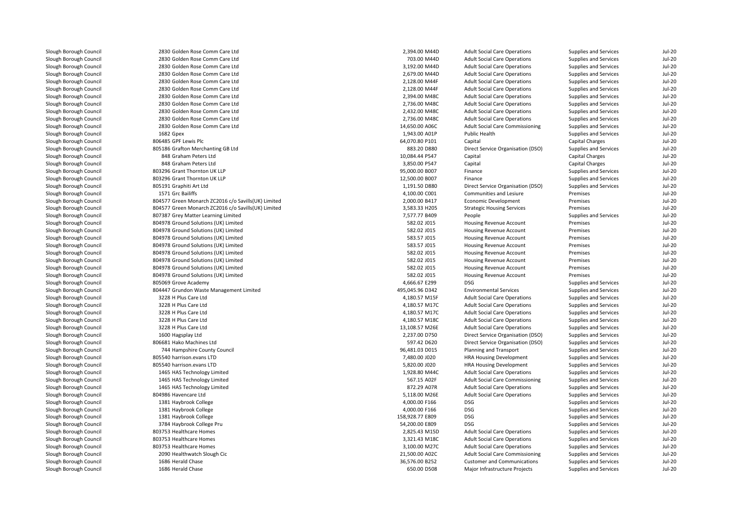| | | | | | | |
|---|---|---|---|---|---|---|
| Slough Borough Council | 2830 Golden Rose Comm Care Ltd | 2,394.00 M44D | Adult Social Care Operations | Supplies and Services | Jul-20 |
| Slough Borough Council | 2830 Golden Rose Comm Care Ltd | 703.00 M44D | Adult Social Care Operations | Supplies and Services | Jul-20 |
| Slough Borough Council | 2830 Golden Rose Comm Care Ltd | 3,192.00 M44D | Adult Social Care Operations | Supplies and Services | Jul-20 |
| Slough Borough Council | 2830 Golden Rose Comm Care Ltd | 2,679.00 M44D | Adult Social Care Operations | Supplies and Services | Jul-20 |
| Slough Borough Council | 2830 Golden Rose Comm Care Ltd | 2,128.00 M44F | Adult Social Care Operations | Supplies and Services | Jul-20 |
| Slough Borough Council | 2830 Golden Rose Comm Care Ltd | 2,128.00 M44F | Adult Social Care Operations | Supplies and Services | Jul-20 |
| Slough Borough Council | 2830 Golden Rose Comm Care Ltd | 2,394.00 M48C | Adult Social Care Operations | Supplies and Services | Jul-20 |
| Slough Borough Council | 2830 Golden Rose Comm Care Ltd | 2,736.00 M48C | Adult Social Care Operations | Supplies and Services | Jul-20 |
| Slough Borough Council | 2830 Golden Rose Comm Care Ltd | 2,432.00 M48C | Adult Social Care Operations | Supplies and Services | Jul-20 |
| Slough Borough Council | 2830 Golden Rose Comm Care Ltd | 2,736.00 M48C | Adult Social Care Operations | Supplies and Services | Jul-20 |
| Slough Borough Council | 2830 Golden Rose Comm Care Ltd | 14,650.00 A06C | Adult Social Care Commissioning | Supplies and Services | Jul-20 |
| Slough Borough Council | 1682 Gpex | 1,943.00 A01P | Public Health | Supplies and Services | Jul-20 |
| Slough Borough Council | 806485 GPF Lewis Plc | 64,070.80 P101 | Capital | Capital Charges | Jul-20 |
| Slough Borough Council | 805186 Grafton Merchanting GB Ltd | 883.20 D880 | Direct Service Organisation (DSO) | Supplies and Services | Jul-20 |
| Slough Borough Council | 848 Graham Peters Ltd | 10,084.44 P547 | Capital | Capital Charges | Jul-20 |
| Slough Borough Council | 848 Graham Peters Ltd | 3,850.00 P547 | Capital | Capital Charges | Jul-20 |
| Slough Borough Council | 803296 Grant Thornton UK LLP | 95,000.00 B007 | Finance | Supplies and Services | Jul-20 |
| Slough Borough Council | 803296 Grant Thornton UK LLP | 12,500.00 B007 | Finance | Supplies and Services | Jul-20 |
| Slough Borough Council | 805191 Graphiti Art Ltd | 1,191.50 D880 | Direct Service Organisation (DSO) | Supplies and Services | Jul-20 |
| Slough Borough Council | 1571 Grc Bailiffs | 4,100.00 C001 | Communities and Lesiure | Premises | Jul-20 |
| Slough Borough Council | 804577 Green Monarch ZC2016 c/o Savills(UK) Limited | 2,000.00 B417 | Economic Development | Premises | Jul-20 |
| Slough Borough Council | 804577 Green Monarch ZC2016 c/o Savills(UK) Limited | 3,583.33 H205 | Strategic Housing Services | Premises | Jul-20 |
| Slough Borough Council | 807387 Grey Matter Learning Limited | 7,577.77 B409 | People | Supplies and Services | Jul-20 |
| Slough Borough Council | 804978 Ground Solutions (UK) Limited | 582.02 J015 | Housing Revenue Account | Premises | Jul-20 |
| Slough Borough Council | 804978 Ground Solutions (UK) Limited | 582.02 J015 | Housing Revenue Account | Premises | Jul-20 |
| Slough Borough Council | 804978 Ground Solutions (UK) Limited | 583.57 J015 | Housing Revenue Account | Premises | Jul-20 |
| Slough Borough Council | 804978 Ground Solutions (UK) Limited | 583.57 J015 | Housing Revenue Account | Premises | Jul-20 |
| Slough Borough Council | 804978 Ground Solutions (UK) Limited | 582.02 J015 | Housing Revenue Account | Premises | Jul-20 |
| Slough Borough Council | 804978 Ground Solutions (UK) Limited | 582.02 J015 | Housing Revenue Account | Premises | Jul-20 |
| Slough Borough Council | 804978 Ground Solutions (UK) Limited | 582.02 J015 | Housing Revenue Account | Premises | Jul-20 |
| Slough Borough Council | 804978 Ground Solutions (UK) Limited | 582.02 J015 | Housing Revenue Account | Premises | Jul-20 |
| Slough Borough Council | 805069 Grove Academy | 4,666.67 E299 | DSG | Supplies and Services | Jul-20 |
| Slough Borough Council | 804447 Grundon Waste Management Limited | 495,045.96 D342 | Environmental Services | Supplies and Services | Jul-20 |
| Slough Borough Council | 3228 H Plus Care Ltd | 4,180.57 M15F | Adult Social Care Operations | Supplies and Services | Jul-20 |
| Slough Borough Council | 3228 H Plus Care Ltd | 4,180.57 M17C | Adult Social Care Operations | Supplies and Services | Jul-20 |
| Slough Borough Council | 3228 H Plus Care Ltd | 4,180.57 M17C | Adult Social Care Operations | Supplies and Services | Jul-20 |
| Slough Borough Council | 3228 H Plus Care Ltd | 4,180.57 M18C | Adult Social Care Operations | Supplies and Services | Jul-20 |
| Slough Borough Council | 3228 H Plus Care Ltd | 13,108.57 M26E | Adult Social Care Operations | Supplies and Services | Jul-20 |
| Slough Borough Council | 1600 Hagsplay Ltd | 2,237.00 D750 | Direct Service Organisation (DSO) | Supplies and Services | Jul-20 |
| Slough Borough Council | 806681 Hako Machines Ltd | 597.42 D620 | Direct Service Organisation (DSO) | Supplies and Services | Jul-20 |
| Slough Borough Council | 744 Hampshire County Council | 96,481.03 D015 | Planning and Transport | Supplies and Services | Jul-20 |
| Slough Borough Council | 805540 harrison.evans LTD | 7,480.00 J020 | HRA Housing Development | Supplies and Services | Jul-20 |
| Slough Borough Council | 805540 harrison.evans LTD | 5,820.00 J020 | HRA Housing Development | Supplies and Services | Jul-20 |
| Slough Borough Council | 1465 HAS Technology Limited | 1,928.80 M44C | Adult Social Care Operations | Supplies and Services | Jul-20 |
| Slough Borough Council | 1465 HAS Technology Limited | 567.15 A02F | Adult Social Care Commissioning | Supplies and Services | Jul-20 |
| Slough Borough Council | 1465 HAS Technology Limited | 872.29 A07R | Adult Social Care Operations | Supplies and Services | Jul-20 |
| Slough Borough Council | 804986 Havencare Ltd | 5,118.00 M26E | Adult Social Care Operations | Supplies and Services | Jul-20 |
| Slough Borough Council | 1381 Haybrook College | 4,000.00 F166 | DSG | Supplies and Services | Jul-20 |
| Slough Borough Council | 1381 Haybrook College | 4,000.00 F166 | DSG | Supplies and Services | Jul-20 |
| Slough Borough Council | 1381 Haybrook College | 158,928.77 E809 | DSG | Supplies and Services | Jul-20 |
| Slough Borough Council | 3784 Haybrook College Pru | 54,200.00 E809 | DSG | Supplies and Services | Jul-20 |
| Slough Borough Council | 803753 Healthcare Homes | 2,825.43 M15D | Adult Social Care Operations | Supplies and Services | Jul-20 |
| Slough Borough Council | 803753 Healthcare Homes | 3,321.43 M18C | Adult Social Care Operations | Supplies and Services | Jul-20 |
| Slough Borough Council | 803753 Healthcare Homes | 3,100.00 M27C | Adult Social Care Operations | Supplies and Services | Jul-20 |
| Slough Borough Council | 2090 Healthwatch Slough Cic | 21,500.00 A02C | Adult Social Care Commissioning | Supplies and Services | Jul-20 |
| Slough Borough Council | 1686 Herald Chase | 36,576.00 B252 | Customer and Communications | Supplies and Services | Jul-20 |
| Slough Borough Council | 1686 Herald Chase | 650.00 D508 | Major Infrastructure Projects | Supplies and Services | Jul-20 |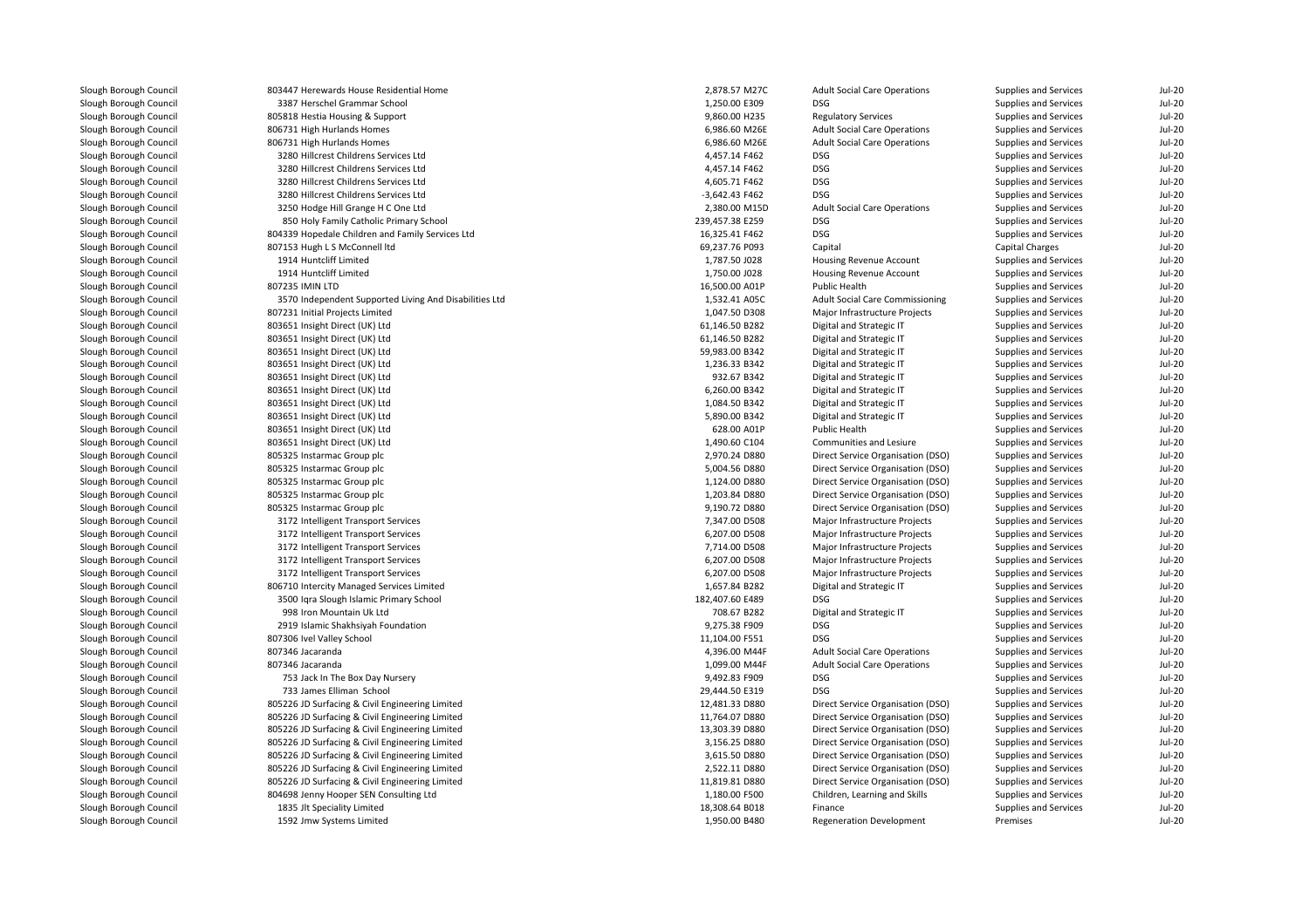| | | | | | |
|---|---|---|---|---|---|
| Slough Borough Council | 803447 Herewards House Residential Home | 2,878.57 M27C | Adult Social Care Operations | Supplies and Services | Jul-20 |
| Slough Borough Council | 3387 Herschel Grammar School | 1,250.00 E309 | DSG | Supplies and Services | Jul-20 |
| Slough Borough Council | 805818 Hestia Housing & Support | 9,860.00 H235 | Regulatory Services | Supplies and Services | Jul-20 |
| Slough Borough Council | 806731 High Hurlands Homes | 6,986.60 M26E | Adult Social Care Operations | Supplies and Services | Jul-20 |
| Slough Borough Council | 806731 High Hurlands Homes | 6,986.60 M26E | Adult Social Care Operations | Supplies and Services | Jul-20 |
| Slough Borough Council | 3280 Hillcrest Childrens Services Ltd | 4,457.14 F462 | DSG | Supplies and Services | Jul-20 |
| Slough Borough Council | 3280 Hillcrest Childrens Services Ltd | 4,457.14 F462 | DSG | Supplies and Services | Jul-20 |
| Slough Borough Council | 3280 Hillcrest Childrens Services Ltd | 4,605.71 F462 | DSG | Supplies and Services | Jul-20 |
| Slough Borough Council | 3280 Hillcrest Childrens Services Ltd | -3,642.43 F462 | DSG | Supplies and Services | Jul-20 |
| Slough Borough Council | 3250 Hodge Hill Grange H C One Ltd | 2,380.00 M15D | Adult Social Care Operations | Supplies and Services | Jul-20 |
| Slough Borough Council | 850 Holy Family Catholic Primary School | 239,457.38 E259 | DSG | Supplies and Services | Jul-20 |
| Slough Borough Council | 804339 Hopedale Children and Family Services Ltd | 16,325.41 F462 | DSG | Supplies and Services | Jul-20 |
| Slough Borough Council | 807153 Hugh L S McConnell ltd | 69,237.76 P093 | Capital | Capital Charges | Jul-20 |
| Slough Borough Council | 1914 Huntcliff Limited | 1,787.50 J028 | Housing Revenue Account | Supplies and Services | Jul-20 |
| Slough Borough Council | 1914 Huntcliff Limited | 1,750.00 J028 | Housing Revenue Account | Supplies and Services | Jul-20 |
| Slough Borough Council | 807235 IMIN LTD | 16,500.00 A01P | Public Health | Supplies and Services | Jul-20 |
| Slough Borough Council | 3570 Independent Supported Living And Disabilities Ltd | 1,532.41 A05C | Adult Social Care Commissioning | Supplies and Services | Jul-20 |
| Slough Borough Council | 807231 Initial Projects Limited | 1,047.50 D308 | Major Infrastructure Projects | Supplies and Services | Jul-20 |
| Slough Borough Council | 803651 Insight Direct (UK) Ltd | 61,146.50 B282 | Digital and Strategic IT | Supplies and Services | Jul-20 |
| Slough Borough Council | 803651 Insight Direct (UK) Ltd | 61,146.50 B282 | Digital and Strategic IT | Supplies and Services | Jul-20 |
| Slough Borough Council | 803651 Insight Direct (UK) Ltd | 59,983.00 B342 | Digital and Strategic IT | Supplies and Services | Jul-20 |
| Slough Borough Council | 803651 Insight Direct (UK) Ltd | 1,236.33 B342 | Digital and Strategic IT | Supplies and Services | Jul-20 |
| Slough Borough Council | 803651 Insight Direct (UK) Ltd | 932.67 B342 | Digital and Strategic IT | Supplies and Services | Jul-20 |
| Slough Borough Council | 803651 Insight Direct (UK) Ltd | 6,260.00 B342 | Digital and Strategic IT | Supplies and Services | Jul-20 |
| Slough Borough Council | 803651 Insight Direct (UK) Ltd | 1,084.50 B342 | Digital and Strategic IT | Supplies and Services | Jul-20 |
| Slough Borough Council | 803651 Insight Direct (UK) Ltd | 5,890.00 B342 | Digital and Strategic IT | Supplies and Services | Jul-20 |
| Slough Borough Council | 803651 Insight Direct (UK) Ltd | 628.00 A01P | Public Health | Supplies and Services | Jul-20 |
| Slough Borough Council | 803651 Insight Direct (UK) Ltd | 1,490.60 C104 | Communities and Lesiure | Supplies and Services | Jul-20 |
| Slough Borough Council | 805325 Instarmac Group plc | 2,970.24 D880 | Direct Service Organisation (DSO) | Supplies and Services | Jul-20 |
| Slough Borough Council | 805325 Instarmac Group plc | 5,004.56 D880 | Direct Service Organisation (DSO) | Supplies and Services | Jul-20 |
| Slough Borough Council | 805325 Instarmac Group plc | 1,124.00 D880 | Direct Service Organisation (DSO) | Supplies and Services | Jul-20 |
| Slough Borough Council | 805325 Instarmac Group plc | 1,203.84 D880 | Direct Service Organisation (DSO) | Supplies and Services | Jul-20 |
| Slough Borough Council | 805325 Instarmac Group plc | 9,190.72 D880 | Direct Service Organisation (DSO) | Supplies and Services | Jul-20 |
| Slough Borough Council | 3172 Intelligent Transport Services | 7,347.00 D508 | Major Infrastructure Projects | Supplies and Services | Jul-20 |
| Slough Borough Council | 3172 Intelligent Transport Services | 6,207.00 D508 | Major Infrastructure Projects | Supplies and Services | Jul-20 |
| Slough Borough Council | 3172 Intelligent Transport Services | 7,714.00 D508 | Major Infrastructure Projects | Supplies and Services | Jul-20 |
| Slough Borough Council | 3172 Intelligent Transport Services | 6,207.00 D508 | Major Infrastructure Projects | Supplies and Services | Jul-20 |
| Slough Borough Council | 3172 Intelligent Transport Services | 6,207.00 D508 | Major Infrastructure Projects | Supplies and Services | Jul-20 |
| Slough Borough Council | 806710 Intercity Managed Services Limited | 1,657.84 B282 | Digital and Strategic IT | Supplies and Services | Jul-20 |
| Slough Borough Council | 3500 Iqra Slough Islamic Primary School | 182,407.60 E489 | DSG | Supplies and Services | Jul-20 |
| Slough Borough Council | 998 Iron Mountain Uk Ltd | 708.67 B282 | Digital and Strategic IT | Supplies and Services | Jul-20 |
| Slough Borough Council | 2919 Islamic Shakhsiyah Foundation | 9,275.38 F909 | DSG | Supplies and Services | Jul-20 |
| Slough Borough Council | 807306 Ivel Valley School | 11,104.00 F551 | DSG | Supplies and Services | Jul-20 |
| Slough Borough Council | 807346 Jacaranda | 4,396.00 M44F | Adult Social Care Operations | Supplies and Services | Jul-20 |
| Slough Borough Council | 807346 Jacaranda | 1,099.00 M44F | Adult Social Care Operations | Supplies and Services | Jul-20 |
| Slough Borough Council | 753 Jack In The Box Day Nursery | 9,492.83 F909 | DSG | Supplies and Services | Jul-20 |
| Slough Borough Council | 733 James Elliman School | 29,444.50 E319 | DSG | Supplies and Services | Jul-20 |
| Slough Borough Council | 805226 JD Surfacing & Civil Engineering Limited | 12,481.33 D880 | Direct Service Organisation (DSO) | Supplies and Services | Jul-20 |
| Slough Borough Council | 805226 JD Surfacing & Civil Engineering Limited | 11,764.07 D880 | Direct Service Organisation (DSO) | Supplies and Services | Jul-20 |
| Slough Borough Council | 805226 JD Surfacing & Civil Engineering Limited | 13,303.39 D880 | Direct Service Organisation (DSO) | Supplies and Services | Jul-20 |
| Slough Borough Council | 805226 JD Surfacing & Civil Engineering Limited | 3,156.25 D880 | Direct Service Organisation (DSO) | Supplies and Services | Jul-20 |
| Slough Borough Council | 805226 JD Surfacing & Civil Engineering Limited | 3,615.50 D880 | Direct Service Organisation (DSO) | Supplies and Services | Jul-20 |
| Slough Borough Council | 805226 JD Surfacing & Civil Engineering Limited | 2,522.11 D880 | Direct Service Organisation (DSO) | Supplies and Services | Jul-20 |
| Slough Borough Council | 805226 JD Surfacing & Civil Engineering Limited | 11,819.81 D880 | Direct Service Organisation (DSO) | Supplies and Services | Jul-20 |
| Slough Borough Council | 804698 Jenny Hooper SEN Consulting Ltd | 1,180.00 F500 | Children, Learning and Skills | Supplies and Services | Jul-20 |
| Slough Borough Council | 1835 Jlt Speciality Limited | 18,308.64 B018 | Finance | Supplies and Services | Jul-20 |
| Slough Borough Council | 1592 Jmw Systems Limited | 1,950.00 B480 | Regeneration Development | Premises | Jul-20 |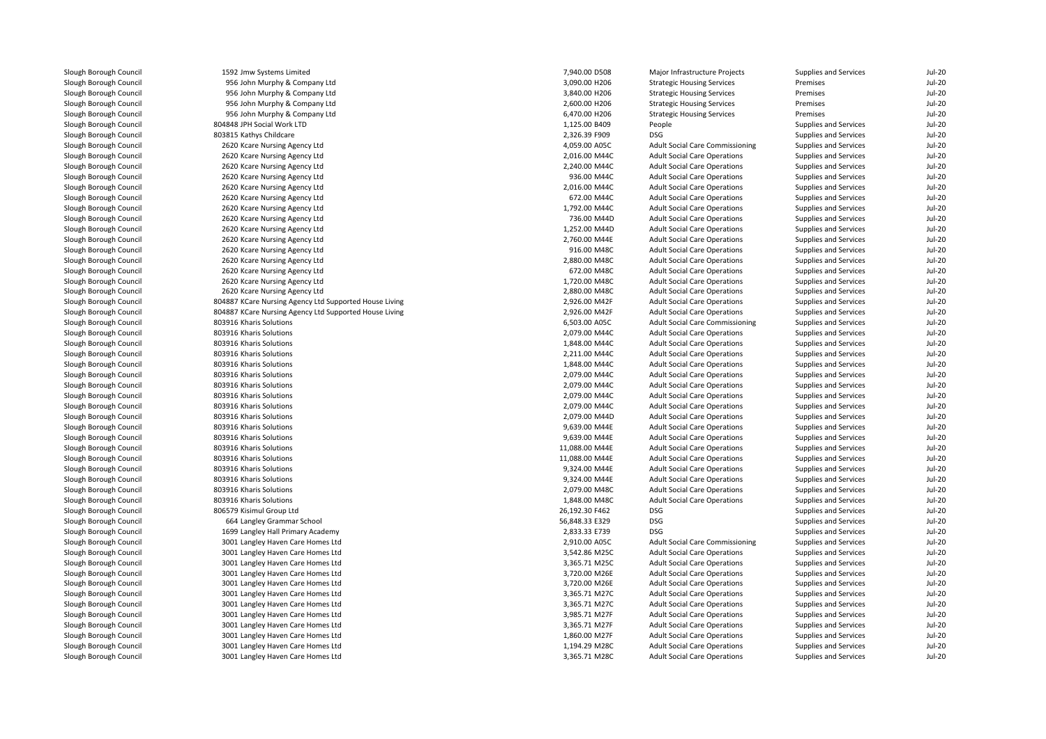| | | | | | | |
|---|---|---|---|---|---|---|
| Slough Borough Council | 1592 Jmw Systems Limited | 7,940.00 D508 | Major Infrastructure Projects | Supplies and Services | Jul-20 |
| Slough Borough Council | 956 John Murphy & Company Ltd | 3,090.00 H206 | Strategic Housing Services | Premises | Jul-20 |
| Slough Borough Council | 956 John Murphy & Company Ltd | 3,840.00 H206 | Strategic Housing Services | Premises | Jul-20 |
| Slough Borough Council | 956 John Murphy & Company Ltd | 2,600.00 H206 | Strategic Housing Services | Premises | Jul-20 |
| Slough Borough Council | 956 John Murphy & Company Ltd | 6,470.00 H206 | Strategic Housing Services | Premises | Jul-20 |
| Slough Borough Council | 804848 JPH Social Work LTD | 1,125.00 B409 | People | Supplies and Services | Jul-20 |
| Slough Borough Council | 803815 Kathys Childcare | 2,326.39 F909 | DSG | Supplies and Services | Jul-20 |
| Slough Borough Council | 2620 Kcare Nursing Agency Ltd | 4,059.00 A05C | Adult Social Care Commissioning | Supplies and Services | Jul-20 |
| Slough Borough Council | 2620 Kcare Nursing Agency Ltd | 2,016.00 M44C | Adult Social Care Operations | Supplies and Services | Jul-20 |
| Slough Borough Council | 2620 Kcare Nursing Agency Ltd | 2,240.00 M44C | Adult Social Care Operations | Supplies and Services | Jul-20 |
| Slough Borough Council | 2620 Kcare Nursing Agency Ltd | 936.00 M44C | Adult Social Care Operations | Supplies and Services | Jul-20 |
| Slough Borough Council | 2620 Kcare Nursing Agency Ltd | 2,016.00 M44C | Adult Social Care Operations | Supplies and Services | Jul-20 |
| Slough Borough Council | 2620 Kcare Nursing Agency Ltd | 672.00 M44C | Adult Social Care Operations | Supplies and Services | Jul-20 |
| Slough Borough Council | 2620 Kcare Nursing Agency Ltd | 1,792.00 M44C | Adult Social Care Operations | Supplies and Services | Jul-20 |
| Slough Borough Council | 2620 Kcare Nursing Agency Ltd | 736.00 M44D | Adult Social Care Operations | Supplies and Services | Jul-20 |
| Slough Borough Council | 2620 Kcare Nursing Agency Ltd | 1,252.00 M44D | Adult Social Care Operations | Supplies and Services | Jul-20 |
| Slough Borough Council | 2620 Kcare Nursing Agency Ltd | 2,760.00 M44E | Adult Social Care Operations | Supplies and Services | Jul-20 |
| Slough Borough Council | 2620 Kcare Nursing Agency Ltd | 916.00 M48C | Adult Social Care Operations | Supplies and Services | Jul-20 |
| Slough Borough Council | 2620 Kcare Nursing Agency Ltd | 2,880.00 M48C | Adult Social Care Operations | Supplies and Services | Jul-20 |
| Slough Borough Council | 2620 Kcare Nursing Agency Ltd | 672.00 M48C | Adult Social Care Operations | Supplies and Services | Jul-20 |
| Slough Borough Council | 2620 Kcare Nursing Agency Ltd | 1,720.00 M48C | Adult Social Care Operations | Supplies and Services | Jul-20 |
| Slough Borough Council | 2620 Kcare Nursing Agency Ltd | 2,880.00 M48C | Adult Social Care Operations | Supplies and Services | Jul-20 |
| Slough Borough Council | 804887 KCare Nursing Agency Ltd Supported House Living | 2,926.00 M42F | Adult Social Care Operations | Supplies and Services | Jul-20 |
| Slough Borough Council | 804887 KCare Nursing Agency Ltd Supported House Living | 2,926.00 M42F | Adult Social Care Operations | Supplies and Services | Jul-20 |
| Slough Borough Council | 803916 Kharis Solutions | 6,503.00 A05C | Adult Social Care Commissioning | Supplies and Services | Jul-20 |
| Slough Borough Council | 803916 Kharis Solutions | 2,079.00 M44C | Adult Social Care Operations | Supplies and Services | Jul-20 |
| Slough Borough Council | 803916 Kharis Solutions | 1,848.00 M44C | Adult Social Care Operations | Supplies and Services | Jul-20 |
| Slough Borough Council | 803916 Kharis Solutions | 2,211.00 M44C | Adult Social Care Operations | Supplies and Services | Jul-20 |
| Slough Borough Council | 803916 Kharis Solutions | 1,848.00 M44C | Adult Social Care Operations | Supplies and Services | Jul-20 |
| Slough Borough Council | 803916 Kharis Solutions | 2,079.00 M44C | Adult Social Care Operations | Supplies and Services | Jul-20 |
| Slough Borough Council | 803916 Kharis Solutions | 2,079.00 M44C | Adult Social Care Operations | Supplies and Services | Jul-20 |
| Slough Borough Council | 803916 Kharis Solutions | 2,079.00 M44C | Adult Social Care Operations | Supplies and Services | Jul-20 |
| Slough Borough Council | 803916 Kharis Solutions | 2,079.00 M44C | Adult Social Care Operations | Supplies and Services | Jul-20 |
| Slough Borough Council | 803916 Kharis Solutions | 2,079.00 M44D | Adult Social Care Operations | Supplies and Services | Jul-20 |
| Slough Borough Council | 803916 Kharis Solutions | 9,639.00 M44E | Adult Social Care Operations | Supplies and Services | Jul-20 |
| Slough Borough Council | 803916 Kharis Solutions | 9,639.00 M44E | Adult Social Care Operations | Supplies and Services | Jul-20 |
| Slough Borough Council | 803916 Kharis Solutions | 11,088.00 M44E | Adult Social Care Operations | Supplies and Services | Jul-20 |
| Slough Borough Council | 803916 Kharis Solutions | 11,088.00 M44E | Adult Social Care Operations | Supplies and Services | Jul-20 |
| Slough Borough Council | 803916 Kharis Solutions | 9,324.00 M44E | Adult Social Care Operations | Supplies and Services | Jul-20 |
| Slough Borough Council | 803916 Kharis Solutions | 9,324.00 M44E | Adult Social Care Operations | Supplies and Services | Jul-20 |
| Slough Borough Council | 803916 Kharis Solutions | 2,079.00 M48C | Adult Social Care Operations | Supplies and Services | Jul-20 |
| Slough Borough Council | 803916 Kharis Solutions | 1,848.00 M48C | Adult Social Care Operations | Supplies and Services | Jul-20 |
| Slough Borough Council | 806579 Kisimul Group Ltd | 26,192.30 F462 | DSG | Supplies and Services | Jul-20 |
| Slough Borough Council | 664 Langley Grammar School | 56,848.33 E329 | DSG | Supplies and Services | Jul-20 |
| Slough Borough Council | 1699 Langley Hall Primary Academy | 2,833.33 E739 | DSG | Supplies and Services | Jul-20 |
| Slough Borough Council | 3001 Langley Haven Care Homes Ltd | 2,910.00 A05C | Adult Social Care Commissioning | Supplies and Services | Jul-20 |
| Slough Borough Council | 3001 Langley Haven Care Homes Ltd | 3,542.86 M25C | Adult Social Care Operations | Supplies and Services | Jul-20 |
| Slough Borough Council | 3001 Langley Haven Care Homes Ltd | 3,365.71 M25C | Adult Social Care Operations | Supplies and Services | Jul-20 |
| Slough Borough Council | 3001 Langley Haven Care Homes Ltd | 3,720.00 M26E | Adult Social Care Operations | Supplies and Services | Jul-20 |
| Slough Borough Council | 3001 Langley Haven Care Homes Ltd | 3,720.00 M26E | Adult Social Care Operations | Supplies and Services | Jul-20 |
| Slough Borough Council | 3001 Langley Haven Care Homes Ltd | 3,365.71 M27C | Adult Social Care Operations | Supplies and Services | Jul-20 |
| Slough Borough Council | 3001 Langley Haven Care Homes Ltd | 3,365.71 M27C | Adult Social Care Operations | Supplies and Services | Jul-20 |
| Slough Borough Council | 3001 Langley Haven Care Homes Ltd | 3,985.71 M27F | Adult Social Care Operations | Supplies and Services | Jul-20 |
| Slough Borough Council | 3001 Langley Haven Care Homes Ltd | 3,365.71 M27F | Adult Social Care Operations | Supplies and Services | Jul-20 |
| Slough Borough Council | 3001 Langley Haven Care Homes Ltd | 1,860.00 M27F | Adult Social Care Operations | Supplies and Services | Jul-20 |
| Slough Borough Council | 3001 Langley Haven Care Homes Ltd | 1,194.29 M28C | Adult Social Care Operations | Supplies and Services | Jul-20 |
| Slough Borough Council | 3001 Langley Haven Care Homes Ltd | 3,365.71 M28C | Adult Social Care Operations | Supplies and Services | Jul-20 |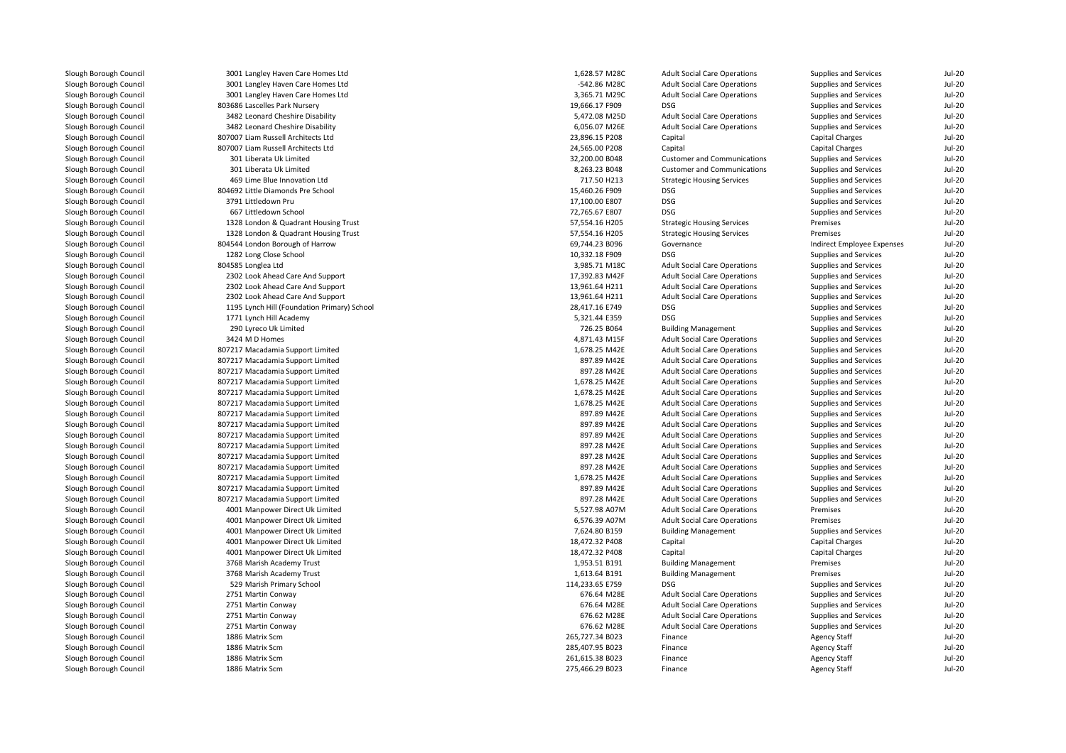| | | | | | | |
|---|---|---|---|---|---|---|
| Slough Borough Council | 3001 Langley Haven Care Homes Ltd | 1,628.57 M28C | Adult Social Care Operations | Supplies and Services | Jul-20 |
| Slough Borough Council | 3001 Langley Haven Care Homes Ltd | -542.86 M28C | Adult Social Care Operations | Supplies and Services | Jul-20 |
| Slough Borough Council | 3001 Langley Haven Care Homes Ltd | 3,365.71 M29C | Adult Social Care Operations | Supplies and Services | Jul-20 |
| Slough Borough Council | 803686 Lascelles Park Nursery | 19,666.17 F909 | DSG | Supplies and Services | Jul-20 |
| Slough Borough Council | 3482 Leonard Cheshire Disability | 5,472.08 M25D | Adult Social Care Operations | Supplies and Services | Jul-20 |
| Slough Borough Council | 3482 Leonard Cheshire Disability | 6,056.07 M26E | Adult Social Care Operations | Supplies and Services | Jul-20 |
| Slough Borough Council | 807007 Liam Russell Architects Ltd | 23,896.15 P208 | Capital | Capital Charges | Jul-20 |
| Slough Borough Council | 807007 Liam Russell Architects Ltd | 24,565.00 P208 | Capital | Capital Charges | Jul-20 |
| Slough Borough Council | 301 Liberata Uk Limited | 32,200.00 B048 | Customer and Communications | Supplies and Services | Jul-20 |
| Slough Borough Council | 301 Liberata Uk Limited | 8,263.23 B048 | Customer and Communications | Supplies and Services | Jul-20 |
| Slough Borough Council | 469 Lime Blue Innovation Ltd | 717.50 H213 | Strategic Housing Services | Supplies and Services | Jul-20 |
| Slough Borough Council | 804692 Little Diamonds Pre School | 15,460.26 F909 | DSG | Supplies and Services | Jul-20 |
| Slough Borough Council | 3791 Littledown Pru | 17,100.00 E807 | DSG | Supplies and Services | Jul-20 |
| Slough Borough Council | 667 Littledown School | 72,765.67 E807 | DSG | Supplies and Services | Jul-20 |
| Slough Borough Council | 1328 London & Quadrant Housing Trust | 57,554.16 H205 | Strategic Housing Services | Premises | Jul-20 |
| Slough Borough Council | 1328 London & Quadrant Housing Trust | 57,554.16 H205 | Strategic Housing Services | Premises | Jul-20 |
| Slough Borough Council | 804544 London Borough of Harrow | 69,744.23 B096 | Governance | Indirect Employee Expenses | Jul-20 |
| Slough Borough Council | 1282 Long Close School | 10,332.18 F909 | DSG | Supplies and Services | Jul-20 |
| Slough Borough Council | 804585 Longlea Ltd | 3,985.71 M18C | Adult Social Care Operations | Supplies and Services | Jul-20 |
| Slough Borough Council | 2302 Look Ahead Care And Support | 17,392.83 M42F | Adult Social Care Operations | Supplies and Services | Jul-20 |
| Slough Borough Council | 2302 Look Ahead Care And Support | 13,961.64 H211 | Adult Social Care Operations | Supplies and Services | Jul-20 |
| Slough Borough Council | 2302 Look Ahead Care And Support | 13,961.64 H211 | Adult Social Care Operations | Supplies and Services | Jul-20 |
| Slough Borough Council | 1195 Lynch Hill (Foundation Primary) School | 28,417.16 E749 | DSG | Supplies and Services | Jul-20 |
| Slough Borough Council | 1771 Lynch Hill Academy | 5,321.44 E359 | DSG | Supplies and Services | Jul-20 |
| Slough Borough Council | 290 Lyreco Uk Limited | 726.25 B064 | Building Management | Supplies and Services | Jul-20 |
| Slough Borough Council | 3424 M D Homes | 4,871.43 M15F | Adult Social Care Operations | Supplies and Services | Jul-20 |
| Slough Borough Council | 807217 Macadamia Support Limited | 1,678.25 M42E | Adult Social Care Operations | Supplies and Services | Jul-20 |
| Slough Borough Council | 807217 Macadamia Support Limited | 897.89 M42E | Adult Social Care Operations | Supplies and Services | Jul-20 |
| Slough Borough Council | 807217 Macadamia Support Limited | 897.28 M42E | Adult Social Care Operations | Supplies and Services | Jul-20 |
| Slough Borough Council | 807217 Macadamia Support Limited | 1,678.25 M42E | Adult Social Care Operations | Supplies and Services | Jul-20 |
| Slough Borough Council | 807217 Macadamia Support Limited | 1,678.25 M42E | Adult Social Care Operations | Supplies and Services | Jul-20 |
| Slough Borough Council | 807217 Macadamia Support Limited | 1,678.25 M42E | Adult Social Care Operations | Supplies and Services | Jul-20 |
| Slough Borough Council | 807217 Macadamia Support Limited | 897.89 M42E | Adult Social Care Operations | Supplies and Services | Jul-20 |
| Slough Borough Council | 807217 Macadamia Support Limited | 897.89 M42E | Adult Social Care Operations | Supplies and Services | Jul-20 |
| Slough Borough Council | 807217 Macadamia Support Limited | 897.89 M42E | Adult Social Care Operations | Supplies and Services | Jul-20 |
| Slough Borough Council | 807217 Macadamia Support Limited | 897.28 M42E | Adult Social Care Operations | Supplies and Services | Jul-20 |
| Slough Borough Council | 807217 Macadamia Support Limited | 897.28 M42E | Adult Social Care Operations | Supplies and Services | Jul-20 |
| Slough Borough Council | 807217 Macadamia Support Limited | 897.28 M42E | Adult Social Care Operations | Supplies and Services | Jul-20 |
| Slough Borough Council | 807217 Macadamia Support Limited | 1,678.25 M42E | Adult Social Care Operations | Supplies and Services | Jul-20 |
| Slough Borough Council | 807217 Macadamia Support Limited | 897.89 M42E | Adult Social Care Operations | Supplies and Services | Jul-20 |
| Slough Borough Council | 807217 Macadamia Support Limited | 897.28 M42E | Adult Social Care Operations | Supplies and Services | Jul-20 |
| Slough Borough Council | 4001 Manpower Direct Uk Limited | 5,527.98 A07M | Adult Social Care Operations | Premises | Jul-20 |
| Slough Borough Council | 4001 Manpower Direct Uk Limited | 6,576.39 A07M | Adult Social Care Operations | Premises | Jul-20 |
| Slough Borough Council | 4001 Manpower Direct Uk Limited | 7,624.80 B159 | Building Management | Supplies and Services | Jul-20 |
| Slough Borough Council | 4001 Manpower Direct Uk Limited | 18,472.32 P408 | Capital | Capital Charges | Jul-20 |
| Slough Borough Council | 4001 Manpower Direct Uk Limited | 18,472.32 P408 | Capital | Capital Charges | Jul-20 |
| Slough Borough Council | 3768 Marish Academy Trust | 1,953.51 B191 | Building Management | Premises | Jul-20 |
| Slough Borough Council | 3768 Marish Academy Trust | 1,613.64 B191 | Building Management | Premises | Jul-20 |
| Slough Borough Council | 529 Marish Primary School | 114,233.65 E759 | DSG | Supplies and Services | Jul-20 |
| Slough Borough Council | 2751 Martin Conway | 676.64 M28E | Adult Social Care Operations | Supplies and Services | Jul-20 |
| Slough Borough Council | 2751 Martin Conway | 676.64 M28E | Adult Social Care Operations | Supplies and Services | Jul-20 |
| Slough Borough Council | 2751 Martin Conway | 676.62 M28E | Adult Social Care Operations | Supplies and Services | Jul-20 |
| Slough Borough Council | 2751 Martin Conway | 676.62 M28E | Adult Social Care Operations | Supplies and Services | Jul-20 |
| Slough Borough Council | 1886 Matrix Scm | 265,727.34 B023 | Finance | Agency Staff | Jul-20 |
| Slough Borough Council | 1886 Matrix Scm | 285,407.95 B023 | Finance | Agency Staff | Jul-20 |
| Slough Borough Council | 1886 Matrix Scm | 261,615.38 B023 | Finance | Agency Staff | Jul-20 |
| Slough Borough Council | 1886 Matrix Scm | 275,466.29 B023 | Finance | Agency Staff | Jul-20 |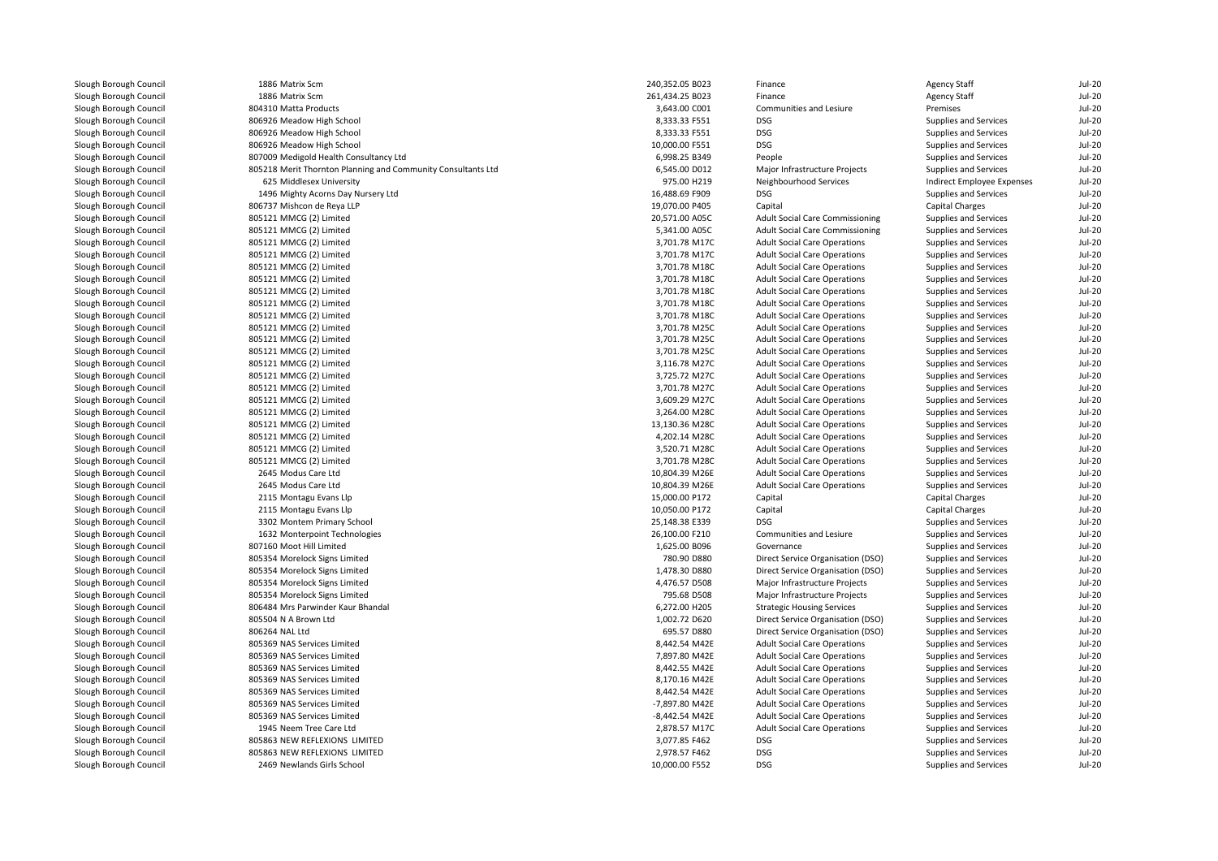| | | | | | | |
|---|---|---|---|---|---|---|
| Slough Borough Council | 1886 Matrix Scm | 240,352.05 B023 | Finance | Agency Staff | Jul-20 |
| Slough Borough Council | 1886 Matrix Scm | 261,434.25 B023 | Finance | Agency Staff | Jul-20 |
| Slough Borough Council | 804310 Matta Products | 3,643.00 C001 | Communities and Lesiure | Premises | Jul-20 |
| Slough Borough Council | 806926 Meadow High School | 8,333.33 F551 | DSG | Supplies and Services | Jul-20 |
| Slough Borough Council | 806926 Meadow High School | 8,333.33 F551 | DSG | Supplies and Services | Jul-20 |
| Slough Borough Council | 806926 Meadow High School | 10,000.00 F551 | DSG | Supplies and Services | Jul-20 |
| Slough Borough Council | 807009 Medigold Health Consultancy Ltd | 6,998.25 B349 | People | Supplies and Services | Jul-20 |
| Slough Borough Council | 805218 Merit Thornton Planning and Community Consultants Ltd | 6,545.00 D012 | Major Infrastructure Projects | Supplies and Services | Jul-20 |
| Slough Borough Council | 625 Middlesex University | 975.00 H219 | Neighbourhood Services | Indirect Employee Expenses | Jul-20 |
| Slough Borough Council | 1496 Mighty Acorns Day Nursery Ltd | 16,488.69 F909 | DSG | Supplies and Services | Jul-20 |
| Slough Borough Council | 806737 Mishcon de Reya LLP | 19,070.00 P405 | Capital | Capital Charges | Jul-20 |
| Slough Borough Council | 805121 MMCG (2) Limited | 20,571.00 A05C | Adult Social Care Commissioning | Supplies and Services | Jul-20 |
| Slough Borough Council | 805121 MMCG (2) Limited | 5,341.00 A05C | Adult Social Care Commissioning | Supplies and Services | Jul-20 |
| Slough Borough Council | 805121 MMCG (2) Limited | 3,701.78 M17C | Adult Social Care Operations | Supplies and Services | Jul-20 |
| Slough Borough Council | 805121 MMCG (2) Limited | 3,701.78 M17C | Adult Social Care Operations | Supplies and Services | Jul-20 |
| Slough Borough Council | 805121 MMCG (2) Limited | 3,701.78 M18C | Adult Social Care Operations | Supplies and Services | Jul-20 |
| Slough Borough Council | 805121 MMCG (2) Limited | 3,701.78 M18C | Adult Social Care Operations | Supplies and Services | Jul-20 |
| Slough Borough Council | 805121 MMCG (2) Limited | 3,701.78 M18C | Adult Social Care Operations | Supplies and Services | Jul-20 |
| Slough Borough Council | 805121 MMCG (2) Limited | 3,701.78 M18C | Adult Social Care Operations | Supplies and Services | Jul-20 |
| Slough Borough Council | 805121 MMCG (2) Limited | 3,701.78 M18C | Adult Social Care Operations | Supplies and Services | Jul-20 |
| Slough Borough Council | 805121 MMCG (2) Limited | 3,701.78 M25C | Adult Social Care Operations | Supplies and Services | Jul-20 |
| Slough Borough Council | 805121 MMCG (2) Limited | 3,701.78 M25C | Adult Social Care Operations | Supplies and Services | Jul-20 |
| Slough Borough Council | 805121 MMCG (2) Limited | 3,701.78 M25C | Adult Social Care Operations | Supplies and Services | Jul-20 |
| Slough Borough Council | 805121 MMCG (2) Limited | 3,116.78 M27C | Adult Social Care Operations | Supplies and Services | Jul-20 |
| Slough Borough Council | 805121 MMCG (2) Limited | 3,725.72 M27C | Adult Social Care Operations | Supplies and Services | Jul-20 |
| Slough Borough Council | 805121 MMCG (2) Limited | 3,701.78 M27C | Adult Social Care Operations | Supplies and Services | Jul-20 |
| Slough Borough Council | 805121 MMCG (2) Limited | 3,609.29 M27C | Adult Social Care Operations | Supplies and Services | Jul-20 |
| Slough Borough Council | 805121 MMCG (2) Limited | 3,264.00 M28C | Adult Social Care Operations | Supplies and Services | Jul-20 |
| Slough Borough Council | 805121 MMCG (2) Limited | 13,130.36 M28C | Adult Social Care Operations | Supplies and Services | Jul-20 |
| Slough Borough Council | 805121 MMCG (2) Limited | 4,202.14 M28C | Adult Social Care Operations | Supplies and Services | Jul-20 |
| Slough Borough Council | 805121 MMCG (2) Limited | 3,520.71 M28C | Adult Social Care Operations | Supplies and Services | Jul-20 |
| Slough Borough Council | 805121 MMCG (2) Limited | 3,701.78 M28C | Adult Social Care Operations | Supplies and Services | Jul-20 |
| Slough Borough Council | 2645 Modus Care Ltd | 10,804.39 M26E | Adult Social Care Operations | Supplies and Services | Jul-20 |
| Slough Borough Council | 2645 Modus Care Ltd | 10,804.39 M26E | Adult Social Care Operations | Supplies and Services | Jul-20 |
| Slough Borough Council | 2115 Montagu Evans Llp | 15,000.00 P172 | Capital | Capital Charges | Jul-20 |
| Slough Borough Council | 2115 Montagu Evans Llp | 10,050.00 P172 | Capital | Capital Charges | Jul-20 |
| Slough Borough Council | 3302 Montem Primary School | 25,148.38 E339 | DSG | Supplies and Services | Jul-20 |
| Slough Borough Council | 1632 Monterpoint Technologies | 26,100.00 F210 | Communities and Lesiure | Supplies and Services | Jul-20 |
| Slough Borough Council | 807160 Moot Hill Limited | 1,625.00 B096 | Governance | Supplies and Services | Jul-20 |
| Slough Borough Council | 805354 Morelock Signs Limited | 780.90 D880 | Direct Service Organisation (DSO) | Supplies and Services | Jul-20 |
| Slough Borough Council | 805354 Morelock Signs Limited | 1,478.30 D880 | Direct Service Organisation (DSO) | Supplies and Services | Jul-20 |
| Slough Borough Council | 805354 Morelock Signs Limited | 4,476.57 D508 | Major Infrastructure Projects | Supplies and Services | Jul-20 |
| Slough Borough Council | 805354 Morelock Signs Limited | 795.68 D508 | Major Infrastructure Projects | Supplies and Services | Jul-20 |
| Slough Borough Council | 806484 Mrs Parwinder Kaur Bhandal | 6,272.00 H205 | Strategic Housing Services | Supplies and Services | Jul-20 |
| Slough Borough Council | 805504 N A Brown Ltd | 1,002.72 D620 | Direct Service Organisation (DSO) | Supplies and Services | Jul-20 |
| Slough Borough Council | 806264 NAL Ltd | 695.57 D880 | Direct Service Organisation (DSO) | Supplies and Services | Jul-20 |
| Slough Borough Council | 805369 NAS Services Limited | 8,442.54 M42E | Adult Social Care Operations | Supplies and Services | Jul-20 |
| Slough Borough Council | 805369 NAS Services Limited | 7,897.80 M42E | Adult Social Care Operations | Supplies and Services | Jul-20 |
| Slough Borough Council | 805369 NAS Services Limited | 8,442.55 M42E | Adult Social Care Operations | Supplies and Services | Jul-20 |
| Slough Borough Council | 805369 NAS Services Limited | 8,170.16 M42E | Adult Social Care Operations | Supplies and Services | Jul-20 |
| Slough Borough Council | 805369 NAS Services Limited | 8,442.54 M42E | Adult Social Care Operations | Supplies and Services | Jul-20 |
| Slough Borough Council | 805369 NAS Services Limited | -7,897.80 M42E | Adult Social Care Operations | Supplies and Services | Jul-20 |
| Slough Borough Council | 805369 NAS Services Limited | -8,442.54 M42E | Adult Social Care Operations | Supplies and Services | Jul-20 |
| Slough Borough Council | 1945 Neem Tree Care Ltd | 2,878.57 M17C | Adult Social Care Operations | Supplies and Services | Jul-20 |
| Slough Borough Council | 805863 NEW REFLEXIONS LIMITED | 3,077.85 F462 | DSG | Supplies and Services | Jul-20 |
| Slough Borough Council | 805863 NEW REFLEXIONS LIMITED | 2,978.57 F462 | DSG | Supplies and Services | Jul-20 |
| Slough Borough Council | 2469 Newlands Girls School | 10,000.00 F552 | DSG | Supplies and Services | Jul-20 |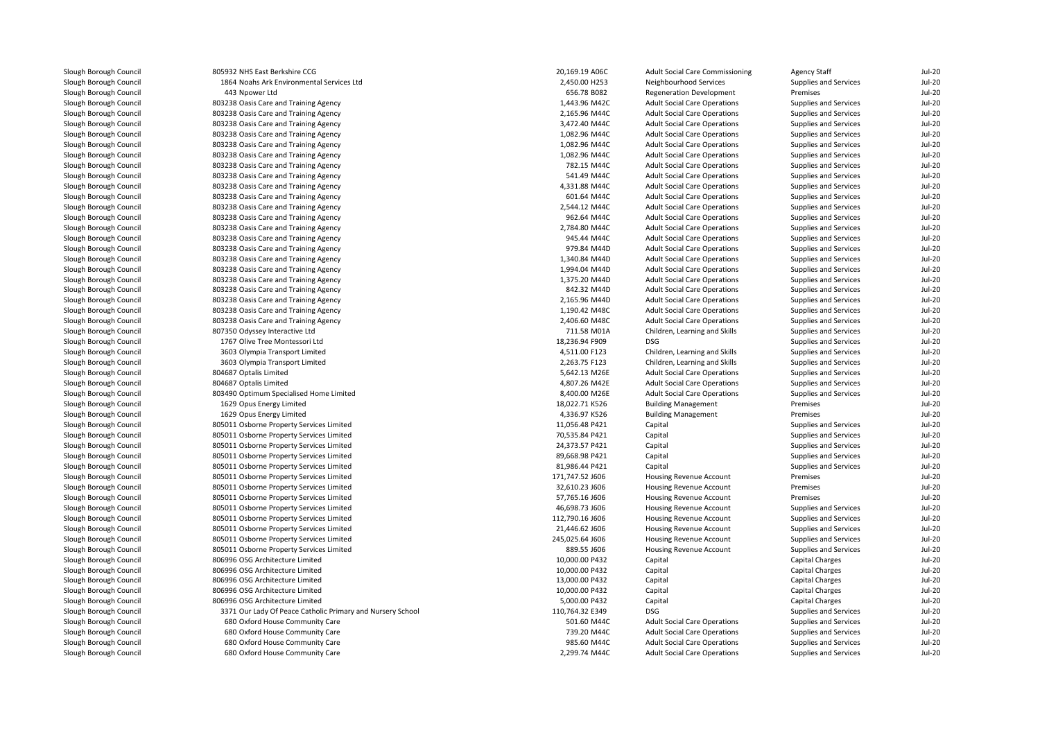| | | | | | |
|---|---|---|---|---|---|
| Slough Borough Council | 805932 NHS East Berkshire CCG | 20,169.19 A06C | Adult Social Care Commissioning | Agency Staff | Jul-20 |
| Slough Borough Council | 1864 Noahs Ark Environmental Services Ltd | 2,450.00 H253 | Neighbourhood Services | Supplies and Services | Jul-20 |
| Slough Borough Council | 443 Npower Ltd | 656.78 B082 | Regeneration Development | Premises | Jul-20 |
| Slough Borough Council | 803238 Oasis Care and Training Agency | 1,443.96 M42C | Adult Social Care Operations | Supplies and Services | Jul-20 |
| Slough Borough Council | 803238 Oasis Care and Training Agency | 2,165.96 M44C | Adult Social Care Operations | Supplies and Services | Jul-20 |
| Slough Borough Council | 803238 Oasis Care and Training Agency | 3,472.40 M44C | Adult Social Care Operations | Supplies and Services | Jul-20 |
| Slough Borough Council | 803238 Oasis Care and Training Agency | 1,082.96 M44C | Adult Social Care Operations | Supplies and Services | Jul-20 |
| Slough Borough Council | 803238 Oasis Care and Training Agency | 1,082.96 M44C | Adult Social Care Operations | Supplies and Services | Jul-20 |
| Slough Borough Council | 803238 Oasis Care and Training Agency | 1,082.96 M44C | Adult Social Care Operations | Supplies and Services | Jul-20 |
| Slough Borough Council | 803238 Oasis Care and Training Agency | 782.15 M44C | Adult Social Care Operations | Supplies and Services | Jul-20 |
| Slough Borough Council | 803238 Oasis Care and Training Agency | 541.49 M44C | Adult Social Care Operations | Supplies and Services | Jul-20 |
| Slough Borough Council | 803238 Oasis Care and Training Agency | 4,331.88 M44C | Adult Social Care Operations | Supplies and Services | Jul-20 |
| Slough Borough Council | 803238 Oasis Care and Training Agency | 601.64 M44C | Adult Social Care Operations | Supplies and Services | Jul-20 |
| Slough Borough Council | 803238 Oasis Care and Training Agency | 2,544.12 M44C | Adult Social Care Operations | Supplies and Services | Jul-20 |
| Slough Borough Council | 803238 Oasis Care and Training Agency | 962.64 M44C | Adult Social Care Operations | Supplies and Services | Jul-20 |
| Slough Borough Council | 803238 Oasis Care and Training Agency | 2,784.80 M44C | Adult Social Care Operations | Supplies and Services | Jul-20 |
| Slough Borough Council | 803238 Oasis Care and Training Agency | 945.44 M44C | Adult Social Care Operations | Supplies and Services | Jul-20 |
| Slough Borough Council | 803238 Oasis Care and Training Agency | 979.84 M44D | Adult Social Care Operations | Supplies and Services | Jul-20 |
| Slough Borough Council | 803238 Oasis Care and Training Agency | 1,340.84 M44D | Adult Social Care Operations | Supplies and Services | Jul-20 |
| Slough Borough Council | 803238 Oasis Care and Training Agency | 1,994.04 M44D | Adult Social Care Operations | Supplies and Services | Jul-20 |
| Slough Borough Council | 803238 Oasis Care and Training Agency | 1,375.20 M44D | Adult Social Care Operations | Supplies and Services | Jul-20 |
| Slough Borough Council | 803238 Oasis Care and Training Agency | 842.32 M44D | Adult Social Care Operations | Supplies and Services | Jul-20 |
| Slough Borough Council | 803238 Oasis Care and Training Agency | 2,165.96 M44D | Adult Social Care Operations | Supplies and Services | Jul-20 |
| Slough Borough Council | 803238 Oasis Care and Training Agency | 1,190.42 M48C | Adult Social Care Operations | Supplies and Services | Jul-20 |
| Slough Borough Council | 803238 Oasis Care and Training Agency | 2,406.60 M48C | Adult Social Care Operations | Supplies and Services | Jul-20 |
| Slough Borough Council | 807350 Odyssey Interactive Ltd | 711.58 M01A | Children, Learning and Skills | Supplies and Services | Jul-20 |
| Slough Borough Council | 1767 Olive Tree Montessori Ltd | 18,236.94 F909 | DSG | Supplies and Services | Jul-20 |
| Slough Borough Council | 3603 Olympia Transport Limited | 4,511.00 F123 | Children, Learning and Skills | Supplies and Services | Jul-20 |
| Slough Borough Council | 3603 Olympia Transport Limited | 2,263.75 F123 | Children, Learning and Skills | Supplies and Services | Jul-20 |
| Slough Borough Council | 804687 Optalis Limited | 5,642.13 M26E | Adult Social Care Operations | Supplies and Services | Jul-20 |
| Slough Borough Council | 804687 Optalis Limited | 4,807.26 M42E | Adult Social Care Operations | Supplies and Services | Jul-20 |
| Slough Borough Council | 803490 Optimum Specialised Home Limited | 8,400.00 M26E | Adult Social Care Operations | Supplies and Services | Jul-20 |
| Slough Borough Council | 1629 Opus Energy Limited | 18,022.71 K526 | Building Management | Premises | Jul-20 |
| Slough Borough Council | 1629 Opus Energy Limited | 4,336.97 K526 | Building Management | Premises | Jul-20 |
| Slough Borough Council | 805011 Osborne Property Services Limited | 11,056.48 P421 | Capital | Supplies and Services | Jul-20 |
| Slough Borough Council | 805011 Osborne Property Services Limited | 70,535.84 P421 | Capital | Supplies and Services | Jul-20 |
| Slough Borough Council | 805011 Osborne Property Services Limited | 24,373.57 P421 | Capital | Supplies and Services | Jul-20 |
| Slough Borough Council | 805011 Osborne Property Services Limited | 89,668.98 P421 | Capital | Supplies and Services | Jul-20 |
| Slough Borough Council | 805011 Osborne Property Services Limited | 81,986.44 P421 | Capital | Supplies and Services | Jul-20 |
| Slough Borough Council | 805011 Osborne Property Services Limited | 171,747.52 J606 | Housing Revenue Account | Premises | Jul-20 |
| Slough Borough Council | 805011 Osborne Property Services Limited | 32,610.23 J606 | Housing Revenue Account | Premises | Jul-20 |
| Slough Borough Council | 805011 Osborne Property Services Limited | 57,765.16 J606 | Housing Revenue Account | Premises | Jul-20 |
| Slough Borough Council | 805011 Osborne Property Services Limited | 46,698.73 J606 | Housing Revenue Account | Supplies and Services | Jul-20 |
| Slough Borough Council | 805011 Osborne Property Services Limited | 112,790.16 J606 | Housing Revenue Account | Supplies and Services | Jul-20 |
| Slough Borough Council | 805011 Osborne Property Services Limited | 21,446.62 J606 | Housing Revenue Account | Supplies and Services | Jul-20 |
| Slough Borough Council | 805011 Osborne Property Services Limited | 245,025.64 J606 | Housing Revenue Account | Supplies and Services | Jul-20 |
| Slough Borough Council | 805011 Osborne Property Services Limited | 889.55 J606 | Housing Revenue Account | Supplies and Services | Jul-20 |
| Slough Borough Council | 806996 OSG Architecture Limited | 10,000.00 P432 | Capital | Capital Charges | Jul-20 |
| Slough Borough Council | 806996 OSG Architecture Limited | 10,000.00 P432 | Capital | Capital Charges | Jul-20 |
| Slough Borough Council | 806996 OSG Architecture Limited | 13,000.00 P432 | Capital | Capital Charges | Jul-20 |
| Slough Borough Council | 806996 OSG Architecture Limited | 10,000.00 P432 | Capital | Capital Charges | Jul-20 |
| Slough Borough Council | 806996 OSG Architecture Limited | 5,000.00 P432 | Capital | Capital Charges | Jul-20 |
| Slough Borough Council | 3371 Our Lady Of Peace Catholic Primary and Nursery School | 110,764.32 E349 | DSG | Supplies and Services | Jul-20 |
| Slough Borough Council | 680 Oxford House Community Care | 501.60 M44C | Adult Social Care Operations | Supplies and Services | Jul-20 |
| Slough Borough Council | 680 Oxford House Community Care | 739.20 M44C | Adult Social Care Operations | Supplies and Services | Jul-20 |
| Slough Borough Council | 680 Oxford House Community Care | 985.60 M44C | Adult Social Care Operations | Supplies and Services | Jul-20 |
| Slough Borough Council | 680 Oxford House Community Care | 2,299.74 M44C | Adult Social Care Operations | Supplies and Services | Jul-20 |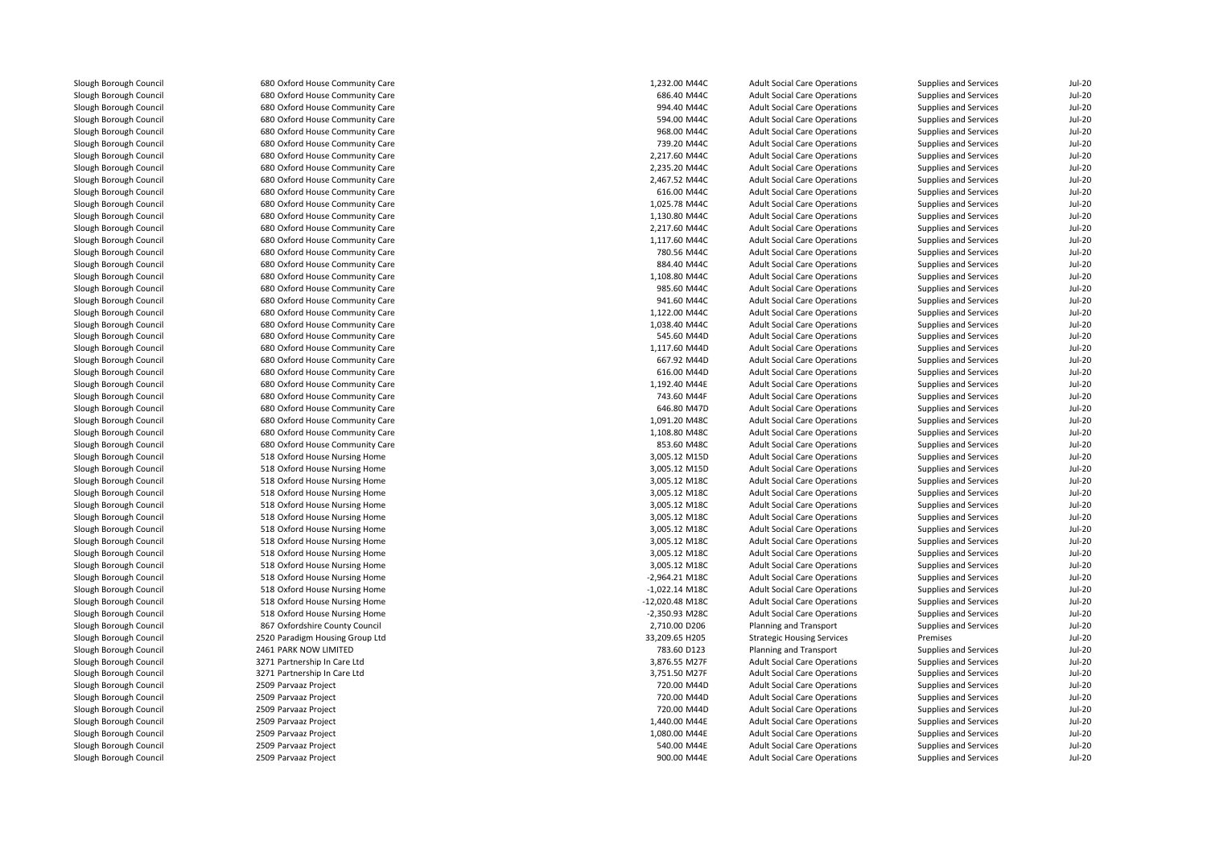| | | | | | | |
|---|---|---|---|---|---|---|
| Slough Borough Council | 680 Oxford House Community Care | 1,232.00 M44C | Adult Social Care Operations | Supplies and Services | Jul-20 |
| Slough Borough Council | 680 Oxford House Community Care | 686.40 M44C | Adult Social Care Operations | Supplies and Services | Jul-20 |
| Slough Borough Council | 680 Oxford House Community Care | 994.40 M44C | Adult Social Care Operations | Supplies and Services | Jul-20 |
| Slough Borough Council | 680 Oxford House Community Care | 594.00 M44C | Adult Social Care Operations | Supplies and Services | Jul-20 |
| Slough Borough Council | 680 Oxford House Community Care | 968.00 M44C | Adult Social Care Operations | Supplies and Services | Jul-20 |
| Slough Borough Council | 680 Oxford House Community Care | 739.20 M44C | Adult Social Care Operations | Supplies and Services | Jul-20 |
| Slough Borough Council | 680 Oxford House Community Care | 2,217.60 M44C | Adult Social Care Operations | Supplies and Services | Jul-20 |
| Slough Borough Council | 680 Oxford House Community Care | 2,235.20 M44C | Adult Social Care Operations | Supplies and Services | Jul-20 |
| Slough Borough Council | 680 Oxford House Community Care | 2,467.52 M44C | Adult Social Care Operations | Supplies and Services | Jul-20 |
| Slough Borough Council | 680 Oxford House Community Care | 616.00 M44C | Adult Social Care Operations | Supplies and Services | Jul-20 |
| Slough Borough Council | 680 Oxford House Community Care | 1,025.78 M44C | Adult Social Care Operations | Supplies and Services | Jul-20 |
| Slough Borough Council | 680 Oxford House Community Care | 1,130.80 M44C | Adult Social Care Operations | Supplies and Services | Jul-20 |
| Slough Borough Council | 680 Oxford House Community Care | 2,217.60 M44C | Adult Social Care Operations | Supplies and Services | Jul-20 |
| Slough Borough Council | 680 Oxford House Community Care | 1,117.60 M44C | Adult Social Care Operations | Supplies and Services | Jul-20 |
| Slough Borough Council | 680 Oxford House Community Care | 780.56 M44C | Adult Social Care Operations | Supplies and Services | Jul-20 |
| Slough Borough Council | 680 Oxford House Community Care | 884.40 M44C | Adult Social Care Operations | Supplies and Services | Jul-20 |
| Slough Borough Council | 680 Oxford House Community Care | 1,108.80 M44C | Adult Social Care Operations | Supplies and Services | Jul-20 |
| Slough Borough Council | 680 Oxford House Community Care | 985.60 M44C | Adult Social Care Operations | Supplies and Services | Jul-20 |
| Slough Borough Council | 680 Oxford House Community Care | 941.60 M44C | Adult Social Care Operations | Supplies and Services | Jul-20 |
| Slough Borough Council | 680 Oxford House Community Care | 1,122.00 M44C | Adult Social Care Operations | Supplies and Services | Jul-20 |
| Slough Borough Council | 680 Oxford House Community Care | 1,038.40 M44C | Adult Social Care Operations | Supplies and Services | Jul-20 |
| Slough Borough Council | 680 Oxford House Community Care | 545.60 M44D | Adult Social Care Operations | Supplies and Services | Jul-20 |
| Slough Borough Council | 680 Oxford House Community Care | 1,117.60 M44D | Adult Social Care Operations | Supplies and Services | Jul-20 |
| Slough Borough Council | 680 Oxford House Community Care | 667.92 M44D | Adult Social Care Operations | Supplies and Services | Jul-20 |
| Slough Borough Council | 680 Oxford House Community Care | 616.00 M44D | Adult Social Care Operations | Supplies and Services | Jul-20 |
| Slough Borough Council | 680 Oxford House Community Care | 1,192.40 M44E | Adult Social Care Operations | Supplies and Services | Jul-20 |
| Slough Borough Council | 680 Oxford House Community Care | 743.60 M44F | Adult Social Care Operations | Supplies and Services | Jul-20 |
| Slough Borough Council | 680 Oxford House Community Care | 646.80 M47D | Adult Social Care Operations | Supplies and Services | Jul-20 |
| Slough Borough Council | 680 Oxford House Community Care | 1,091.20 M48C | Adult Social Care Operations | Supplies and Services | Jul-20 |
| Slough Borough Council | 680 Oxford House Community Care | 1,108.80 M48C | Adult Social Care Operations | Supplies and Services | Jul-20 |
| Slough Borough Council | 680 Oxford House Community Care | 853.60 M48C | Adult Social Care Operations | Supplies and Services | Jul-20 |
| Slough Borough Council | 518 Oxford House Nursing Home | 3,005.12 M15D | Adult Social Care Operations | Supplies and Services | Jul-20 |
| Slough Borough Council | 518 Oxford House Nursing Home | 3,005.12 M15D | Adult Social Care Operations | Supplies and Services | Jul-20 |
| Slough Borough Council | 518 Oxford House Nursing Home | 3,005.12 M18C | Adult Social Care Operations | Supplies and Services | Jul-20 |
| Slough Borough Council | 518 Oxford House Nursing Home | 3,005.12 M18C | Adult Social Care Operations | Supplies and Services | Jul-20 |
| Slough Borough Council | 518 Oxford House Nursing Home | 3,005.12 M18C | Adult Social Care Operations | Supplies and Services | Jul-20 |
| Slough Borough Council | 518 Oxford House Nursing Home | 3,005.12 M18C | Adult Social Care Operations | Supplies and Services | Jul-20 |
| Slough Borough Council | 518 Oxford House Nursing Home | 3,005.12 M18C | Adult Social Care Operations | Supplies and Services | Jul-20 |
| Slough Borough Council | 518 Oxford House Nursing Home | 3,005.12 M18C | Adult Social Care Operations | Supplies and Services | Jul-20 |
| Slough Borough Council | 518 Oxford House Nursing Home | 3,005.12 M18C | Adult Social Care Operations | Supplies and Services | Jul-20 |
| Slough Borough Council | 518 Oxford House Nursing Home | 3,005.12 M18C | Adult Social Care Operations | Supplies and Services | Jul-20 |
| Slough Borough Council | 518 Oxford House Nursing Home | -2,964.21 M18C | Adult Social Care Operations | Supplies and Services | Jul-20 |
| Slough Borough Council | 518 Oxford House Nursing Home | -1,022.14 M18C | Adult Social Care Operations | Supplies and Services | Jul-20 |
| Slough Borough Council | 518 Oxford House Nursing Home | -12,020.48 M18C | Adult Social Care Operations | Supplies and Services | Jul-20 |
| Slough Borough Council | 518 Oxford House Nursing Home | -2,350.93 M28C | Adult Social Care Operations | Supplies and Services | Jul-20 |
| Slough Borough Council | 867 Oxfordshire County Council | 2,710.00 D206 | Planning and Transport | Supplies and Services | Jul-20 |
| Slough Borough Council | 2520 Paradigm Housing Group Ltd | 33,209.65 H205 | Strategic Housing Services | Premises | Jul-20 |
| Slough Borough Council | 2461 PARK NOW LIMITED | 783.60 D123 | Planning and Transport | Supplies and Services | Jul-20 |
| Slough Borough Council | 3271 Partnership In Care Ltd | 3,876.55 M27F | Adult Social Care Operations | Supplies and Services | Jul-20 |
| Slough Borough Council | 3271 Partnership In Care Ltd | 3,751.50 M27F | Adult Social Care Operations | Supplies and Services | Jul-20 |
| Slough Borough Council | 2509 Parvaaz Project | 720.00 M44D | Adult Social Care Operations | Supplies and Services | Jul-20 |
| Slough Borough Council | 2509 Parvaaz Project | 720.00 M44D | Adult Social Care Operations | Supplies and Services | Jul-20 |
| Slough Borough Council | 2509 Parvaaz Project | 720.00 M44D | Adult Social Care Operations | Supplies and Services | Jul-20 |
| Slough Borough Council | 2509 Parvaaz Project | 1,440.00 M44E | Adult Social Care Operations | Supplies and Services | Jul-20 |
| Slough Borough Council | 2509 Parvaaz Project | 1,080.00 M44E | Adult Social Care Operations | Supplies and Services | Jul-20 |
| Slough Borough Council | 2509 Parvaaz Project | 540.00 M44E | Adult Social Care Operations | Supplies and Services | Jul-20 |
| Slough Borough Council | 2509 Parvaaz Project | 900.00 M44E | Adult Social Care Operations | Supplies and Services | Jul-20 |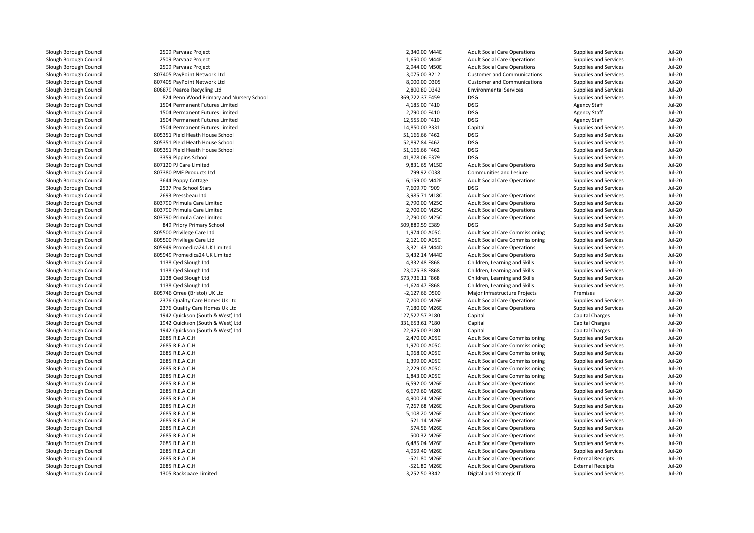| | | | | | |
|---|---|---|---|---|---|
| Slough Borough Council | 2509 Parvaaz Project | 2,340.00 M44E | Adult Social Care Operations | Supplies and Services | Jul-20 |
| Slough Borough Council | 2509 Parvaaz Project | 1,650.00 M44E | Adult Social Care Operations | Supplies and Services | Jul-20 |
| Slough Borough Council | 2509 Parvaaz Project | 2,944.00 M50E | Adult Social Care Operations | Supplies and Services | Jul-20 |
| Slough Borough Council | 807405 PayPoint Network Ltd | 3,075.00 B212 | Customer and Communications | Supplies and Services | Jul-20 |
| Slough Borough Council | 807405 PayPoint Network Ltd | 8,000.00 D305 | Customer and Communications | Supplies and Services | Jul-20 |
| Slough Borough Council | 806879 Pearce Recycling Ltd | 2,800.80 D342 | Environmental Services | Supplies and Services | Jul-20 |
| Slough Borough Council | 824 Penn Wood Primary and Nursery School | 369,722.37 E459 | DSG | Supplies and Services | Jul-20 |
| Slough Borough Council | 1504 Permanent Futures Limited | 4,185.00 F410 | DSG | Agency Staff | Jul-20 |
| Slough Borough Council | 1504 Permanent Futures Limited | 2,790.00 F410 | DSG | Agency Staff | Jul-20 |
| Slough Borough Council | 1504 Permanent Futures Limited | 12,555.00 F410 | DSG | Agency Staff | Jul-20 |
| Slough Borough Council | 1504 Permanent Futures Limited | 14,850.00 P331 | Capital | Supplies and Services | Jul-20 |
| Slough Borough Council | 805351 Pield Heath House School | 51,166.66 F462 | DSG | Supplies and Services | Jul-20 |
| Slough Borough Council | 805351 Pield Heath House School | 52,897.84 F462 | DSG | Supplies and Services | Jul-20 |
| Slough Borough Council | 805351 Pield Heath House School | 51,166.66 F462 | DSG | Supplies and Services | Jul-20 |
| Slough Borough Council | 3359 Pippins School | 41,878.06 E379 | DSG | Supplies and Services | Jul-20 |
| Slough Borough Council | 807120 PJ Care Limited | 9,831.65 M15D | Adult Social Care Operations | Supplies and Services | Jul-20 |
| Slough Borough Council | 807380 PMF Products Ltd | 799.92 C038 | Communities and Lesiure | Supplies and Services | Jul-20 |
| Slough Borough Council | 3644 Poppy Cottage | 6,159.00 M42E | Adult Social Care Operations | Supplies and Services | Jul-20 |
| Slough Borough Council | 2537 Pre School Stars | 7,609.70 F909 | DSG | Supplies and Services | Jul-20 |
| Slough Borough Council | 2693 Pressbeau Ltd | 3,985.71 M18C | Adult Social Care Operations | Supplies and Services | Jul-20 |
| Slough Borough Council | 803790 Primula Care Limited | 2,790.00 M25C | Adult Social Care Operations | Supplies and Services | Jul-20 |
| Slough Borough Council | 803790 Primula Care Limited | 2,700.00 M25C | Adult Social Care Operations | Supplies and Services | Jul-20 |
| Slough Borough Council | 803790 Primula Care Limited | 2,790.00 M25C | Adult Social Care Operations | Supplies and Services | Jul-20 |
| Slough Borough Council | 849 Priory Primary School | 509,889.59 E389 | DSG | Supplies and Services | Jul-20 |
| Slough Borough Council | 805500 Privilege Care Ltd | 1,974.00 A05C | Adult Social Care Commissioning | Supplies and Services | Jul-20 |
| Slough Borough Council | 805500 Privilege Care Ltd | 2,121.00 A05C | Adult Social Care Commissioning | Supplies and Services | Jul-20 |
| Slough Borough Council | 805949 Promedica24 UK Limited | 3,321.43 M44D | Adult Social Care Operations | Supplies and Services | Jul-20 |
| Slough Borough Council | 805949 Promedica24 UK Limited | 3,432.14 M44D | Adult Social Care Operations | Supplies and Services | Jul-20 |
| Slough Borough Council | 1138 Qed Slough Ltd | 4,332.48 F868 | Children, Learning and Skills | Supplies and Services | Jul-20 |
| Slough Borough Council | 1138 Qed Slough Ltd | 23,025.38 F868 | Children, Learning and Skills | Supplies and Services | Jul-20 |
| Slough Borough Council | 1138 Qed Slough Ltd | 573,736.11 F868 | Children, Learning and Skills | Supplies and Services | Jul-20 |
| Slough Borough Council | 1138 Qed Slough Ltd | -1,624.47 F868 | Children, Learning and Skills | Supplies and Services | Jul-20 |
| Slough Borough Council | 805746 Qfree (Bristol) UK Ltd | -2,127.66 D500 | Major Infrastructure Projects | Premises | Jul-20 |
| Slough Borough Council | 2376 Quality Care Homes Uk Ltd | 7,200.00 M26E | Adult Social Care Operations | Supplies and Services | Jul-20 |
| Slough Borough Council | 2376 Quality Care Homes Uk Ltd | 7,180.00 M26E | Adult Social Care Operations | Supplies and Services | Jul-20 |
| Slough Borough Council | 1942 Quickson (South & West) Ltd | 127,527.57 P180 | Capital | Capital Charges | Jul-20 |
| Slough Borough Council | 1942 Quickson (South & West) Ltd | 331,653.61 P180 | Capital | Capital Charges | Jul-20 |
| Slough Borough Council | 1942 Quickson (South & West) Ltd | 22,925.00 P180 | Capital | Capital Charges | Jul-20 |
| Slough Borough Council | 2685 R.E.A.C.H | 2,470.00 A05C | Adult Social Care Commissioning | Supplies and Services | Jul-20 |
| Slough Borough Council | 2685 R.E.A.C.H | 1,970.00 A05C | Adult Social Care Commissioning | Supplies and Services | Jul-20 |
| Slough Borough Council | 2685 R.E.A.C.H | 1,968.00 A05C | Adult Social Care Commissioning | Supplies and Services | Jul-20 |
| Slough Borough Council | 2685 R.E.A.C.H | 1,399.00 A05C | Adult Social Care Commissioning | Supplies and Services | Jul-20 |
| Slough Borough Council | 2685 R.E.A.C.H | 2,229.00 A05C | Adult Social Care Commissioning | Supplies and Services | Jul-20 |
| Slough Borough Council | 2685 R.E.A.C.H | 1,843.00 A05C | Adult Social Care Commissioning | Supplies and Services | Jul-20 |
| Slough Borough Council | 2685 R.E.A.C.H | 6,592.00 M26E | Adult Social Care Operations | Supplies and Services | Jul-20 |
| Slough Borough Council | 2685 R.E.A.C.H | 6,679.60 M26E | Adult Social Care Operations | Supplies and Services | Jul-20 |
| Slough Borough Council | 2685 R.E.A.C.H | 4,900.24 M26E | Adult Social Care Operations | Supplies and Services | Jul-20 |
| Slough Borough Council | 2685 R.E.A.C.H | 7,267.68 M26E | Adult Social Care Operations | Supplies and Services | Jul-20 |
| Slough Borough Council | 2685 R.E.A.C.H | 5,108.20 M26E | Adult Social Care Operations | Supplies and Services | Jul-20 |
| Slough Borough Council | 2685 R.E.A.C.H | 521.14 M26E | Adult Social Care Operations | Supplies and Services | Jul-20 |
| Slough Borough Council | 2685 R.E.A.C.H | 574.56 M26E | Adult Social Care Operations | Supplies and Services | Jul-20 |
| Slough Borough Council | 2685 R.E.A.C.H | 500.32 M26E | Adult Social Care Operations | Supplies and Services | Jul-20 |
| Slough Borough Council | 2685 R.E.A.C.H | 6,485.04 M26E | Adult Social Care Operations | Supplies and Services | Jul-20 |
| Slough Borough Council | 2685 R.E.A.C.H | 4,959.40 M26E | Adult Social Care Operations | Supplies and Services | Jul-20 |
| Slough Borough Council | 2685 R.E.A.C.H | -521.80 M26E | Adult Social Care Operations | External Receipts | Jul-20 |
| Slough Borough Council | 2685 R.E.A.C.H | -521.80 M26E | Adult Social Care Operations | External Receipts | Jul-20 |
| Slough Borough Council | 1305 Rackspace Limited | 3,252.50 B342 | Digital and Strategic IT | Supplies and Services | Jul-20 |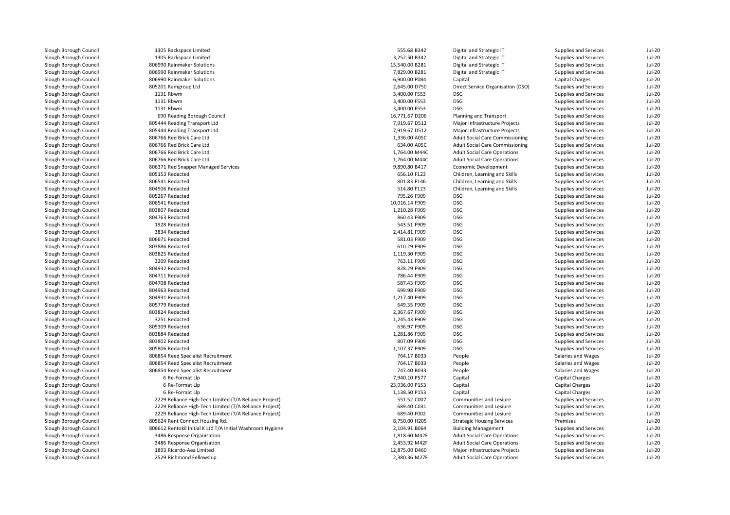| | | | | | | |
|---|---|---|---|---|---|---|
| Slough Borough Council | 1305 Rackspace Limited | 555.68 | B342 | Digital and Strategic IT | Supplies and Services | Jul-20 |
| Slough Borough Council | 1305 Rackspace Limited | 3,252.50 | B342 | Digital and Strategic IT | Supplies and Services | Jul-20 |
| Slough Borough Council | 806990 Rainmaker Solutions | 15,540.00 | B281 | Digital and Strategic IT | Supplies and Services | Jul-20 |
| Slough Borough Council | 806990 Rainmaker Solutions | 7,829.00 | B281 | Digital and Strategic IT | Supplies and Services | Jul-20 |
| Slough Borough Council | 806990 Rainmaker Solutions | 6,900.00 | P084 | Capital | Capital Charges | Jul-20 |
| Slough Borough Council | 805201 Ramgroup Ltd | 2,645.00 | D750 | Direct Service Organisation (DSO) | Supplies and Services | Jul-20 |
| Slough Borough Council | 1131 Rbwm | 3,400.00 | F553 | DSG | Supplies and Services | Jul-20 |
| Slough Borough Council | 1131 Rbwm | 3,400.00 | F553 | DSG | Supplies and Services | Jul-20 |
| Slough Borough Council | 1131 Rbwm | 3,400.00 | F553 | DSG | Supplies and Services | Jul-20 |
| Slough Borough Council | 690 Reading Borough Council | 16,771.67 | D206 | Planning and Transport | Supplies and Services | Jul-20 |
| Slough Borough Council | 805444 Reading Transport Ltd | 7,919.67 | D512 | Major Infrastructure Projects | Supplies and Services | Jul-20 |
| Slough Borough Council | 805444 Reading Transport Ltd | 7,919.67 | D512 | Major Infrastructure Projects | Supplies and Services | Jul-20 |
| Slough Borough Council | 806766 Red Brick Care Ltd | 1,336.00 | A05C | Adult Social Care Commissioning | Supplies and Services | Jul-20 |
| Slough Borough Council | 806766 Red Brick Care Ltd | 634.00 | A05C | Adult Social Care Commissioning | Supplies and Services | Jul-20 |
| Slough Borough Council | 806766 Red Brick Care Ltd | 1,764.00 | M44C | Adult Social Care Operations | Supplies and Services | Jul-20 |
| Slough Borough Council | 806766 Red Brick Care Ltd | 1,764.00 | M44C | Adult Social Care Operations | Supplies and Services | Jul-20 |
| Slough Borough Council | 806371 Red Snapper Managed Services | 9,890.80 | B417 | Economic Development | Supplies and Services | Jul-20 |
| Slough Borough Council | 805153 Redacted | 656.10 | F123 | Children, Learning and Skills | Supplies and Services | Jul-20 |
| Slough Borough Council | 806541 Redacted | 801.83 | F146 | Children, Learning and Skills | Supplies and Services | Jul-20 |
| Slough Borough Council | 804506 Redacted | 514.80 | F123 | Children, Learning and Skills | Supplies and Services | Jul-20 |
| Slough Borough Council | 805267 Redacted | 795.26 | F909 | DSG | Supplies and Services | Jul-20 |
| Slough Borough Council | 806541 Redacted | 10,016.14 | F909 | DSG | Supplies and Services | Jul-20 |
| Slough Borough Council | 803807 Redacted | 1,210.28 | F909 | DSG | Supplies and Services | Jul-20 |
| Slough Borough Council | 804763 Redacted | 860.43 | F909 | DSG | Supplies and Services | Jul-20 |
| Slough Borough Council | 1928 Redacted | 543.51 | F909 | DSG | Supplies and Services | Jul-20 |
| Slough Borough Council | 3834 Redacted | 2,414.81 | F909 | DSG | Supplies and Services | Jul-20 |
| Slough Borough Council | 806671 Redacted | 581.03 | F909 | DSG | Supplies and Services | Jul-20 |
| Slough Borough Council | 803886 Redacted | 610.29 | F909 | DSG | Supplies and Services | Jul-20 |
| Slough Borough Council | 803825 Redacted | 1,119.30 | F909 | DSG | Supplies and Services | Jul-20 |
| Slough Borough Council | 3209 Redacted | 763.11 | F909 | DSG | Supplies and Services | Jul-20 |
| Slough Borough Council | 804932 Redacted | 828.29 | F909 | DSG | Supplies and Services | Jul-20 |
| Slough Borough Council | 804711 Redacted | 786.44 | F909 | DSG | Supplies and Services | Jul-20 |
| Slough Borough Council | 804708 Redacted | 587.43 | F909 | DSG | Supplies and Services | Jul-20 |
| Slough Borough Council | 804963 Redacted | 699.98 | F909 | DSG | Supplies and Services | Jul-20 |
| Slough Borough Council | 804931 Redacted | 1,217.40 | F909 | DSG | Supplies and Services | Jul-20 |
| Slough Borough Council | 805779 Redacted | 649.35 | F909 | DSG | Supplies and Services | Jul-20 |
| Slough Borough Council | 803824 Redacted | 2,367.67 | F909 | DSG | Supplies and Services | Jul-20 |
| Slough Borough Council | 3251 Redacted | 1,245.43 | F909 | DSG | Supplies and Services | Jul-20 |
| Slough Borough Council | 805309 Redacted | 636.97 | F909 | DSG | Supplies and Services | Jul-20 |
| Slough Borough Council | 803884 Redacted | 1,281.86 | F909 | DSG | Supplies and Services | Jul-20 |
| Slough Borough Council | 803802 Redacted | 807.09 | F909 | DSG | Supplies and Services | Jul-20 |
| Slough Borough Council | 805806 Redacted | 1,107.37 | F909 | DSG | Supplies and Services | Jul-20 |
| Slough Borough Council | 806854 Reed Specialist Recruitment | 764.17 | B033 | People | Salaries and Wages | Jul-20 |
| Slough Borough Council | 806854 Reed Specialist Recruitment | 764.17 | B033 | People | Salaries and Wages | Jul-20 |
| Slough Borough Council | 806854 Reed Specialist Recruitment | 747.40 | B033 | People | Salaries and Wages | Jul-20 |
| Slough Borough Council | 6 Re-Format Llp | 7,940.10 | P577 | Capital | Capital Charges | Jul-20 |
| Slough Borough Council | 6 Re-Format Llp | 23,936.00 | P153 | Capital | Capital Charges | Jul-20 |
| Slough Borough Council | 6 Re-Format Llp | 1,138.50 | P153 | Capital | Capital Charges | Jul-20 |
| Slough Borough Council | 2229 Reliance High-Tech Limited (T/A Reliance Project) | 551.52 | C007 | Communities and Lesiure | Supplies and Services | Jul-20 |
| Slough Borough Council | 2229 Reliance High-Tech Limited (T/A Reliance Project) | 689.40 | C031 | Communities and Lesiure | Supplies and Services | Jul-20 |
| Slough Borough Council | 2229 Reliance High-Tech Limited (T/A Reliance Project) | 689.40 | F002 | Communities and Lesiure | Supplies and Services | Jul-20 |
| Slough Borough Council | 805624 Rent Connect Housing ltd. | 8,750.00 | H205 | Strategic Housing Services | Premises | Jul-20 |
| Slough Borough Council | 806612 Rentokil Initial K Ltd T/A Initial Washroom Hygiene | 2,104.91 | B064 | Building Management | Supplies and Services | Jul-20 |
| Slough Borough Council | 3486 Response Organisation | 1,818.60 | M42F | Adult Social Care Operations | Supplies and Services | Jul-20 |
| Slough Borough Council | 3486 Response Organisation | 2,453.92 | M42F | Adult Social Care Operations | Supplies and Services | Jul-20 |
| Slough Borough Council | 1893 Ricardo-Aea Limited | 12,875.00 | D460 | Major Infrastructure Projects | Supplies and Services | Jul-20 |
| Slough Borough Council | 2529 Richmond Fellowship | 2,380.36 | M27F | Adult Social Care Operations | Supplies and Services | Jul-20 |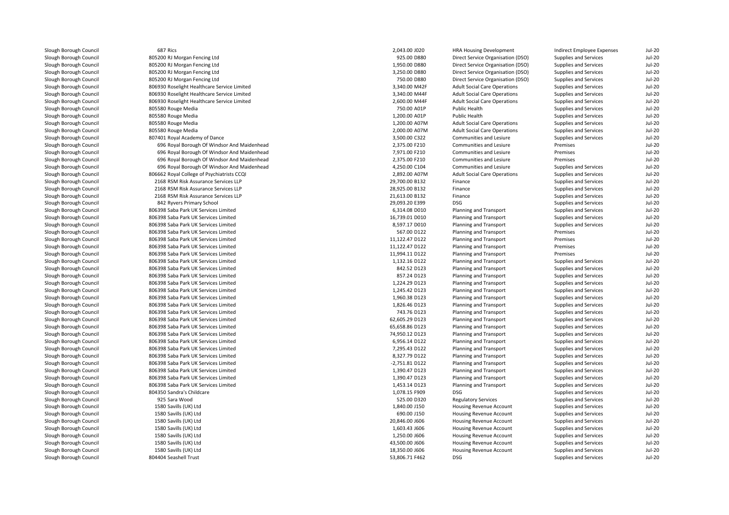| | | | | | | |
|---|---|---|---|---|---|---|
| Slough Borough Council | 687 Rics | 2,043.00 J020 | HRA Housing Development | Indirect Employee Expenses | Jul-20 |
| Slough Borough Council | 805200 RJ Morgan Fencing Ltd | 925.00 D880 | Direct Service Organisation (DSO) | Supplies and Services | Jul-20 |
| Slough Borough Council | 805200 RJ Morgan Fencing Ltd | 1,950.00 D880 | Direct Service Organisation (DSO) | Supplies and Services | Jul-20 |
| Slough Borough Council | 805200 RJ Morgan Fencing Ltd | 3,250.00 D880 | Direct Service Organisation (DSO) | Supplies and Services | Jul-20 |
| Slough Borough Council | 805200 RJ Morgan Fencing Ltd | 750.00 D880 | Direct Service Organisation (DSO) | Supplies and Services | Jul-20 |
| Slough Borough Council | 806930 Roselight Healthcare Service Limited | 3,340.00 M42F | Adult Social Care Operations | Supplies and Services | Jul-20 |
| Slough Borough Council | 806930 Roselight Healthcare Service Limited | 3,340.00 M44F | Adult Social Care Operations | Supplies and Services | Jul-20 |
| Slough Borough Council | 806930 Roselight Healthcare Service Limited | 2,600.00 M44F | Adult Social Care Operations | Supplies and Services | Jul-20 |
| Slough Borough Council | 805580 Rouge Media | 750.00 A01P | Public Health | Supplies and Services | Jul-20 |
| Slough Borough Council | 805580 Rouge Media | 1,200.00 A01P | Public Health | Supplies and Services | Jul-20 |
| Slough Borough Council | 805580 Rouge Media | 1,200.00 A07M | Adult Social Care Operations | Supplies and Services | Jul-20 |
| Slough Borough Council | 805580 Rouge Media | 2,000.00 A07M | Adult Social Care Operations | Supplies and Services | Jul-20 |
| Slough Borough Council | 807401 Royal Academy of Dance | 3,500.00 C322 | Communities and Lesiure | Supplies and Services | Jul-20 |
| Slough Borough Council | 696 Royal Borough Of Windsor And Maidenhead | 2,375.00 F210 | Communities and Lesiure | Premises | Jul-20 |
| Slough Borough Council | 696 Royal Borough Of Windsor And Maidenhead | 7,971.00 F210 | Communities and Lesiure | Premises | Jul-20 |
| Slough Borough Council | 696 Royal Borough Of Windsor And Maidenhead | 2,375.00 F210 | Communities and Lesiure | Premises | Jul-20 |
| Slough Borough Council | 696 Royal Borough Of Windsor And Maidenhead | 4,250.00 C104 | Communities and Lesiure | Supplies and Services | Jul-20 |
| Slough Borough Council | 806662 Royal College of Psychiatrists CCQI | 2,892.00 A07M | Adult Social Care Operations | Supplies and Services | Jul-20 |
| Slough Borough Council | 2168 RSM Risk Assurance Services LLP | 29,700.00 B132 | Finance | Supplies and Services | Jul-20 |
| Slough Borough Council | 2168 RSM Risk Assurance Services LLP | 28,925.00 B132 | Finance | Supplies and Services | Jul-20 |
| Slough Borough Council | 2168 RSM Risk Assurance Services LLP | 21,613.00 B132 | Finance | Supplies and Services | Jul-20 |
| Slough Borough Council | 842 Ryvers Primary School | 29,093.20 E399 | DSG | Supplies and Services | Jul-20 |
| Slough Borough Council | 806398 Saba Park UK Services Limited | 6,314.08 D010 | Planning and Transport | Supplies and Services | Jul-20 |
| Slough Borough Council | 806398 Saba Park UK Services Limited | 16,739.01 D010 | Planning and Transport | Supplies and Services | Jul-20 |
| Slough Borough Council | 806398 Saba Park UK Services Limited | 8,597.17 D010 | Planning and Transport | Supplies and Services | Jul-20 |
| Slough Borough Council | 806398 Saba Park UK Services Limited | 567.00 D122 | Planning and Transport | Premises | Jul-20 |
| Slough Borough Council | 806398 Saba Park UK Services Limited | 11,122.47 D122 | Planning and Transport | Premises | Jul-20 |
| Slough Borough Council | 806398 Saba Park UK Services Limited | 11,122.47 D122 | Planning and Transport | Premises | Jul-20 |
| Slough Borough Council | 806398 Saba Park UK Services Limited | 11,994.11 D122 | Planning and Transport | Premises | Jul-20 |
| Slough Borough Council | 806398 Saba Park UK Services Limited | 1,132.16 D122 | Planning and Transport | Supplies and Services | Jul-20 |
| Slough Borough Council | 806398 Saba Park UK Services Limited | 842.52 D123 | Planning and Transport | Supplies and Services | Jul-20 |
| Slough Borough Council | 806398 Saba Park UK Services Limited | 857.24 D123 | Planning and Transport | Supplies and Services | Jul-20 |
| Slough Borough Council | 806398 Saba Park UK Services Limited | 1,224.29 D123 | Planning and Transport | Supplies and Services | Jul-20 |
| Slough Borough Council | 806398 Saba Park UK Services Limited | 1,245.42 D123 | Planning and Transport | Supplies and Services | Jul-20 |
| Slough Borough Council | 806398 Saba Park UK Services Limited | 1,960.38 D123 | Planning and Transport | Supplies and Services | Jul-20 |
| Slough Borough Council | 806398 Saba Park UK Services Limited | 1,826.46 D123 | Planning and Transport | Supplies and Services | Jul-20 |
| Slough Borough Council | 806398 Saba Park UK Services Limited | 743.76 D123 | Planning and Transport | Supplies and Services | Jul-20 |
| Slough Borough Council | 806398 Saba Park UK Services Limited | 62,605.29 D123 | Planning and Transport | Supplies and Services | Jul-20 |
| Slough Borough Council | 806398 Saba Park UK Services Limited | 65,658.86 D123 | Planning and Transport | Supplies and Services | Jul-20 |
| Slough Borough Council | 806398 Saba Park UK Services Limited | 74,950.12 D123 | Planning and Transport | Supplies and Services | Jul-20 |
| Slough Borough Council | 806398 Saba Park UK Services Limited | 6,956.14 D122 | Planning and Transport | Supplies and Services | Jul-20 |
| Slough Borough Council | 806398 Saba Park UK Services Limited | 7,295.43 D122 | Planning and Transport | Supplies and Services | Jul-20 |
| Slough Borough Council | 806398 Saba Park UK Services Limited | 8,327.79 D122 | Planning and Transport | Supplies and Services | Jul-20 |
| Slough Borough Council | 806398 Saba Park UK Services Limited | -2,751.81 D122 | Planning and Transport | Supplies and Services | Jul-20 |
| Slough Borough Council | 806398 Saba Park UK Services Limited | 1,390.47 D123 | Planning and Transport | Supplies and Services | Jul-20 |
| Slough Borough Council | 806398 Saba Park UK Services Limited | 1,390.47 D123 | Planning and Transport | Supplies and Services | Jul-20 |
| Slough Borough Council | 806398 Saba Park UK Services Limited | 1,453.14 D123 | Planning and Transport | Supplies and Services | Jul-20 |
| Slough Borough Council | 804350 Sandra's Childcare | 1,078.15 F909 | DSG | Supplies and Services | Jul-20 |
| Slough Borough Council | 925 Sara Wood | 525.00 D320 | Regulatory Services | Supplies and Services | Jul-20 |
| Slough Borough Council | 1580 Savills (UK) Ltd | 1,840.00 J150 | Housing Revenue Account | Supplies and Services | Jul-20 |
| Slough Borough Council | 1580 Savills (UK) Ltd | 690.00 J150 | Housing Revenue Account | Supplies and Services | Jul-20 |
| Slough Borough Council | 1580 Savills (UK) Ltd | 20,846.00 J606 | Housing Revenue Account | Supplies and Services | Jul-20 |
| Slough Borough Council | 1580 Savills (UK) Ltd | 1,603.43 J606 | Housing Revenue Account | Supplies and Services | Jul-20 |
| Slough Borough Council | 1580 Savills (UK) Ltd | 1,250.00 J606 | Housing Revenue Account | Supplies and Services | Jul-20 |
| Slough Borough Council | 1580 Savills (UK) Ltd | 43,500.00 J606 | Housing Revenue Account | Supplies and Services | Jul-20 |
| Slough Borough Council | 1580 Savills (UK) Ltd | 18,350.00 J606 | Housing Revenue Account | Supplies and Services | Jul-20 |
| Slough Borough Council | 804404 Seashell Trust | 53,806.71 F462 | DSG | Supplies and Services | Jul-20 |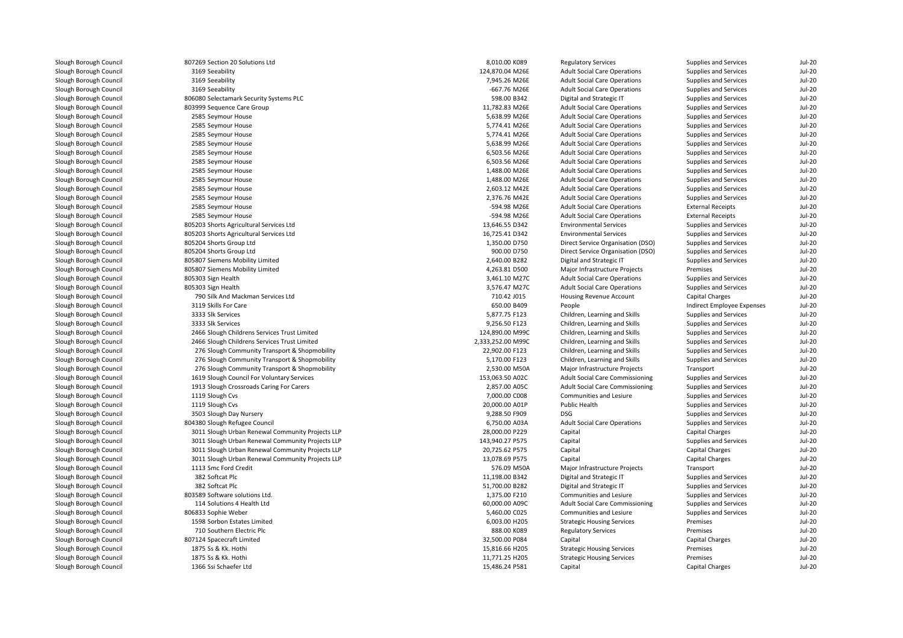| | | | | | | |
|---|---|---|---|---|---|---|
| Slough Borough Council | 807269 Section 20 Solutions Ltd | 8,010.00 K089 | Regulatory Services | Supplies and Services | Jul-20 |
| Slough Borough Council | 3169 Seeability | 124,870.04 M26E | Adult Social Care Operations | Supplies and Services | Jul-20 |
| Slough Borough Council | 3169 Seeability | 7,945.26 M26E | Adult Social Care Operations | Supplies and Services | Jul-20 |
| Slough Borough Council | 3169 Seeability | -667.76 M26E | Adult Social Care Operations | Supplies and Services | Jul-20 |
| Slough Borough Council | 806080 Selectamark Security Systems PLC | 598.00 B342 | Digital and Strategic IT | Supplies and Services | Jul-20 |
| Slough Borough Council | 803999 Sequence Care Group | 11,782.83 M26E | Adult Social Care Operations | Supplies and Services | Jul-20 |
| Slough Borough Council | 2585 Seymour House | 5,638.99 M26E | Adult Social Care Operations | Supplies and Services | Jul-20 |
| Slough Borough Council | 2585 Seymour House | 5,774.41 M26E | Adult Social Care Operations | Supplies and Services | Jul-20 |
| Slough Borough Council | 2585 Seymour House | 5,774.41 M26E | Adult Social Care Operations | Supplies and Services | Jul-20 |
| Slough Borough Council | 2585 Seymour House | 5,638.99 M26E | Adult Social Care Operations | Supplies and Services | Jul-20 |
| Slough Borough Council | 2585 Seymour House | 6,503.56 M26E | Adult Social Care Operations | Supplies and Services | Jul-20 |
| Slough Borough Council | 2585 Seymour House | 6,503.56 M26E | Adult Social Care Operations | Supplies and Services | Jul-20 |
| Slough Borough Council | 2585 Seymour House | 1,488.00 M26E | Adult Social Care Operations | Supplies and Services | Jul-20 |
| Slough Borough Council | 2585 Seymour House | 1,488.00 M26E | Adult Social Care Operations | Supplies and Services | Jul-20 |
| Slough Borough Council | 2585 Seymour House | 2,603.12 M42E | Adult Social Care Operations | Supplies and Services | Jul-20 |
| Slough Borough Council | 2585 Seymour House | 2,376.76 M42E | Adult Social Care Operations | Supplies and Services | Jul-20 |
| Slough Borough Council | 2585 Seymour House | -594.98 M26E | Adult Social Care Operations | External Receipts | Jul-20 |
| Slough Borough Council | 2585 Seymour House | -594.98 M26E | Adult Social Care Operations | External Receipts | Jul-20 |
| Slough Borough Council | 805203 Shorts Agricultural Services Ltd | 13,646.55 D342 | Environmental Services | Supplies and Services | Jul-20 |
| Slough Borough Council | 805203 Shorts Agricultural Services Ltd | 16,725.41 D342 | Environmental Services | Supplies and Services | Jul-20 |
| Slough Borough Council | 805204 Shorts Group Ltd | 1,350.00 D750 | Direct Service Organisation (DSO) | Supplies and Services | Jul-20 |
| Slough Borough Council | 805204 Shorts Group Ltd | 900.00 D750 | Direct Service Organisation (DSO) | Supplies and Services | Jul-20 |
| Slough Borough Council | 805807 Siemens Mobility Limited | 2,640.00 B282 | Digital and Strategic IT | Supplies and Services | Jul-20 |
| Slough Borough Council | 805807 Siemens Mobility Limited | 4,263.81 D500 | Major Infrastructure Projects | Premises | Jul-20 |
| Slough Borough Council | 805303 Sign Health | 3,461.10 M27C | Adult Social Care Operations | Supplies and Services | Jul-20 |
| Slough Borough Council | 805303 Sign Health | 3,576.47 M27C | Adult Social Care Operations | Supplies and Services | Jul-20 |
| Slough Borough Council | 790 Silk And Mackman Services Ltd | 710.42 J015 | Housing Revenue Account | Capital Charges | Jul-20 |
| Slough Borough Council | 3119 Skills For Care | 650.00 B409 | People | Indirect Employee Expenses | Jul-20 |
| Slough Borough Council | 3333 Slk Services | 5,877.75 F123 | Children, Learning and Skills | Supplies and Services | Jul-20 |
| Slough Borough Council | 3333 Slk Services | 9,256.50 F123 | Children, Learning and Skills | Supplies and Services | Jul-20 |
| Slough Borough Council | 2466 Slough Childrens Services Trust Limited | 124,890.00 M99C | Children, Learning and Skills | Supplies and Services | Jul-20 |
| Slough Borough Council | 2466 Slough Childrens Services Trust Limited | 2,333,252.00 M99C | Children, Learning and Skills | Supplies and Services | Jul-20 |
| Slough Borough Council | 276 Slough Community Transport & Shopmobility | 22,902.00 F123 | Children, Learning and Skills | Supplies and Services | Jul-20 |
| Slough Borough Council | 276 Slough Community Transport & Shopmobility | 5,170.00 F123 | Children, Learning and Skills | Supplies and Services | Jul-20 |
| Slough Borough Council | 276 Slough Community Transport & Shopmobility | 2,530.00 M50A | Major Infrastructure Projects | Transport | Jul-20 |
| Slough Borough Council | 1619 Slough Council For Voluntary Services | 153,063.50 A02C | Adult Social Care Commissioning | Supplies and Services | Jul-20 |
| Slough Borough Council | 1913 Slough Crossroads Caring For Carers | 2,857.00 A05C | Adult Social Care Commissioning | Supplies and Services | Jul-20 |
| Slough Borough Council | 1119 Slough Cvs | 7,000.00 C008 | Communities and Lesiure | Supplies and Services | Jul-20 |
| Slough Borough Council | 1119 Slough Cvs | 20,000.00 A01P | Public Health | Supplies and Services | Jul-20 |
| Slough Borough Council | 3503 Slough Day Nursery | 9,288.50 F909 | DSG | Supplies and Services | Jul-20 |
| Slough Borough Council | 804380 Slough Refugee Council | 6,750.00 A03A | Adult Social Care Operations | Supplies and Services | Jul-20 |
| Slough Borough Council | 3011 Slough Urban Renewal Community Projects LLP | 28,000.00 P229 | Capital | Capital Charges | Jul-20 |
| Slough Borough Council | 3011 Slough Urban Renewal Community Projects LLP | 143,940.27 P575 | Capital | Supplies and Services | Jul-20 |
| Slough Borough Council | 3011 Slough Urban Renewal Community Projects LLP | 20,725.62 P575 | Capital | Capital Charges | Jul-20 |
| Slough Borough Council | 3011 Slough Urban Renewal Community Projects LLP | 13,078.69 P575 | Capital | Capital Charges | Jul-20 |
| Slough Borough Council | 1113 Smc Ford Credit | 576.09 M50A | Major Infrastructure Projects | Transport | Jul-20 |
| Slough Borough Council | 382 Softcat Plc | 11,198.00 B342 | Digital and Strategic IT | Supplies and Services | Jul-20 |
| Slough Borough Council | 382 Softcat Plc | 51,700.00 B282 | Digital and Strategic IT | Supplies and Services | Jul-20 |
| Slough Borough Council | 803589 Software solutions Ltd. | 1,375.00 F210 | Communities and Lesiure | Supplies and Services | Jul-20 |
| Slough Borough Council | 114 Solutions 4 Health Ltd | 60,000.00 A09C | Adult Social Care Commissioning | Supplies and Services | Jul-20 |
| Slough Borough Council | 806833 Sophie Weber | 5,460.00 C025 | Communities and Lesiure | Supplies and Services | Jul-20 |
| Slough Borough Council | 1598 Sorbon Estates Limited | 6,003.00 H205 | Strategic Housing Services | Premises | Jul-20 |
| Slough Borough Council | 710 Southern Electric Plc | 888.00 K089 | Regulatory Services | Premises | Jul-20 |
| Slough Borough Council | 807124 Spacecraft Limited | 32,500.00 P084 | Capital | Capital Charges | Jul-20 |
| Slough Borough Council | 1875 Ss & Kk. Hothi | 15,816.66 H205 | Strategic Housing Services | Premises | Jul-20 |
| Slough Borough Council | 1875 Ss & Kk. Hothi | 11,771.25 H205 | Strategic Housing Services | Premises | Jul-20 |
| Slough Borough Council | 1366 Ssi Schaefer Ltd | 15,486.24 P581 | Capital | Capital Charges | Jul-20 |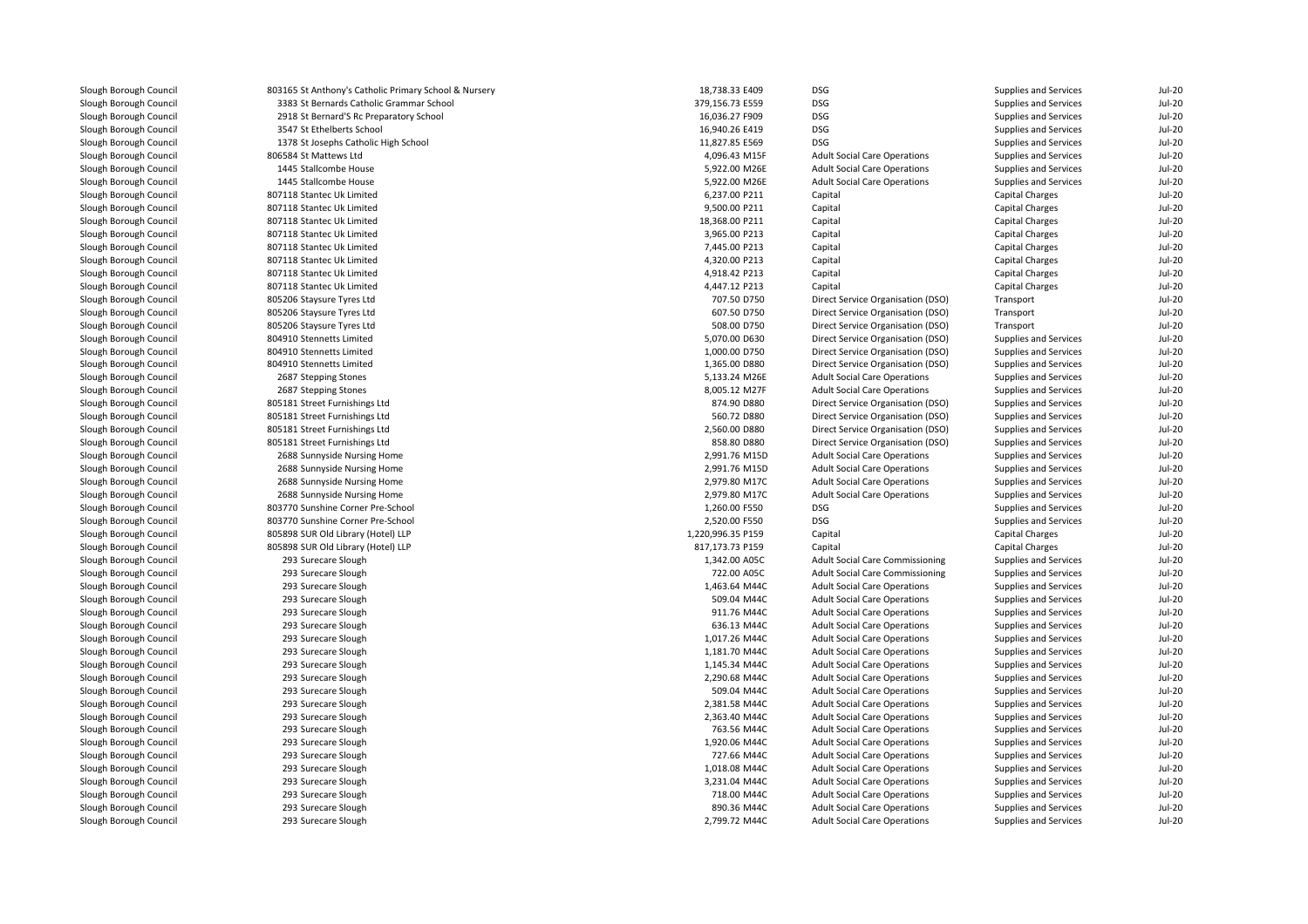| | | | | | | |
|---|---|---|---|---|---|---|
| Slough Borough Council | 803165 St Anthony's Catholic Primary School & Nursery | 18,738.33 | E409 | DSG | Supplies and Services | Jul-20 |
| Slough Borough Council | 3383 St Bernards Catholic Grammar School | 379,156.73 | E559 | DSG | Supplies and Services | Jul-20 |
| Slough Borough Council | 2918 St Bernard'S Rc Preparatory School | 16,036.27 | F909 | DSG | Supplies and Services | Jul-20 |
| Slough Borough Council | 3547 St Ethelberts School | 16,940.26 | E419 | DSG | Supplies and Services | Jul-20 |
| Slough Borough Council | 1378 St Josephs Catholic High School | 11,827.85 | E569 | DSG | Supplies and Services | Jul-20 |
| Slough Borough Council | 806584 St Mattews Ltd | 4,096.43 | M15F | Adult Social Care Operations | Supplies and Services | Jul-20 |
| Slough Borough Council | 1445 Stallcombe House | 5,922.00 | M26E | Adult Social Care Operations | Supplies and Services | Jul-20 |
| Slough Borough Council | 1445 Stallcombe House | 5,922.00 | M26E | Adult Social Care Operations | Supplies and Services | Jul-20 |
| Slough Borough Council | 807118 Stantec Uk Limited | 6,237.00 | P211 | Capital | Capital Charges | Jul-20 |
| Slough Borough Council | 807118 Stantec Uk Limited | 9,500.00 | P211 | Capital | Capital Charges | Jul-20 |
| Slough Borough Council | 807118 Stantec Uk Limited | 18,368.00 | P211 | Capital | Capital Charges | Jul-20 |
| Slough Borough Council | 807118 Stantec Uk Limited | 3,965.00 | P213 | Capital | Capital Charges | Jul-20 |
| Slough Borough Council | 807118 Stantec Uk Limited | 7,445.00 | P213 | Capital | Capital Charges | Jul-20 |
| Slough Borough Council | 807118 Stantec Uk Limited | 4,320.00 | P213 | Capital | Capital Charges | Jul-20 |
| Slough Borough Council | 807118 Stantec Uk Limited | 4,918.42 | P213 | Capital | Capital Charges | Jul-20 |
| Slough Borough Council | 807118 Stantec Uk Limited | 4,447.12 | P213 | Capital | Capital Charges | Jul-20 |
| Slough Borough Council | 805206 Staysure Tyres Ltd | 707.50 | D750 | Direct Service Organisation (DSO) | Transport | Jul-20 |
| Slough Borough Council | 805206 Staysure Tyres Ltd | 607.50 | D750 | Direct Service Organisation (DSO) | Transport | Jul-20 |
| Slough Borough Council | 805206 Staysure Tyres Ltd | 508.00 | D750 | Direct Service Organisation (DSO) | Transport | Jul-20 |
| Slough Borough Council | 804910 Stennetts Limited | 5,070.00 | D630 | Direct Service Organisation (DSO) | Supplies and Services | Jul-20 |
| Slough Borough Council | 804910 Stennetts Limited | 1,000.00 | D750 | Direct Service Organisation (DSO) | Supplies and Services | Jul-20 |
| Slough Borough Council | 804910 Stennetts Limited | 1,365.00 | D880 | Direct Service Organisation (DSO) | Supplies and Services | Jul-20 |
| Slough Borough Council | 2687 Stepping Stones | 5,133.24 | M26E | Adult Social Care Operations | Supplies and Services | Jul-20 |
| Slough Borough Council | 2687 Stepping Stones | 8,005.12 | M27F | Adult Social Care Operations | Supplies and Services | Jul-20 |
| Slough Borough Council | 805181 Street Furnishings Ltd | 874.90 | D880 | Direct Service Organisation (DSO) | Supplies and Services | Jul-20 |
| Slough Borough Council | 805181 Street Furnishings Ltd | 560.72 | D880 | Direct Service Organisation (DSO) | Supplies and Services | Jul-20 |
| Slough Borough Council | 805181 Street Furnishings Ltd | 2,560.00 | D880 | Direct Service Organisation (DSO) | Supplies and Services | Jul-20 |
| Slough Borough Council | 805181 Street Furnishings Ltd | 858.80 | D880 | Direct Service Organisation (DSO) | Supplies and Services | Jul-20 |
| Slough Borough Council | 2688 Sunnyside Nursing Home | 2,991.76 | M15D | Adult Social Care Operations | Supplies and Services | Jul-20 |
| Slough Borough Council | 2688 Sunnyside Nursing Home | 2,991.76 | M15D | Adult Social Care Operations | Supplies and Services | Jul-20 |
| Slough Borough Council | 2688 Sunnyside Nursing Home | 2,979.80 | M17C | Adult Social Care Operations | Supplies and Services | Jul-20 |
| Slough Borough Council | 2688 Sunnyside Nursing Home | 2,979.80 | M17C | Adult Social Care Operations | Supplies and Services | Jul-20 |
| Slough Borough Council | 803770 Sunshine Corner Pre-School | 1,260.00 | F550 | DSG | Supplies and Services | Jul-20 |
| Slough Borough Council | 803770 Sunshine Corner Pre-School | 2,520.00 | F550 | DSG | Supplies and Services | Jul-20 |
| Slough Borough Council | 805898 SUR Old Library (Hotel) LLP | 1,220,996.35 | P159 | Capital | Capital Charges | Jul-20 |
| Slough Borough Council | 805898 SUR Old Library (Hotel) LLP | 817,173.73 | P159 | Capital | Capital Charges | Jul-20 |
| Slough Borough Council | 293 Surecare Slough | 1,342.00 | A05C | Adult Social Care Commissioning | Supplies and Services | Jul-20 |
| Slough Borough Council | 293 Surecare Slough | 722.00 | A05C | Adult Social Care Commissioning | Supplies and Services | Jul-20 |
| Slough Borough Council | 293 Surecare Slough | 1,463.64 | M44C | Adult Social Care Operations | Supplies and Services | Jul-20 |
| Slough Borough Council | 293 Surecare Slough | 509.04 | M44C | Adult Social Care Operations | Supplies and Services | Jul-20 |
| Slough Borough Council | 293 Surecare Slough | 911.76 | M44C | Adult Social Care Operations | Supplies and Services | Jul-20 |
| Slough Borough Council | 293 Surecare Slough | 636.13 | M44C | Adult Social Care Operations | Supplies and Services | Jul-20 |
| Slough Borough Council | 293 Surecare Slough | 1,017.26 | M44C | Adult Social Care Operations | Supplies and Services | Jul-20 |
| Slough Borough Council | 293 Surecare Slough | 1,181.70 | M44C | Adult Social Care Operations | Supplies and Services | Jul-20 |
| Slough Borough Council | 293 Surecare Slough | 1,145.34 | M44C | Adult Social Care Operations | Supplies and Services | Jul-20 |
| Slough Borough Council | 293 Surecare Slough | 2,290.68 | M44C | Adult Social Care Operations | Supplies and Services | Jul-20 |
| Slough Borough Council | 293 Surecare Slough | 509.04 | M44C | Adult Social Care Operations | Supplies and Services | Jul-20 |
| Slough Borough Council | 293 Surecare Slough | 2,381.58 | M44C | Adult Social Care Operations | Supplies and Services | Jul-20 |
| Slough Borough Council | 293 Surecare Slough | 2,363.40 | M44C | Adult Social Care Operations | Supplies and Services | Jul-20 |
| Slough Borough Council | 293 Surecare Slough | 763.56 | M44C | Adult Social Care Operations | Supplies and Services | Jul-20 |
| Slough Borough Council | 293 Surecare Slough | 1,920.06 | M44C | Adult Social Care Operations | Supplies and Services | Jul-20 |
| Slough Borough Council | 293 Surecare Slough | 727.66 | M44C | Adult Social Care Operations | Supplies and Services | Jul-20 |
| Slough Borough Council | 293 Surecare Slough | 1,018.08 | M44C | Adult Social Care Operations | Supplies and Services | Jul-20 |
| Slough Borough Council | 293 Surecare Slough | 3,231.04 | M44C | Adult Social Care Operations | Supplies and Services | Jul-20 |
| Slough Borough Council | 293 Surecare Slough | 718.00 | M44C | Adult Social Care Operations | Supplies and Services | Jul-20 |
| Slough Borough Council | 293 Surecare Slough | 890.36 | M44C | Adult Social Care Operations | Supplies and Services | Jul-20 |
| Slough Borough Council | 293 Surecare Slough | 2,799.72 | M44C | Adult Social Care Operations | Supplies and Services | Jul-20 |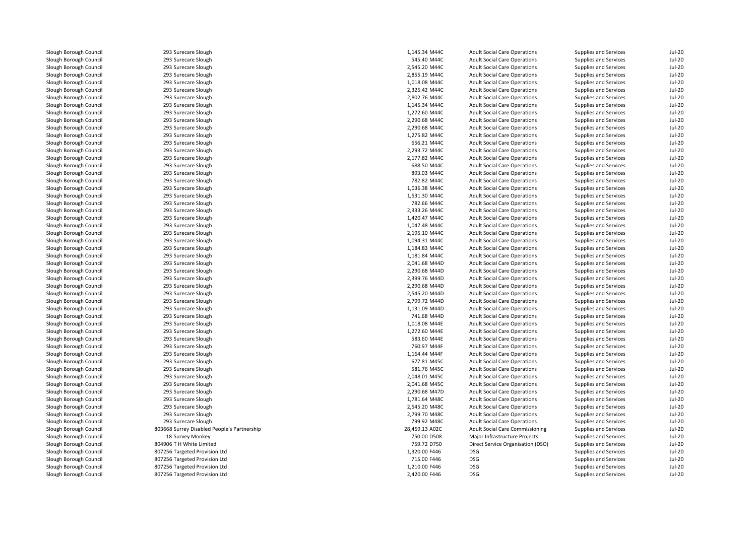| | | | | | | | |
|---|---|---|---|---|---|---|---|
| Slough Borough Council | 293 | Surecare Slough | 1,145.34 | M44C | Adult Social Care Operations | Supplies and Services | Jul-20 |
| Slough Borough Council | 293 | Surecare Slough | 545.40 | M44C | Adult Social Care Operations | Supplies and Services | Jul-20 |
| Slough Borough Council | 293 | Surecare Slough | 2,545.20 | M44C | Adult Social Care Operations | Supplies and Services | Jul-20 |
| Slough Borough Council | 293 | Surecare Slough | 2,855.19 | M44C | Adult Social Care Operations | Supplies and Services | Jul-20 |
| Slough Borough Council | 293 | Surecare Slough | 1,018.08 | M44C | Adult Social Care Operations | Supplies and Services | Jul-20 |
| Slough Borough Council | 293 | Surecare Slough | 2,325.42 | M44C | Adult Social Care Operations | Supplies and Services | Jul-20 |
| Slough Borough Council | 293 | Surecare Slough | 2,802.76 | M44C | Adult Social Care Operations | Supplies and Services | Jul-20 |
| Slough Borough Council | 293 | Surecare Slough | 1,145.34 | M44C | Adult Social Care Operations | Supplies and Services | Jul-20 |
| Slough Borough Council | 293 | Surecare Slough | 1,272.60 | M44C | Adult Social Care Operations | Supplies and Services | Jul-20 |
| Slough Borough Council | 293 | Surecare Slough | 2,290.68 | M44C | Adult Social Care Operations | Supplies and Services | Jul-20 |
| Slough Borough Council | 293 | Surecare Slough | 2,290.68 | M44C | Adult Social Care Operations | Supplies and Services | Jul-20 |
| Slough Borough Council | 293 | Surecare Slough | 1,275.82 | M44C | Adult Social Care Operations | Supplies and Services | Jul-20 |
| Slough Borough Council | 293 | Surecare Slough | 656.21 | M44C | Adult Social Care Operations | Supplies and Services | Jul-20 |
| Slough Borough Council | 293 | Surecare Slough | 2,293.72 | M44C | Adult Social Care Operations | Supplies and Services | Jul-20 |
| Slough Borough Council | 293 | Surecare Slough | 2,177.82 | M44C | Adult Social Care Operations | Supplies and Services | Jul-20 |
| Slough Borough Council | 293 | Surecare Slough | 688.50 | M44C | Adult Social Care Operations | Supplies and Services | Jul-20 |
| Slough Borough Council | 293 | Surecare Slough | 893.03 | M44C | Adult Social Care Operations | Supplies and Services | Jul-20 |
| Slough Borough Council | 293 | Surecare Slough | 782.82 | M44C | Adult Social Care Operations | Supplies and Services | Jul-20 |
| Slough Borough Council | 293 | Surecare Slough | 1,036.38 | M44C | Adult Social Care Operations | Supplies and Services | Jul-20 |
| Slough Borough Council | 293 | Surecare Slough | 1,531.30 | M44C | Adult Social Care Operations | Supplies and Services | Jul-20 |
| Slough Borough Council | 293 | Surecare Slough | 782.66 | M44C | Adult Social Care Operations | Supplies and Services | Jul-20 |
| Slough Borough Council | 293 | Surecare Slough | 2,333.26 | M44C | Adult Social Care Operations | Supplies and Services | Jul-20 |
| Slough Borough Council | 293 | Surecare Slough | 1,420.47 | M44C | Adult Social Care Operations | Supplies and Services | Jul-20 |
| Slough Borough Council | 293 | Surecare Slough | 1,047.48 | M44C | Adult Social Care Operations | Supplies and Services | Jul-20 |
| Slough Borough Council | 293 | Surecare Slough | 2,195.10 | M44C | Adult Social Care Operations | Supplies and Services | Jul-20 |
| Slough Borough Council | 293 | Surecare Slough | 1,094.31 | M44C | Adult Social Care Operations | Supplies and Services | Jul-20 |
| Slough Borough Council | 293 | Surecare Slough | 1,184.83 | M44C | Adult Social Care Operations | Supplies and Services | Jul-20 |
| Slough Borough Council | 293 | Surecare Slough | 1,181.84 | M44C | Adult Social Care Operations | Supplies and Services | Jul-20 |
| Slough Borough Council | 293 | Surecare Slough | 2,041.68 | M44D | Adult Social Care Operations | Supplies and Services | Jul-20 |
| Slough Borough Council | 293 | Surecare Slough | 2,290.68 | M44D | Adult Social Care Operations | Supplies and Services | Jul-20 |
| Slough Borough Council | 293 | Surecare Slough | 2,399.76 | M44D | Adult Social Care Operations | Supplies and Services | Jul-20 |
| Slough Borough Council | 293 | Surecare Slough | 2,290.68 | M44D | Adult Social Care Operations | Supplies and Services | Jul-20 |
| Slough Borough Council | 293 | Surecare Slough | 2,545.20 | M44D | Adult Social Care Operations | Supplies and Services | Jul-20 |
| Slough Borough Council | 293 | Surecare Slough | 2,799.72 | M44D | Adult Social Care Operations | Supplies and Services | Jul-20 |
| Slough Borough Council | 293 | Surecare Slough | 1,131.09 | M44D | Adult Social Care Operations | Supplies and Services | Jul-20 |
| Slough Borough Council | 293 | Surecare Slough | 741.68 | M44D | Adult Social Care Operations | Supplies and Services | Jul-20 |
| Slough Borough Council | 293 | Surecare Slough | 1,018.08 | M44E | Adult Social Care Operations | Supplies and Services | Jul-20 |
| Slough Borough Council | 293 | Surecare Slough | 1,272.60 | M44E | Adult Social Care Operations | Supplies and Services | Jul-20 |
| Slough Borough Council | 293 | Surecare Slough | 583.60 | M44E | Adult Social Care Operations | Supplies and Services | Jul-20 |
| Slough Borough Council | 293 | Surecare Slough | 760.97 | M44F | Adult Social Care Operations | Supplies and Services | Jul-20 |
| Slough Borough Council | 293 | Surecare Slough | 1,164.44 | M44F | Adult Social Care Operations | Supplies and Services | Jul-20 |
| Slough Borough Council | 293 | Surecare Slough | 677.81 | M45C | Adult Social Care Operations | Supplies and Services | Jul-20 |
| Slough Borough Council | 293 | Surecare Slough | 581.76 | M45C | Adult Social Care Operations | Supplies and Services | Jul-20 |
| Slough Borough Council | 293 | Surecare Slough | 2,048.01 | M45C | Adult Social Care Operations | Supplies and Services | Jul-20 |
| Slough Borough Council | 293 | Surecare Slough | 2,041.68 | M45C | Adult Social Care Operations | Supplies and Services | Jul-20 |
| Slough Borough Council | 293 | Surecare Slough | 2,290.68 | M47D | Adult Social Care Operations | Supplies and Services | Jul-20 |
| Slough Borough Council | 293 | Surecare Slough | 1,781.64 | M48C | Adult Social Care Operations | Supplies and Services | Jul-20 |
| Slough Borough Council | 293 | Surecare Slough | 2,545.20 | M48C | Adult Social Care Operations | Supplies and Services | Jul-20 |
| Slough Borough Council | 293 | Surecare Slough | 2,799.70 | M48C | Adult Social Care Operations | Supplies and Services | Jul-20 |
| Slough Borough Council | 293 | Surecare Slough | 799.92 | M48C | Adult Social Care Operations | Supplies and Services | Jul-20 |
| Slough Borough Council | 803668 | Surrey Disabled People's Partnership | 28,459.13 | A02C | Adult Social Care Commissioning | Supplies and Services | Jul-20 |
| Slough Borough Council | 18 | Survey Monkey | 750.00 | D508 | Major Infrastructure Projects | Supplies and Services | Jul-20 |
| Slough Borough Council | 804906 | T H White Limited | 759.72 | D750 | Direct Service Organisation (DSO) | Supplies and Services | Jul-20 |
| Slough Borough Council | 807256 | Targeted Provision Ltd | 1,320.00 | F446 | DSG | Supplies and Services | Jul-20 |
| Slough Borough Council | 807256 | Targeted Provision Ltd | 715.00 | F446 | DSG | Supplies and Services | Jul-20 |
| Slough Borough Council | 807256 | Targeted Provision Ltd | 1,210.00 | F446 | DSG | Supplies and Services | Jul-20 |
| Slough Borough Council | 807256 | Targeted Provision Ltd | 2,420.00 | F446 | DSG | Supplies and Services | Jul-20 |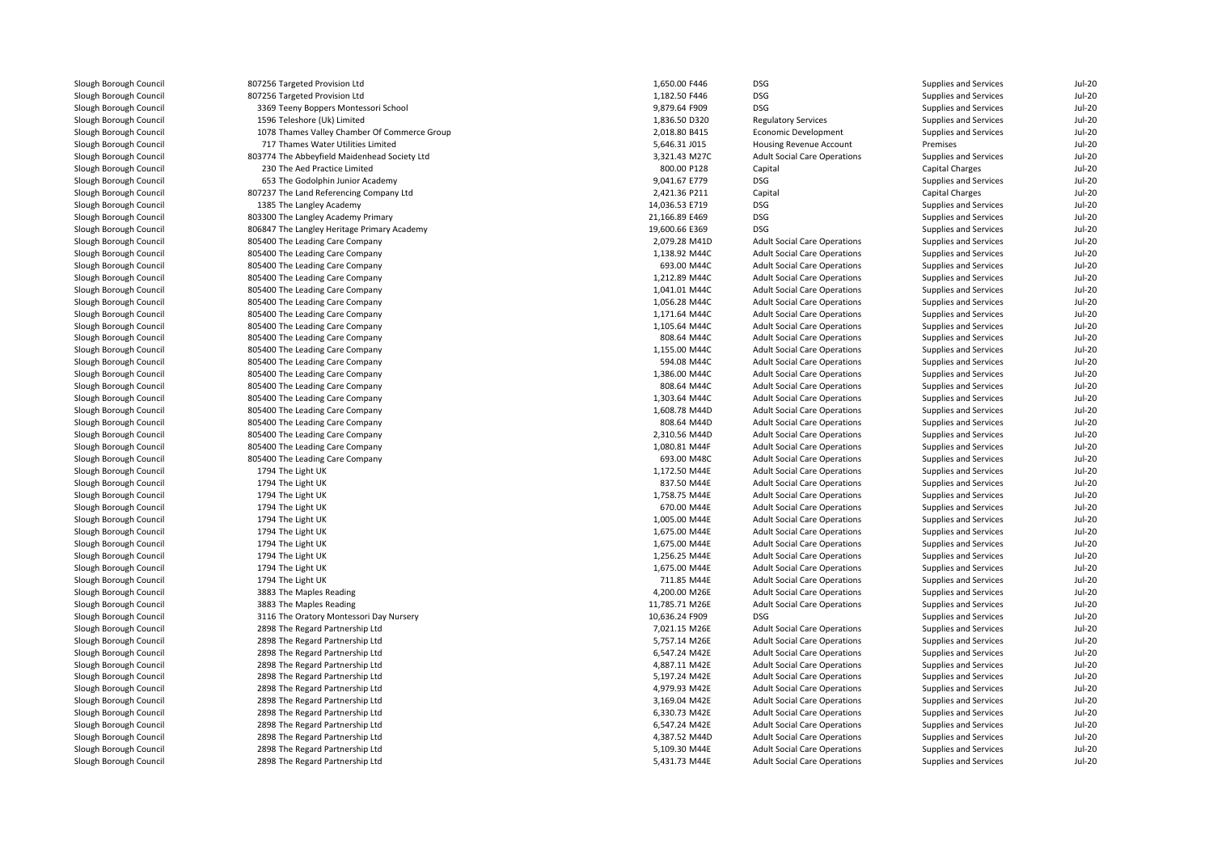| | | | | | |
|---|---|---|---|---|---|
| Slough Borough Council | 807256 Targeted Provision Ltd | 1,650.00 F446 | DSG | Supplies and Services | Jul-20 |
| Slough Borough Council | 807256 Targeted Provision Ltd | 1,182.50 F446 | DSG | Supplies and Services | Jul-20 |
| Slough Borough Council | 3369 Teeny Boppers Montessori School | 9,879.64 F909 | DSG | Supplies and Services | Jul-20 |
| Slough Borough Council | 1596 Teleshore (Uk) Limited | 1,836.50 D320 | Regulatory Services | Supplies and Services | Jul-20 |
| Slough Borough Council | 1078 Thames Valley Chamber Of Commerce Group | 2,018.80 B415 | Economic Development | Supplies and Services | Jul-20 |
| Slough Borough Council | 717 Thames Water Utilities Limited | 5,646.31 J015 | Housing Revenue Account | Premises | Jul-20 |
| Slough Borough Council | 803774 The Abbeyfield Maidenhead Society Ltd | 3,321.43 M27C | Adult Social Care Operations | Supplies and Services | Jul-20 |
| Slough Borough Council | 230 The Aed Practice Limited | 800.00 P128 | Capital | Capital Charges | Jul-20 |
| Slough Borough Council | 653 The Godolphin Junior Academy | 9,041.67 E779 | DSG | Supplies and Services | Jul-20 |
| Slough Borough Council | 807237 The Land Referencing Company Ltd | 2,421.36 P211 | Capital | Capital Charges | Jul-20 |
| Slough Borough Council | 1385 The Langley Academy | 14,036.53 E719 | DSG | Supplies and Services | Jul-20 |
| Slough Borough Council | 803300 The Langley Academy Primary | 21,166.89 E469 | DSG | Supplies and Services | Jul-20 |
| Slough Borough Council | 806847 The Langley Heritage Primary Academy | 19,600.66 E369 | DSG | Supplies and Services | Jul-20 |
| Slough Borough Council | 805400 The Leading Care Company | 2,079.28 M41D | Adult Social Care Operations | Supplies and Services | Jul-20 |
| Slough Borough Council | 805400 The Leading Care Company | 1,138.92 M44C | Adult Social Care Operations | Supplies and Services | Jul-20 |
| Slough Borough Council | 805400 The Leading Care Company | 693.00 M44C | Adult Social Care Operations | Supplies and Services | Jul-20 |
| Slough Borough Council | 805400 The Leading Care Company | 1,212.89 M44C | Adult Social Care Operations | Supplies and Services | Jul-20 |
| Slough Borough Council | 805400 The Leading Care Company | 1,041.01 M44C | Adult Social Care Operations | Supplies and Services | Jul-20 |
| Slough Borough Council | 805400 The Leading Care Company | 1,056.28 M44C | Adult Social Care Operations | Supplies and Services | Jul-20 |
| Slough Borough Council | 805400 The Leading Care Company | 1,171.64 M44C | Adult Social Care Operations | Supplies and Services | Jul-20 |
| Slough Borough Council | 805400 The Leading Care Company | 1,105.64 M44C | Adult Social Care Operations | Supplies and Services | Jul-20 |
| Slough Borough Council | 805400 The Leading Care Company | 808.64 M44C | Adult Social Care Operations | Supplies and Services | Jul-20 |
| Slough Borough Council | 805400 The Leading Care Company | 1,155.00 M44C | Adult Social Care Operations | Supplies and Services | Jul-20 |
| Slough Borough Council | 805400 The Leading Care Company | 594.08 M44C | Adult Social Care Operations | Supplies and Services | Jul-20 |
| Slough Borough Council | 805400 The Leading Care Company | 1,386.00 M44C | Adult Social Care Operations | Supplies and Services | Jul-20 |
| Slough Borough Council | 805400 The Leading Care Company | 808.64 M44C | Adult Social Care Operations | Supplies and Services | Jul-20 |
| Slough Borough Council | 805400 The Leading Care Company | 1,303.64 M44C | Adult Social Care Operations | Supplies and Services | Jul-20 |
| Slough Borough Council | 805400 The Leading Care Company | 1,608.78 M44D | Adult Social Care Operations | Supplies and Services | Jul-20 |
| Slough Borough Council | 805400 The Leading Care Company | 808.64 M44D | Adult Social Care Operations | Supplies and Services | Jul-20 |
| Slough Borough Council | 805400 The Leading Care Company | 2,310.56 M44D | Adult Social Care Operations | Supplies and Services | Jul-20 |
| Slough Borough Council | 805400 The Leading Care Company | 1,080.81 M44F | Adult Social Care Operations | Supplies and Services | Jul-20 |
| Slough Borough Council | 805400 The Leading Care Company | 693.00 M48C | Adult Social Care Operations | Supplies and Services | Jul-20 |
| Slough Borough Council | 1794 The Light UK | 1,172.50 M44E | Adult Social Care Operations | Supplies and Services | Jul-20 |
| Slough Borough Council | 1794 The Light UK | 837.50 M44E | Adult Social Care Operations | Supplies and Services | Jul-20 |
| Slough Borough Council | 1794 The Light UK | 1,758.75 M44E | Adult Social Care Operations | Supplies and Services | Jul-20 |
| Slough Borough Council | 1794 The Light UK | 670.00 M44E | Adult Social Care Operations | Supplies and Services | Jul-20 |
| Slough Borough Council | 1794 The Light UK | 1,005.00 M44E | Adult Social Care Operations | Supplies and Services | Jul-20 |
| Slough Borough Council | 1794 The Light UK | 1,675.00 M44E | Adult Social Care Operations | Supplies and Services | Jul-20 |
| Slough Borough Council | 1794 The Light UK | 1,675.00 M44E | Adult Social Care Operations | Supplies and Services | Jul-20 |
| Slough Borough Council | 1794 The Light UK | 1,256.25 M44E | Adult Social Care Operations | Supplies and Services | Jul-20 |
| Slough Borough Council | 1794 The Light UK | 1,675.00 M44E | Adult Social Care Operations | Supplies and Services | Jul-20 |
| Slough Borough Council | 1794 The Light UK | 711.85 M44E | Adult Social Care Operations | Supplies and Services | Jul-20 |
| Slough Borough Council | 3883 The Maples Reading | 4,200.00 M26E | Adult Social Care Operations | Supplies and Services | Jul-20 |
| Slough Borough Council | 3883 The Maples Reading | 11,785.71 M26E | Adult Social Care Operations | Supplies and Services | Jul-20 |
| Slough Borough Council | 3116 The Oratory Montessori Day Nursery | 10,636.24 F909 | DSG | Supplies and Services | Jul-20 |
| Slough Borough Council | 2898 The Regard Partnership Ltd | 7,021.15 M26E | Adult Social Care Operations | Supplies and Services | Jul-20 |
| Slough Borough Council | 2898 The Regard Partnership Ltd | 5,757.14 M26E | Adult Social Care Operations | Supplies and Services | Jul-20 |
| Slough Borough Council | 2898 The Regard Partnership Ltd | 6,547.24 M42E | Adult Social Care Operations | Supplies and Services | Jul-20 |
| Slough Borough Council | 2898 The Regard Partnership Ltd | 4,887.11 M42E | Adult Social Care Operations | Supplies and Services | Jul-20 |
| Slough Borough Council | 2898 The Regard Partnership Ltd | 5,197.24 M42E | Adult Social Care Operations | Supplies and Services | Jul-20 |
| Slough Borough Council | 2898 The Regard Partnership Ltd | 4,979.93 M42E | Adult Social Care Operations | Supplies and Services | Jul-20 |
| Slough Borough Council | 2898 The Regard Partnership Ltd | 3,169.04 M42E | Adult Social Care Operations | Supplies and Services | Jul-20 |
| Slough Borough Council | 2898 The Regard Partnership Ltd | 6,330.73 M42E | Adult Social Care Operations | Supplies and Services | Jul-20 |
| Slough Borough Council | 2898 The Regard Partnership Ltd | 6,547.24 M42E | Adult Social Care Operations | Supplies and Services | Jul-20 |
| Slough Borough Council | 2898 The Regard Partnership Ltd | 4,387.52 M44D | Adult Social Care Operations | Supplies and Services | Jul-20 |
| Slough Borough Council | 2898 The Regard Partnership Ltd | 5,109.30 M44E | Adult Social Care Operations | Supplies and Services | Jul-20 |
| Slough Borough Council | 2898 The Regard Partnership Ltd | 5,431.73 M44E | Adult Social Care Operations | Supplies and Services | Jul-20 |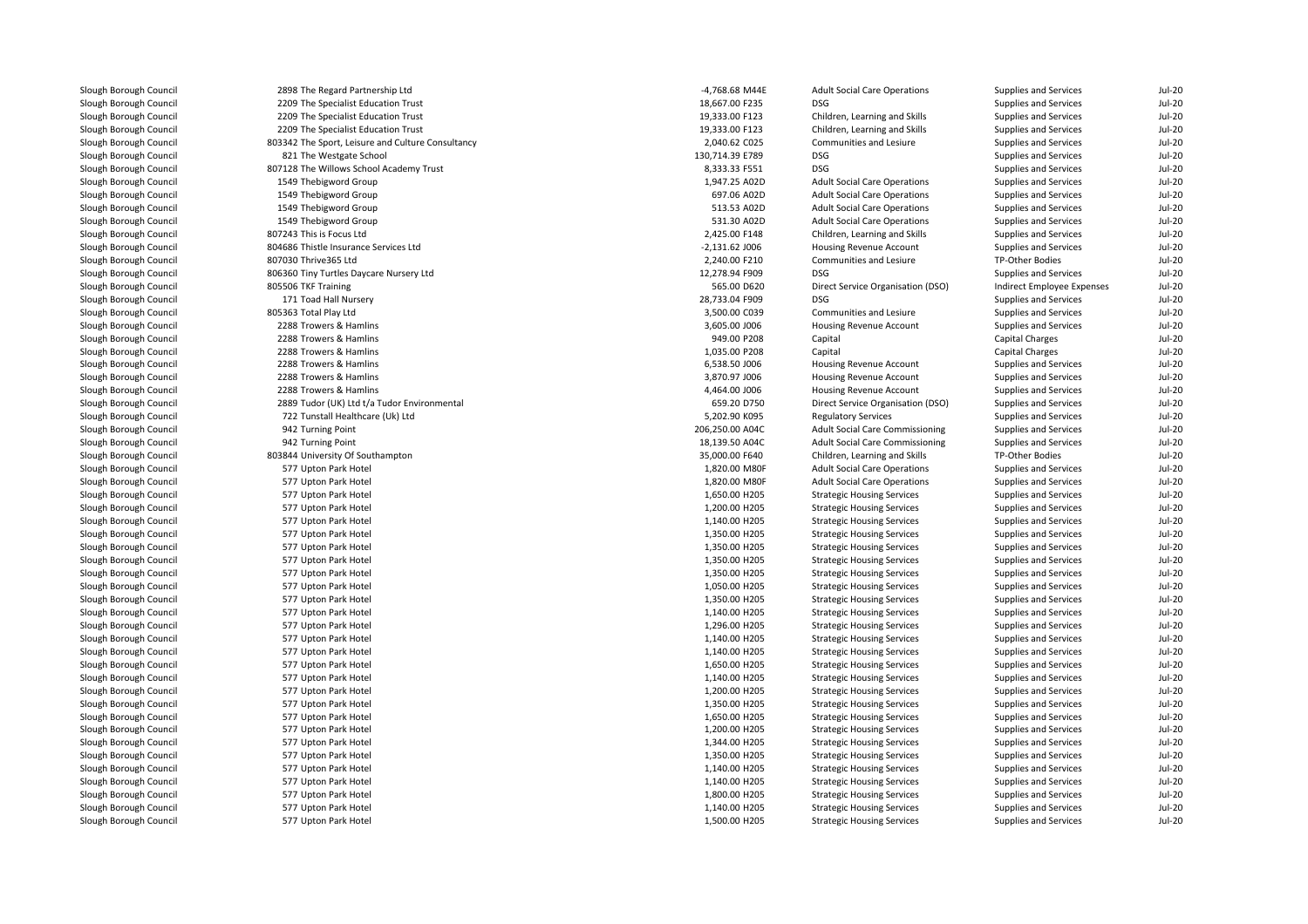| | | | | | | |
|---|---|---|---|---|---|---|
| Slough Borough Council | 2898 The Regard Partnership Ltd | -4,768.68 M44E | Adult Social Care Operations | Supplies and Services | Jul-20 |
| Slough Borough Council | 2209 The Specialist Education Trust | 18,667.00 F235 | DSG | Supplies and Services | Jul-20 |
| Slough Borough Council | 2209 The Specialist Education Trust | 19,333.00 F123 | Children, Learning and Skills | Supplies and Services | Jul-20 |
| Slough Borough Council | 2209 The Specialist Education Trust | 19,333.00 F123 | Children, Learning and Skills | Supplies and Services | Jul-20 |
| Slough Borough Council | 803342 The Sport, Leisure and Culture Consultancy | 2,040.62 C025 | Communities and Lesiure | Supplies and Services | Jul-20 |
| Slough Borough Council | 821 The Westgate School | 130,714.39 E789 | DSG | Supplies and Services | Jul-20 |
| Slough Borough Council | 807128 The Willows School Academy Trust | 8,333.33 F551 | DSG | Supplies and Services | Jul-20 |
| Slough Borough Council | 1549 Thebigword Group | 1,947.25 A02D | Adult Social Care Operations | Supplies and Services | Jul-20 |
| Slough Borough Council | 1549 Thebigword Group | 697.06 A02D | Adult Social Care Operations | Supplies and Services | Jul-20 |
| Slough Borough Council | 1549 Thebigword Group | 513.53 A02D | Adult Social Care Operations | Supplies and Services | Jul-20 |
| Slough Borough Council | 1549 Thebigword Group | 531.30 A02D | Adult Social Care Operations | Supplies and Services | Jul-20 |
| Slough Borough Council | 807243 This is Focus Ltd | 2,425.00 F148 | Children, Learning and Skills | Supplies and Services | Jul-20 |
| Slough Borough Council | 804686 Thistle Insurance Services Ltd | -2,131.62 J006 | Housing Revenue Account | Supplies and Services | Jul-20 |
| Slough Borough Council | 807030 Thrive365 Ltd | 2,240.00 F210 | Communities and Lesiure | TP-Other Bodies | Jul-20 |
| Slough Borough Council | 806360 Tiny Turtles Daycare Nursery Ltd | 12,278.94 F909 | DSG | Supplies and Services | Jul-20 |
| Slough Borough Council | 805506 TKF Training | 565.00 D620 | Direct Service Organisation (DSO) | Indirect Employee Expenses | Jul-20 |
| Slough Borough Council | 171 Toad Hall Nursery | 28,733.04 F909 | DSG | Supplies and Services | Jul-20 |
| Slough Borough Council | 805363 Total Play Ltd | 3,500.00 C039 | Communities and Lesiure | Supplies and Services | Jul-20 |
| Slough Borough Council | 2288 Trowers & Hamlins | 3,605.00 J006 | Housing Revenue Account | Supplies and Services | Jul-20 |
| Slough Borough Council | 2288 Trowers & Hamlins | 949.00 P208 | Capital | Capital Charges | Jul-20 |
| Slough Borough Council | 2288 Trowers & Hamlins | 1,035.00 P208 | Capital | Capital Charges | Jul-20 |
| Slough Borough Council | 2288 Trowers & Hamlins | 6,538.50 J006 | Housing Revenue Account | Supplies and Services | Jul-20 |
| Slough Borough Council | 2288 Trowers & Hamlins | 3,870.97 J006 | Housing Revenue Account | Supplies and Services | Jul-20 |
| Slough Borough Council | 2288 Trowers & Hamlins | 4,464.00 J006 | Housing Revenue Account | Supplies and Services | Jul-20 |
| Slough Borough Council | 2889 Tudor (UK) Ltd t/a Tudor Environmental | 659.20 D750 | Direct Service Organisation (DSO) | Supplies and Services | Jul-20 |
| Slough Borough Council | 722 Tunstall Healthcare (Uk) Ltd | 5,202.90 K095 | Regulatory Services | Supplies and Services | Jul-20 |
| Slough Borough Council | 942 Turning Point | 206,250.00 A04C | Adult Social Care Commissioning | Supplies and Services | Jul-20 |
| Slough Borough Council | 942 Turning Point | 18,139.50 A04C | Adult Social Care Commissioning | Supplies and Services | Jul-20 |
| Slough Borough Council | 803844 University Of Southampton | 35,000.00 F640 | Children, Learning and Skills | TP-Other Bodies | Jul-20 |
| Slough Borough Council | 577 Upton Park Hotel | 1,820.00 M80F | Adult Social Care Operations | Supplies and Services | Jul-20 |
| Slough Borough Council | 577 Upton Park Hotel | 1,820.00 M80F | Adult Social Care Operations | Supplies and Services | Jul-20 |
| Slough Borough Council | 577 Upton Park Hotel | 1,650.00 H205 | Strategic Housing Services | Supplies and Services | Jul-20 |
| Slough Borough Council | 577 Upton Park Hotel | 1,200.00 H205 | Strategic Housing Services | Supplies and Services | Jul-20 |
| Slough Borough Council | 577 Upton Park Hotel | 1,140.00 H205 | Strategic Housing Services | Supplies and Services | Jul-20 |
| Slough Borough Council | 577 Upton Park Hotel | 1,350.00 H205 | Strategic Housing Services | Supplies and Services | Jul-20 |
| Slough Borough Council | 577 Upton Park Hotel | 1,350.00 H205 | Strategic Housing Services | Supplies and Services | Jul-20 |
| Slough Borough Council | 577 Upton Park Hotel | 1,350.00 H205 | Strategic Housing Services | Supplies and Services | Jul-20 |
| Slough Borough Council | 577 Upton Park Hotel | 1,350.00 H205 | Strategic Housing Services | Supplies and Services | Jul-20 |
| Slough Borough Council | 577 Upton Park Hotel | 1,050.00 H205 | Strategic Housing Services | Supplies and Services | Jul-20 |
| Slough Borough Council | 577 Upton Park Hotel | 1,350.00 H205 | Strategic Housing Services | Supplies and Services | Jul-20 |
| Slough Borough Council | 577 Upton Park Hotel | 1,140.00 H205 | Strategic Housing Services | Supplies and Services | Jul-20 |
| Slough Borough Council | 577 Upton Park Hotel | 1,296.00 H205 | Strategic Housing Services | Supplies and Services | Jul-20 |
| Slough Borough Council | 577 Upton Park Hotel | 1,140.00 H205 | Strategic Housing Services | Supplies and Services | Jul-20 |
| Slough Borough Council | 577 Upton Park Hotel | 1,140.00 H205 | Strategic Housing Services | Supplies and Services | Jul-20 |
| Slough Borough Council | 577 Upton Park Hotel | 1,650.00 H205 | Strategic Housing Services | Supplies and Services | Jul-20 |
| Slough Borough Council | 577 Upton Park Hotel | 1,140.00 H205 | Strategic Housing Services | Supplies and Services | Jul-20 |
| Slough Borough Council | 577 Upton Park Hotel | 1,200.00 H205 | Strategic Housing Services | Supplies and Services | Jul-20 |
| Slough Borough Council | 577 Upton Park Hotel | 1,350.00 H205 | Strategic Housing Services | Supplies and Services | Jul-20 |
| Slough Borough Council | 577 Upton Park Hotel | 1,650.00 H205 | Strategic Housing Services | Supplies and Services | Jul-20 |
| Slough Borough Council | 577 Upton Park Hotel | 1,200.00 H205 | Strategic Housing Services | Supplies and Services | Jul-20 |
| Slough Borough Council | 577 Upton Park Hotel | 1,344.00 H205 | Strategic Housing Services | Supplies and Services | Jul-20 |
| Slough Borough Council | 577 Upton Park Hotel | 1,350.00 H205 | Strategic Housing Services | Supplies and Services | Jul-20 |
| Slough Borough Council | 577 Upton Park Hotel | 1,140.00 H205 | Strategic Housing Services | Supplies and Services | Jul-20 |
| Slough Borough Council | 577 Upton Park Hotel | 1,140.00 H205 | Strategic Housing Services | Supplies and Services | Jul-20 |
| Slough Borough Council | 577 Upton Park Hotel | 1,800.00 H205 | Strategic Housing Services | Supplies and Services | Jul-20 |
| Slough Borough Council | 577 Upton Park Hotel | 1,140.00 H205 | Strategic Housing Services | Supplies and Services | Jul-20 |
| Slough Borough Council | 577 Upton Park Hotel | 1,500.00 H205 | Strategic Housing Services | Supplies and Services | Jul-20 |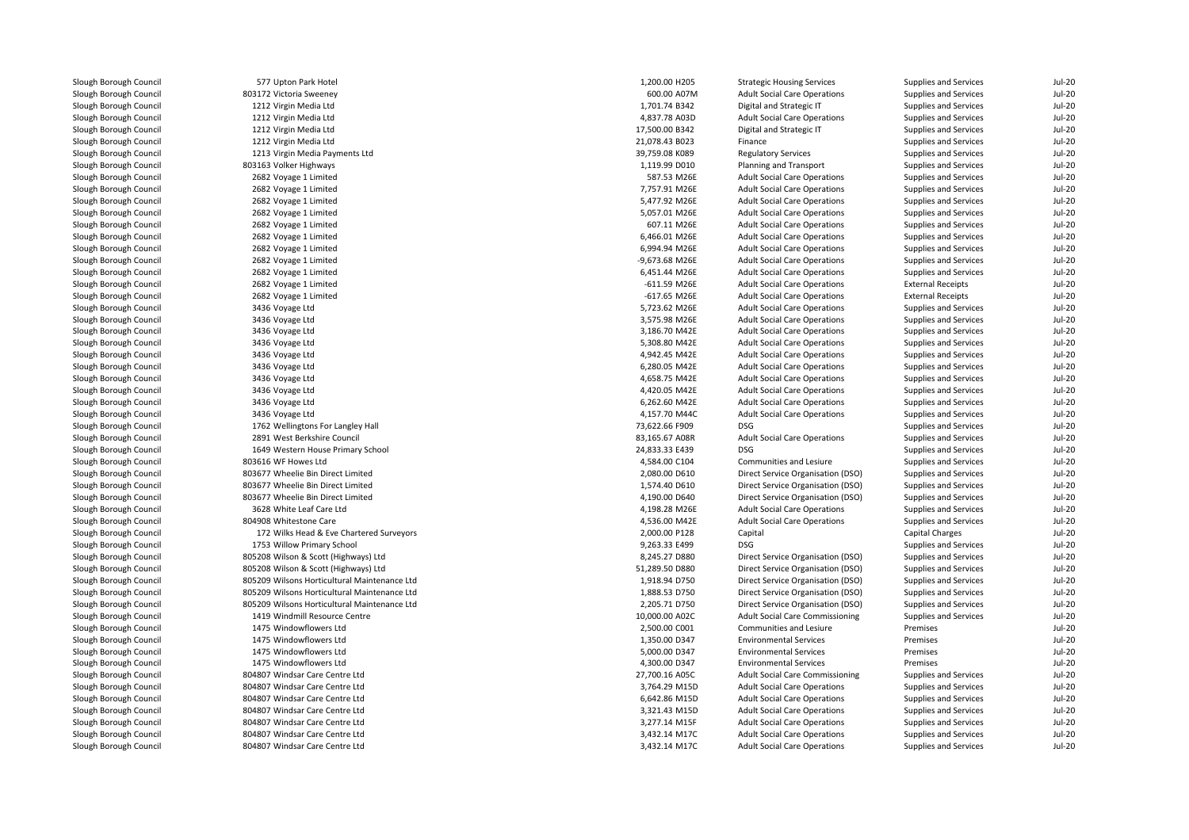| | | | | | | |
|---|---|---|---|---|---|---|
| Slough Borough Council | 577 Upton Park Hotel | 1,200.00 H205 | Strategic Housing Services | Supplies and Services | Jul-20 |
| Slough Borough Council | 803172 Victoria Sweeney | 600.00 A07M | Adult Social Care Operations | Supplies and Services | Jul-20 |
| Slough Borough Council | 1212 Virgin Media Ltd | 1,701.74 B342 | Digital and Strategic IT | Supplies and Services | Jul-20 |
| Slough Borough Council | 1212 Virgin Media Ltd | 4,837.78 A03D | Adult Social Care Operations | Supplies and Services | Jul-20 |
| Slough Borough Council | 1212 Virgin Media Ltd | 17,500.00 B342 | Digital and Strategic IT | Supplies and Services | Jul-20 |
| Slough Borough Council | 1212 Virgin Media Ltd | 21,078.43 B023 | Finance | Supplies and Services | Jul-20 |
| Slough Borough Council | 1213 Virgin Media Payments Ltd | 39,759.08 K089 | Regulatory Services | Supplies and Services | Jul-20 |
| Slough Borough Council | 803163 Volker Highways | 1,119.99 D010 | Planning and Transport | Supplies and Services | Jul-20 |
| Slough Borough Council | 2682 Voyage 1 Limited | 587.53 M26E | Adult Social Care Operations | Supplies and Services | Jul-20 |
| Slough Borough Council | 2682 Voyage 1 Limited | 7,757.91 M26E | Adult Social Care Operations | Supplies and Services | Jul-20 |
| Slough Borough Council | 2682 Voyage 1 Limited | 5,477.92 M26E | Adult Social Care Operations | Supplies and Services | Jul-20 |
| Slough Borough Council | 2682 Voyage 1 Limited | 5,057.01 M26E | Adult Social Care Operations | Supplies and Services | Jul-20 |
| Slough Borough Council | 2682 Voyage 1 Limited | 607.11 M26E | Adult Social Care Operations | Supplies and Services | Jul-20 |
| Slough Borough Council | 2682 Voyage 1 Limited | 6,466.01 M26E | Adult Social Care Operations | Supplies and Services | Jul-20 |
| Slough Borough Council | 2682 Voyage 1 Limited | 6,994.94 M26E | Adult Social Care Operations | Supplies and Services | Jul-20 |
| Slough Borough Council | 2682 Voyage 1 Limited | -9,673.68 M26E | Adult Social Care Operations | Supplies and Services | Jul-20 |
| Slough Borough Council | 2682 Voyage 1 Limited | 6,451.44 M26E | Adult Social Care Operations | Supplies and Services | Jul-20 |
| Slough Borough Council | 2682 Voyage 1 Limited | -611.59 M26E | Adult Social Care Operations | External Receipts | Jul-20 |
| Slough Borough Council | 2682 Voyage 1 Limited | -617.65 M26E | Adult Social Care Operations | External Receipts | Jul-20 |
| Slough Borough Council | 3436 Voyage Ltd | 5,723.62 M26E | Adult Social Care Operations | Supplies and Services | Jul-20 |
| Slough Borough Council | 3436 Voyage Ltd | 3,575.98 M26E | Adult Social Care Operations | Supplies and Services | Jul-20 |
| Slough Borough Council | 3436 Voyage Ltd | 3,186.70 M42E | Adult Social Care Operations | Supplies and Services | Jul-20 |
| Slough Borough Council | 3436 Voyage Ltd | 5,308.80 M42E | Adult Social Care Operations | Supplies and Services | Jul-20 |
| Slough Borough Council | 3436 Voyage Ltd | 4,942.45 M42E | Adult Social Care Operations | Supplies and Services | Jul-20 |
| Slough Borough Council | 3436 Voyage Ltd | 6,280.05 M42E | Adult Social Care Operations | Supplies and Services | Jul-20 |
| Slough Borough Council | 3436 Voyage Ltd | 4,658.75 M42E | Adult Social Care Operations | Supplies and Services | Jul-20 |
| Slough Borough Council | 3436 Voyage Ltd | 4,420.05 M42E | Adult Social Care Operations | Supplies and Services | Jul-20 |
| Slough Borough Council | 3436 Voyage Ltd | 6,262.60 M42E | Adult Social Care Operations | Supplies and Services | Jul-20 |
| Slough Borough Council | 3436 Voyage Ltd | 4,157.70 M44C | Adult Social Care Operations | Supplies and Services | Jul-20 |
| Slough Borough Council | 1762 Wellingtons For Langley Hall | 73,622.66 F909 | DSG | Supplies and Services | Jul-20 |
| Slough Borough Council | 2891 West Berkshire Council | 83,165.67 A08R | Adult Social Care Operations | Supplies and Services | Jul-20 |
| Slough Borough Council | 1649 Western House Primary School | 24,833.33 E439 | DSG | Supplies and Services | Jul-20 |
| Slough Borough Council | 803616 WF Howes Ltd | 4,584.00 C104 | Communities and Lesiure | Supplies and Services | Jul-20 |
| Slough Borough Council | 803677 Wheelie Bin Direct Limited | 2,080.00 D610 | Direct Service Organisation (DSO) | Supplies and Services | Jul-20 |
| Slough Borough Council | 803677 Wheelie Bin Direct Limited | 1,574.40 D610 | Direct Service Organisation (DSO) | Supplies and Services | Jul-20 |
| Slough Borough Council | 803677 Wheelie Bin Direct Limited | 4,190.00 D640 | Direct Service Organisation (DSO) | Supplies and Services | Jul-20 |
| Slough Borough Council | 3628 White Leaf Care Ltd | 4,198.28 M26E | Adult Social Care Operations | Supplies and Services | Jul-20 |
| Slough Borough Council | 804908 Whitestone Care | 4,536.00 M42E | Adult Social Care Operations | Supplies and Services | Jul-20 |
| Slough Borough Council | 172 Wilks Head & Eve Chartered Surveyors | 2,000.00 P128 | Capital | Capital Charges | Jul-20 |
| Slough Borough Council | 1753 Willow Primary School | 9,263.33 E499 | DSG | Supplies and Services | Jul-20 |
| Slough Borough Council | 805208 Wilson & Scott (Highways) Ltd | 8,245.27 D880 | Direct Service Organisation (DSO) | Supplies and Services | Jul-20 |
| Slough Borough Council | 805208 Wilson & Scott (Highways) Ltd | 51,289.50 D880 | Direct Service Organisation (DSO) | Supplies and Services | Jul-20 |
| Slough Borough Council | 805209 Wilsons Horticultural Maintenance Ltd | 1,918.94 D750 | Direct Service Organisation (DSO) | Supplies and Services | Jul-20 |
| Slough Borough Council | 805209 Wilsons Horticultural Maintenance Ltd | 1,888.53 D750 | Direct Service Organisation (DSO) | Supplies and Services | Jul-20 |
| Slough Borough Council | 805209 Wilsons Horticultural Maintenance Ltd | 2,205.71 D750 | Direct Service Organisation (DSO) | Supplies and Services | Jul-20 |
| Slough Borough Council | 1419 Windmill Resource Centre | 10,000.00 A02C | Adult Social Care Commissioning | Supplies and Services | Jul-20 |
| Slough Borough Council | 1475 Windowflowers Ltd | 2,500.00 C001 | Communities and Lesiure | Premises | Jul-20 |
| Slough Borough Council | 1475 Windowflowers Ltd | 1,350.00 D347 | Environmental Services | Premises | Jul-20 |
| Slough Borough Council | 1475 Windowflowers Ltd | 5,000.00 D347 | Environmental Services | Premises | Jul-20 |
| Slough Borough Council | 1475 Windowflowers Ltd | 4,300.00 D347 | Environmental Services | Premises | Jul-20 |
| Slough Borough Council | 804807 Windsar Care Centre Ltd | 27,700.16 A05C | Adult Social Care Commissioning | Supplies and Services | Jul-20 |
| Slough Borough Council | 804807 Windsar Care Centre Ltd | 3,764.29 M15D | Adult Social Care Operations | Supplies and Services | Jul-20 |
| Slough Borough Council | 804807 Windsar Care Centre Ltd | 6,642.86 M15D | Adult Social Care Operations | Supplies and Services | Jul-20 |
| Slough Borough Council | 804807 Windsar Care Centre Ltd | 3,321.43 M15D | Adult Social Care Operations | Supplies and Services | Jul-20 |
| Slough Borough Council | 804807 Windsar Care Centre Ltd | 3,277.14 M15F | Adult Social Care Operations | Supplies and Services | Jul-20 |
| Slough Borough Council | 804807 Windsar Care Centre Ltd | 3,432.14 M17C | Adult Social Care Operations | Supplies and Services | Jul-20 |
| Slough Borough Council | 804807 Windsar Care Centre Ltd | 3,432.14 M17C | Adult Social Care Operations | Supplies and Services | Jul-20 |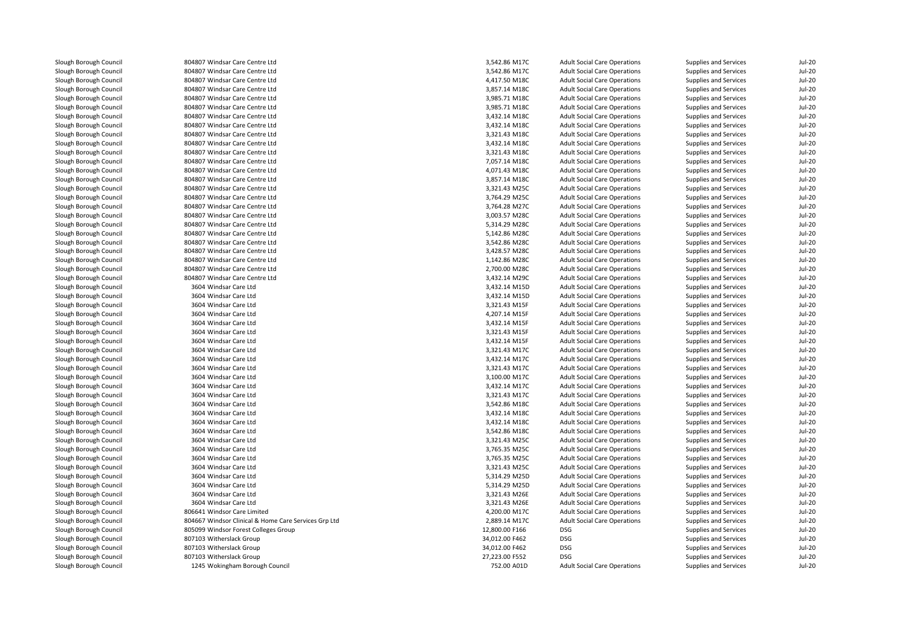| | | | | | |
|---|---|---|---|---|---|
| Slough Borough Council | 804807 Windsar Care Centre Ltd | 3,542.86 M17C | Adult Social Care Operations | Supplies and Services | Jul-20 |
| Slough Borough Council | 804807 Windsar Care Centre Ltd | 3,542.86 M17C | Adult Social Care Operations | Supplies and Services | Jul-20 |
| Slough Borough Council | 804807 Windsar Care Centre Ltd | 4,417.50 M18C | Adult Social Care Operations | Supplies and Services | Jul-20 |
| Slough Borough Council | 804807 Windsar Care Centre Ltd | 3,857.14 M18C | Adult Social Care Operations | Supplies and Services | Jul-20 |
| Slough Borough Council | 804807 Windsar Care Centre Ltd | 3,985.71 M18C | Adult Social Care Operations | Supplies and Services | Jul-20 |
| Slough Borough Council | 804807 Windsar Care Centre Ltd | 3,985.71 M18C | Adult Social Care Operations | Supplies and Services | Jul-20 |
| Slough Borough Council | 804807 Windsar Care Centre Ltd | 3,432.14 M18C | Adult Social Care Operations | Supplies and Services | Jul-20 |
| Slough Borough Council | 804807 Windsar Care Centre Ltd | 3,432.14 M18C | Adult Social Care Operations | Supplies and Services | Jul-20 |
| Slough Borough Council | 804807 Windsar Care Centre Ltd | 3,321.43 M18C | Adult Social Care Operations | Supplies and Services | Jul-20 |
| Slough Borough Council | 804807 Windsar Care Centre Ltd | 3,432.14 M18C | Adult Social Care Operations | Supplies and Services | Jul-20 |
| Slough Borough Council | 804807 Windsar Care Centre Ltd | 3,321.43 M18C | Adult Social Care Operations | Supplies and Services | Jul-20 |
| Slough Borough Council | 804807 Windsar Care Centre Ltd | 7,057.14 M18C | Adult Social Care Operations | Supplies and Services | Jul-20 |
| Slough Borough Council | 804807 Windsar Care Centre Ltd | 4,071.43 M18C | Adult Social Care Operations | Supplies and Services | Jul-20 |
| Slough Borough Council | 804807 Windsar Care Centre Ltd | 3,857.14 M18C | Adult Social Care Operations | Supplies and Services | Jul-20 |
| Slough Borough Council | 804807 Windsar Care Centre Ltd | 3,321.43 M25C | Adult Social Care Operations | Supplies and Services | Jul-20 |
| Slough Borough Council | 804807 Windsar Care Centre Ltd | 3,764.29 M25C | Adult Social Care Operations | Supplies and Services | Jul-20 |
| Slough Borough Council | 804807 Windsar Care Centre Ltd | 3,764.28 M27C | Adult Social Care Operations | Supplies and Services | Jul-20 |
| Slough Borough Council | 804807 Windsar Care Centre Ltd | 3,003.57 M28C | Adult Social Care Operations | Supplies and Services | Jul-20 |
| Slough Borough Council | 804807 Windsar Care Centre Ltd | 5,314.29 M28C | Adult Social Care Operations | Supplies and Services | Jul-20 |
| Slough Borough Council | 804807 Windsar Care Centre Ltd | 5,142.86 M28C | Adult Social Care Operations | Supplies and Services | Jul-20 |
| Slough Borough Council | 804807 Windsar Care Centre Ltd | 3,542.86 M28C | Adult Social Care Operations | Supplies and Services | Jul-20 |
| Slough Borough Council | 804807 Windsar Care Centre Ltd | 3,428.57 M28C | Adult Social Care Operations | Supplies and Services | Jul-20 |
| Slough Borough Council | 804807 Windsar Care Centre Ltd | 1,142.86 M28C | Adult Social Care Operations | Supplies and Services | Jul-20 |
| Slough Borough Council | 804807 Windsar Care Centre Ltd | 2,700.00 M28C | Adult Social Care Operations | Supplies and Services | Jul-20 |
| Slough Borough Council | 804807 Windsar Care Centre Ltd | 3,432.14 M29C | Adult Social Care Operations | Supplies and Services | Jul-20 |
| Slough Borough Council | 3604 Windsar Care Ltd | 3,432.14 M15D | Adult Social Care Operations | Supplies and Services | Jul-20 |
| Slough Borough Council | 3604 Windsar Care Ltd | 3,432.14 M15D | Adult Social Care Operations | Supplies and Services | Jul-20 |
| Slough Borough Council | 3604 Windsar Care Ltd | 3,321.43 M15F | Adult Social Care Operations | Supplies and Services | Jul-20 |
| Slough Borough Council | 3604 Windsar Care Ltd | 4,207.14 M15F | Adult Social Care Operations | Supplies and Services | Jul-20 |
| Slough Borough Council | 3604 Windsar Care Ltd | 3,432.14 M15F | Adult Social Care Operations | Supplies and Services | Jul-20 |
| Slough Borough Council | 3604 Windsar Care Ltd | 3,321.43 M15F | Adult Social Care Operations | Supplies and Services | Jul-20 |
| Slough Borough Council | 3604 Windsar Care Ltd | 3,432.14 M15F | Adult Social Care Operations | Supplies and Services | Jul-20 |
| Slough Borough Council | 3604 Windsar Care Ltd | 3,321.43 M17C | Adult Social Care Operations | Supplies and Services | Jul-20 |
| Slough Borough Council | 3604 Windsar Care Ltd | 3,432.14 M17C | Adult Social Care Operations | Supplies and Services | Jul-20 |
| Slough Borough Council | 3604 Windsar Care Ltd | 3,321.43 M17C | Adult Social Care Operations | Supplies and Services | Jul-20 |
| Slough Borough Council | 3604 Windsar Care Ltd | 3,100.00 M17C | Adult Social Care Operations | Supplies and Services | Jul-20 |
| Slough Borough Council | 3604 Windsar Care Ltd | 3,432.14 M17C | Adult Social Care Operations | Supplies and Services | Jul-20 |
| Slough Borough Council | 3604 Windsar Care Ltd | 3,321.43 M17C | Adult Social Care Operations | Supplies and Services | Jul-20 |
| Slough Borough Council | 3604 Windsar Care Ltd | 3,542.86 M18C | Adult Social Care Operations | Supplies and Services | Jul-20 |
| Slough Borough Council | 3604 Windsar Care Ltd | 3,432.14 M18C | Adult Social Care Operations | Supplies and Services | Jul-20 |
| Slough Borough Council | 3604 Windsar Care Ltd | 3,432.14 M18C | Adult Social Care Operations | Supplies and Services | Jul-20 |
| Slough Borough Council | 3604 Windsar Care Ltd | 3,542.86 M18C | Adult Social Care Operations | Supplies and Services | Jul-20 |
| Slough Borough Council | 3604 Windsar Care Ltd | 3,321.43 M25C | Adult Social Care Operations | Supplies and Services | Jul-20 |
| Slough Borough Council | 3604 Windsar Care Ltd | 3,765.35 M25C | Adult Social Care Operations | Supplies and Services | Jul-20 |
| Slough Borough Council | 3604 Windsar Care Ltd | 3,765.35 M25C | Adult Social Care Operations | Supplies and Services | Jul-20 |
| Slough Borough Council | 3604 Windsar Care Ltd | 3,321.43 M25C | Adult Social Care Operations | Supplies and Services | Jul-20 |
| Slough Borough Council | 3604 Windsar Care Ltd | 5,314.29 M25D | Adult Social Care Operations | Supplies and Services | Jul-20 |
| Slough Borough Council | 3604 Windsar Care Ltd | 5,314.29 M25D | Adult Social Care Operations | Supplies and Services | Jul-20 |
| Slough Borough Council | 3604 Windsar Care Ltd | 3,321.43 M26E | Adult Social Care Operations | Supplies and Services | Jul-20 |
| Slough Borough Council | 3604 Windsar Care Ltd | 3,321.43 M26E | Adult Social Care Operations | Supplies and Services | Jul-20 |
| Slough Borough Council | 806641 Windsor Care Limited | 4,200.00 M17C | Adult Social Care Operations | Supplies and Services | Jul-20 |
| Slough Borough Council | 804667 Windsor Clinical & Home Care Services Grp Ltd | 2,889.14 M17C | Adult Social Care Operations | Supplies and Services | Jul-20 |
| Slough Borough Council | 805099 Windsor Forest Colleges Group | 12,800.00 F166 | DSG | Supplies and Services | Jul-20 |
| Slough Borough Council | 807103 Witherslack Group | 34,012.00 F462 | DSG | Supplies and Services | Jul-20 |
| Slough Borough Council | 807103 Witherslack Group | 34,012.00 F462 | DSG | Supplies and Services | Jul-20 |
| Slough Borough Council | 807103 Witherslack Group | 27,223.00 F552 | DSG | Supplies and Services | Jul-20 |
| Slough Borough Council | 1245 Wokingham Borough Council | 752.00 A01D | Adult Social Care Operations | Supplies and Services | Jul-20 |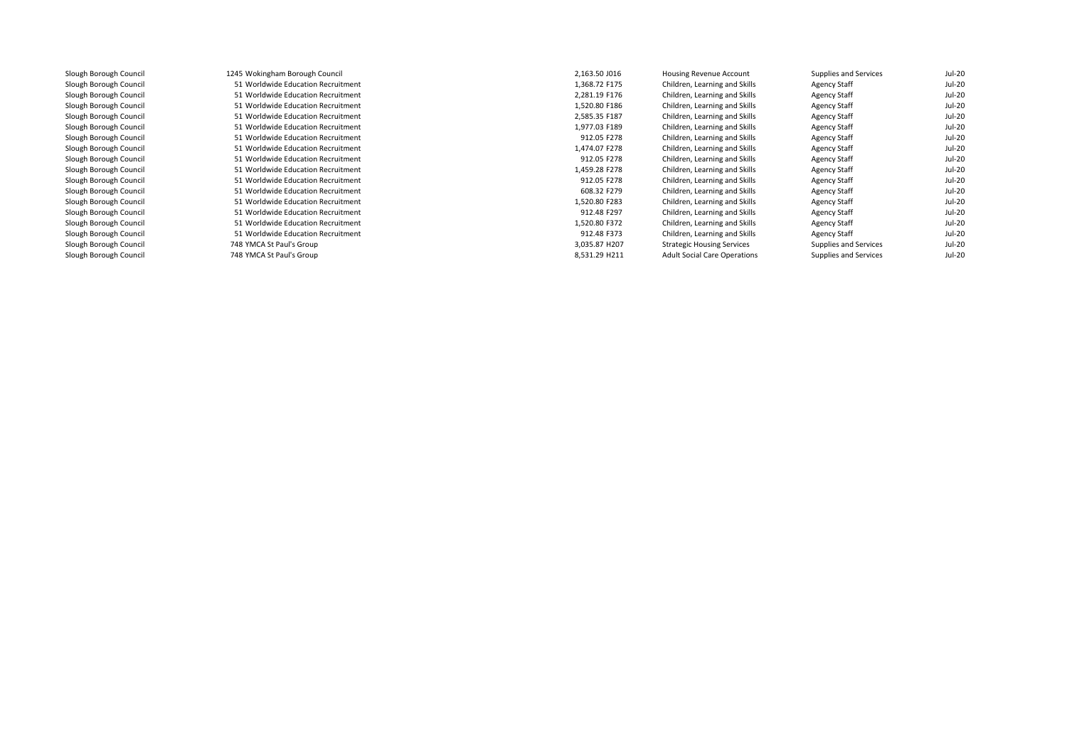| | | | | | | | | |
|---|---|---|---|---|---|---|---|---|
| Slough Borough Council | 1245 | Wokingham Borough Council | 2,163.50 | J016 | Housing Revenue Account | Supplies and Services | Jul-20 |
| Slough Borough Council | 51 | Worldwide Education Recruitment | 1,368.72 | F175 | Children, Learning and Skills | Agency Staff | Jul-20 |
| Slough Borough Council | 51 | Worldwide Education Recruitment | 2,281.19 | F176 | Children, Learning and Skills | Agency Staff | Jul-20 |
| Slough Borough Council | 51 | Worldwide Education Recruitment | 1,520.80 | F186 | Children, Learning and Skills | Agency Staff | Jul-20 |
| Slough Borough Council | 51 | Worldwide Education Recruitment | 2,585.35 | F187 | Children, Learning and Skills | Agency Staff | Jul-20 |
| Slough Borough Council | 51 | Worldwide Education Recruitment | 1,977.03 | F189 | Children, Learning and Skills | Agency Staff | Jul-20 |
| Slough Borough Council | 51 | Worldwide Education Recruitment | 912.05 | F278 | Children, Learning and Skills | Agency Staff | Jul-20 |
| Slough Borough Council | 51 | Worldwide Education Recruitment | 1,474.07 | F278 | Children, Learning and Skills | Agency Staff | Jul-20 |
| Slough Borough Council | 51 | Worldwide Education Recruitment | 912.05 | F278 | Children, Learning and Skills | Agency Staff | Jul-20 |
| Slough Borough Council | 51 | Worldwide Education Recruitment | 1,459.28 | F278 | Children, Learning and Skills | Agency Staff | Jul-20 |
| Slough Borough Council | 51 | Worldwide Education Recruitment | 912.05 | F278 | Children, Learning and Skills | Agency Staff | Jul-20 |
| Slough Borough Council | 51 | Worldwide Education Recruitment | 608.32 | F279 | Children, Learning and Skills | Agency Staff | Jul-20 |
| Slough Borough Council | 51 | Worldwide Education Recruitment | 1,520.80 | F283 | Children, Learning and Skills | Agency Staff | Jul-20 |
| Slough Borough Council | 51 | Worldwide Education Recruitment | 912.48 | F297 | Children, Learning and Skills | Agency Staff | Jul-20 |
| Slough Borough Council | 51 | Worldwide Education Recruitment | 1,520.80 | F372 | Children, Learning and Skills | Agency Staff | Jul-20 |
| Slough Borough Council | 51 | Worldwide Education Recruitment | 912.48 | F373 | Children, Learning and Skills | Agency Staff | Jul-20 |
| Slough Borough Council | 748 | YMCA St Paul's Group | 3,035.87 | H207 | Strategic Housing Services | Supplies and Services | Jul-20 |
| Slough Borough Council | 748 | YMCA St Paul's Group | 8,531.29 | H211 | Adult Social Care Operations | Supplies and Services | Jul-20 |